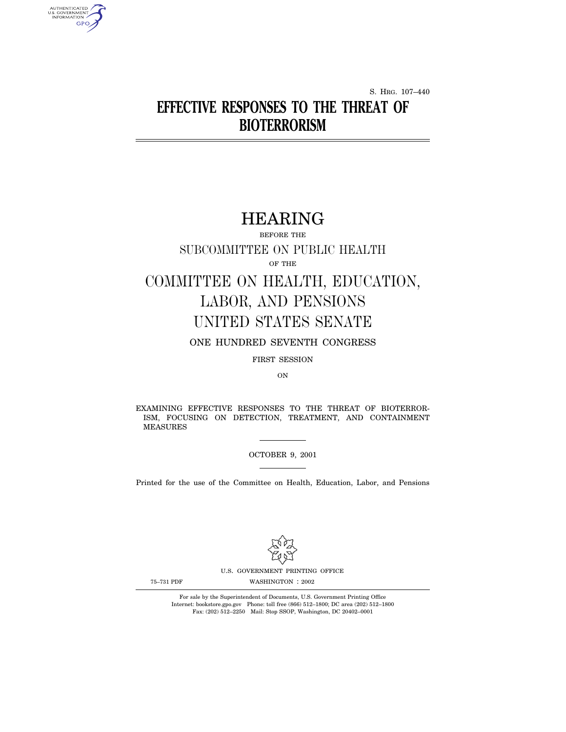S. Hrg. 107–440

# EFFECTIVE RESPONSES TO THE THREAT OF BIOTERRORISM

## HEARING

BEFORE THE

SUBCOMMITTEE ON PUBLIC HEALTH

OF THE

## COMMITTEE ON HEALTH, EDUCATION, LABOR, AND PENSIONS UNITED STATES SENATE

ONE HUNDRED SEVENTH CONGRESS

FIRST SESSION

ON

EXAMINING EFFECTIVE RESPONSES TO THE THREAT OF BIOTERRORISM, FOCUSING ON DETECTION, TREATMENT, AND CONTAINMENT MEASURES

OCTOBER 9, 2001

Printed for the use of the Committee on Health, Education, Labor, and Pensions

U.S. GOVERNMENT PRINTING OFFICE

75–731 PDF WASHINGTON : 2002

For sale by the Superintendent of Documents, U.S. Government Printing Office
Internet: bookstore.gpo.gov Phone: toll free (866) 512–1800; DC area (202) 512–1800
Fax: (202) 512–2250 Mail: Stop SSOP, Washington, DC 20402–0001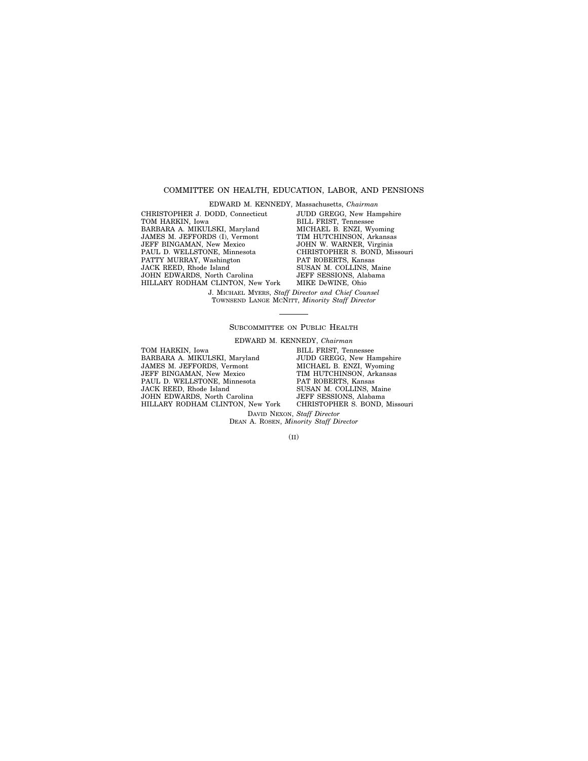## COMMITTEE ON HEALTH, EDUCATION, LABOR, AND PENSIONS

EDWARD M. KENNEDY, Massachusetts, *Chairman*

| | |
|---|---|
| CHRISTOPHER J. DODD, Connecticut | JUDD GREGG, New Hampshire |
| TOM HARKIN, Iowa | BILL FRIST, Tennessee |
| BARBARA A. MIKULSKI, Maryland | MICHAEL B. ENZI, Wyoming |
| JAMES M. JEFFORDS (I), Vermont | TIM HUTCHINSON, Arkansas |
| JEFF BINGAMAN, New Mexico | JOHN W. WARNER, Virginia |
| PAUL D. WELLSTONE, Minnesota | CHRISTOPHER S. BOND, Missouri |
| PATTY MURRAY, Washington | PAT ROBERTS, Kansas |
| JACK REED, Rhode Island | SUSAN M. COLLINS, Maine |
| JOHN EDWARDS, North Carolina | JEFF SESSIONS, Alabama |
| HILLARY RODHAM CLINTON, New York | MIKE DeWINE, Ohio |

J. MICHAEL MYERS, *Staff Director and Chief Counsel*
TOWNSEND LANGE MCNITT, *Minority Staff Director*

---

## SUBCOMMITTEE ON PUBLIC HEALTH

EDWARD M. KENNEDY, *Chairman*

| | |
|---|---|
| TOM HARKIN, Iowa | BILL FRIST, Tennessee |
| BARBARA A. MIKULSKI, Maryland | JUDD GREGG, New Hampshire |
| JAMES M. JEFFORDS, Vermont | MICHAEL B. ENZI, Wyoming |
| JEFF BINGAMAN, New Mexico | TIM HUTCHINSON, Arkansas |
| PAUL D. WELLSTONE, Minnesota | PAT ROBERTS, Kansas |
| JACK REED, Rhode Island | SUSAN M. COLLINS, Maine |
| JOHN EDWARDS, North Carolina | JEFF SESSIONS, Alabama |
| HILLARY RODHAM CLINTON, New York | CHRISTOPHER S. BOND, Missouri |

DAVID NEXON, *Staff Director*
DEAN A. ROSEN, *Minority Staff Director*

(II)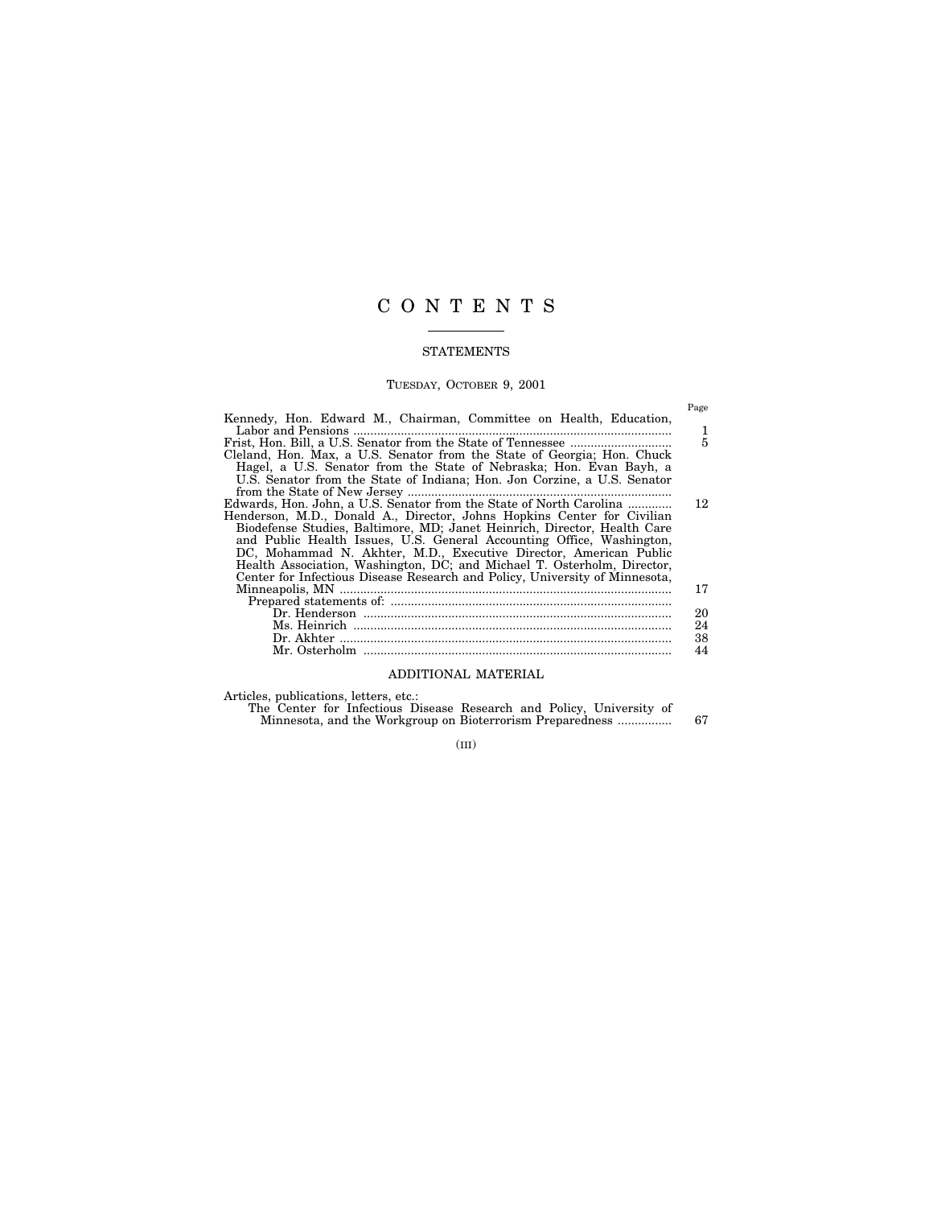# CONTENTS

## STATEMENTS

TUESDAY, OCTOBER 9, 2001

| | Page |
|---|---|
| Kennedy, Hon. Edward M., Chairman, Committee on Health, Education, Labor and Pensions | 1 |
| Frist, Hon. Bill, a U.S. Senator from the State of Tennessee | 5 |
| Cleland, Hon. Max, a U.S. Senator from the State of Georgia; Hon. Chuck Hagel, a U.S. Senator from the State of Nebraska; Hon. Evan Bayh, a U.S. Senator from the State of Indiana; Hon. Jon Corzine, a U.S. Senator from the State of New Jersey | |
| Edwards, Hon. John, a U.S. Senator from the State of North Carolina | 12 |
| Henderson, M.D., Donald A., Director, Johns Hopkins Center for Civilian Biodefense Studies, Baltimore, MD; Janet Heinrich, Director, Health Care and Public Health Issues, U.S. General Accounting Office, Washington, DC, Mohammad N. Akhter, M.D., Executive Director, American Public Health Association, Washington, DC; and Michael T. Osterholm, Director, Center for Infectious Disease Research and Policy, University of Minnesota, Minneapolis, MN | 17 |
| Prepared statements of: | |
| Dr. Henderson | 20 |
| Ms. Heinrich | 24 |
| Dr. Akhter | 38 |
| Mr. Osterholm | 44 |

## ADDITIONAL MATERIAL

| | |
|---|---|
| Articles, publications, letters, etc.: | |
| The Center for Infectious Disease Research and Policy, University of Minnesota, and the Workgroup on Bioterrorism Preparedness | 67 |

(III)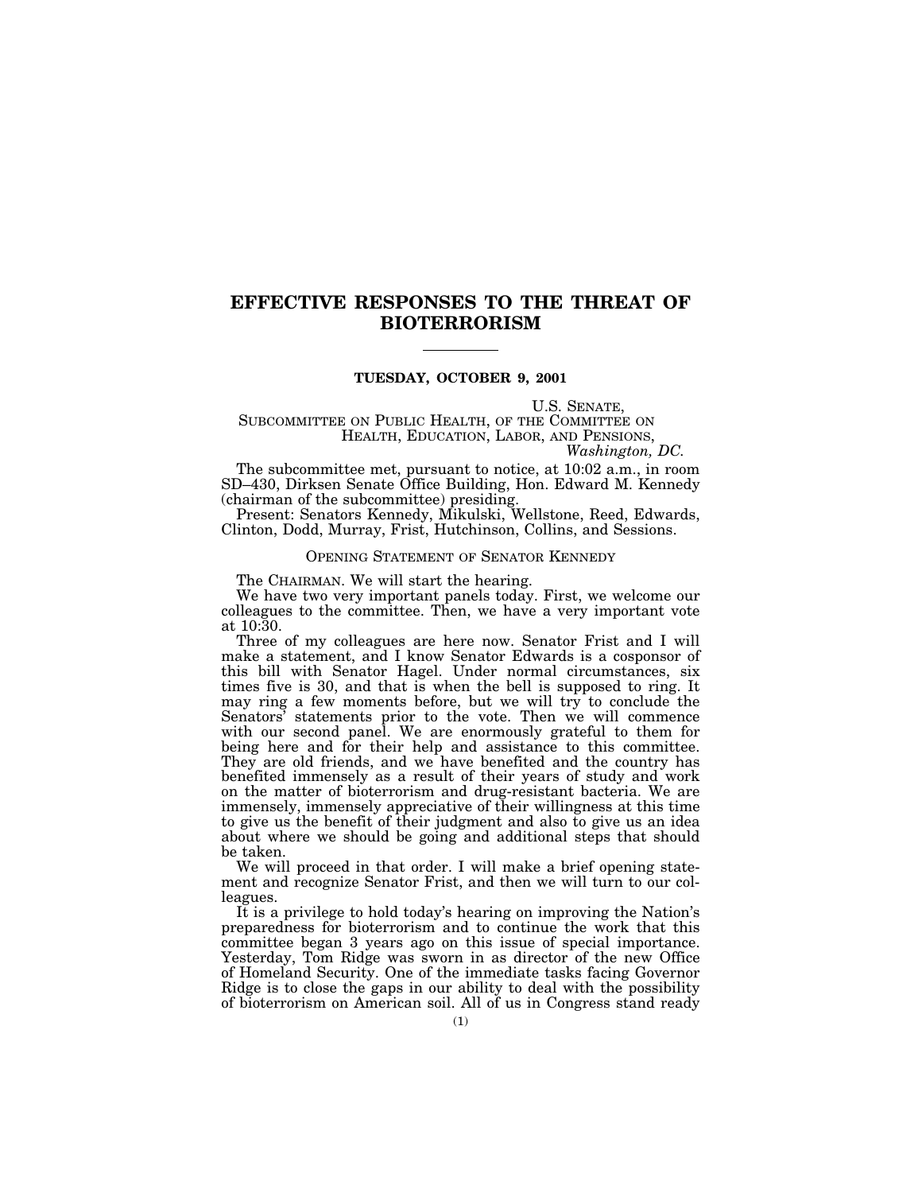# EFFECTIVE RESPONSES TO THE THREAT OF BIOTERRORISM

**TUESDAY, OCTOBER 9, 2001**

U.S. SENATE,
SUBCOMMITTEE ON PUBLIC HEALTH, OF THE COMMITTEE ON HEALTH, EDUCATION, LABOR, AND PENSIONS,
*Washington, DC.*

The subcommittee met, pursuant to notice, at 10:02 a.m., in room SD–430, Dirksen Senate Office Building, Hon. Edward M. Kennedy (chairman of the subcommittee) presiding.

Present: Senators Kennedy, Mikulski, Wellstone, Reed, Edwards, Clinton, Dodd, Murray, Frist, Hutchinson, Collins, and Sessions.

## OPENING STATEMENT OF SENATOR KENNEDY

The CHAIRMAN. We will start the hearing.

We have two very important panels today. First, we welcome our colleagues to the committee. Then, we have a very important vote at 10:30.

Three of my colleagues are here now. Senator Frist and I will make a statement, and I know Senator Edwards is a cosponsor of this bill with Senator Hagel. Under normal circumstances, six times five is 30, and that is when the bell is supposed to ring. It may ring a few moments before, but we will try to conclude the Senators' statements prior to the vote. Then we will commence with our second panel. We are enormously grateful to them for being here and for their help and assistance to this committee. They are old friends, and we have benefited and the country has benefited immensely as a result of their years of study and work on the matter of bioterrorism and drug-resistant bacteria. We are immensely, immensely appreciative of their willingness at this time to give us the benefit of their judgment and also to give us an idea about where we should be going and additional steps that should be taken.

We will proceed in that order. I will make a brief opening statement and recognize Senator Frist, and then we will turn to our colleagues.

It is a privilege to hold today's hearing on improving the Nation's preparedness for bioterrorism and to continue the work that this committee began 3 years ago on this issue of special importance. Yesterday, Tom Ridge was sworn in as director of the new Office of Homeland Security. One of the immediate tasks facing Governor Ridge is to close the gaps in our ability to deal with the possibility of bioterrorism on American soil. All of us in Congress stand ready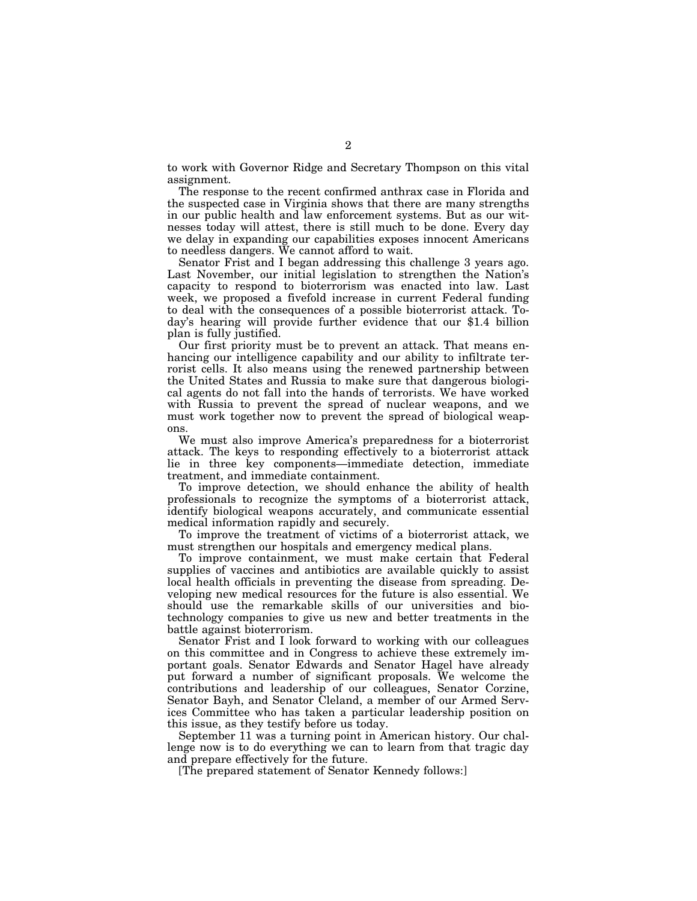to work with Governor Ridge and Secretary Thompson on this vital assignment.

The response to the recent confirmed anthrax case in Florida and the suspected case in Virginia shows that there are many strengths in our public health and law enforcement systems. But as our witnesses today will attest, there is still much to be done. Every day we delay in expanding our capabilities exposes innocent Americans to needless dangers. We cannot afford to wait.

Senator Frist and I began addressing this challenge 3 years ago. Last November, our initial legislation to strengthen the Nation's capacity to respond to bioterrorism was enacted into law. Last week, we proposed a fivefold increase in current Federal funding to deal with the consequences of a possible bioterrorist attack. Today's hearing will provide further evidence that our $1.4 billion plan is fully justified.

Our first priority must be to prevent an attack. That means enhancing our intelligence capability and our ability to infiltrate terrorist cells. It also means using the renewed partnership between the United States and Russia to make sure that dangerous biological agents do not fall into the hands of terrorists. We have worked with Russia to prevent the spread of nuclear weapons, and we must work together now to prevent the spread of biological weapons.

We must also improve America's preparedness for a bioterrorist attack. The keys to responding effectively to a bioterrorist attack lie in three key components—immediate detection, immediate treatment, and immediate containment.

To improve detection, we should enhance the ability of health professionals to recognize the symptoms of a bioterrorist attack, identify biological weapons accurately, and communicate essential medical information rapidly and securely.

To improve the treatment of victims of a bioterrorist attack, we must strengthen our hospitals and emergency medical plans.

To improve containment, we must make certain that Federal supplies of vaccines and antibiotics are available quickly to assist local health officials in preventing the disease from spreading. Developing new medical resources for the future is also essential. We should use the remarkable skills of our universities and biotechnology companies to give us new and better treatments in the battle against bioterrorism.

Senator Frist and I look forward to working with our colleagues on this committee and in Congress to achieve these extremely important goals. Senator Edwards and Senator Hagel have already put forward a number of significant proposals. We welcome the contributions and leadership of our colleagues, Senator Corzine, Senator Bayh, and Senator Cleland, a member of our Armed Services Committee who has taken a particular leadership position on this issue, as they testify before us today.

September 11 was a turning point in American history. Our challenge now is to do everything we can to learn from that tragic day and prepare effectively for the future.

[The prepared statement of Senator Kennedy follows:]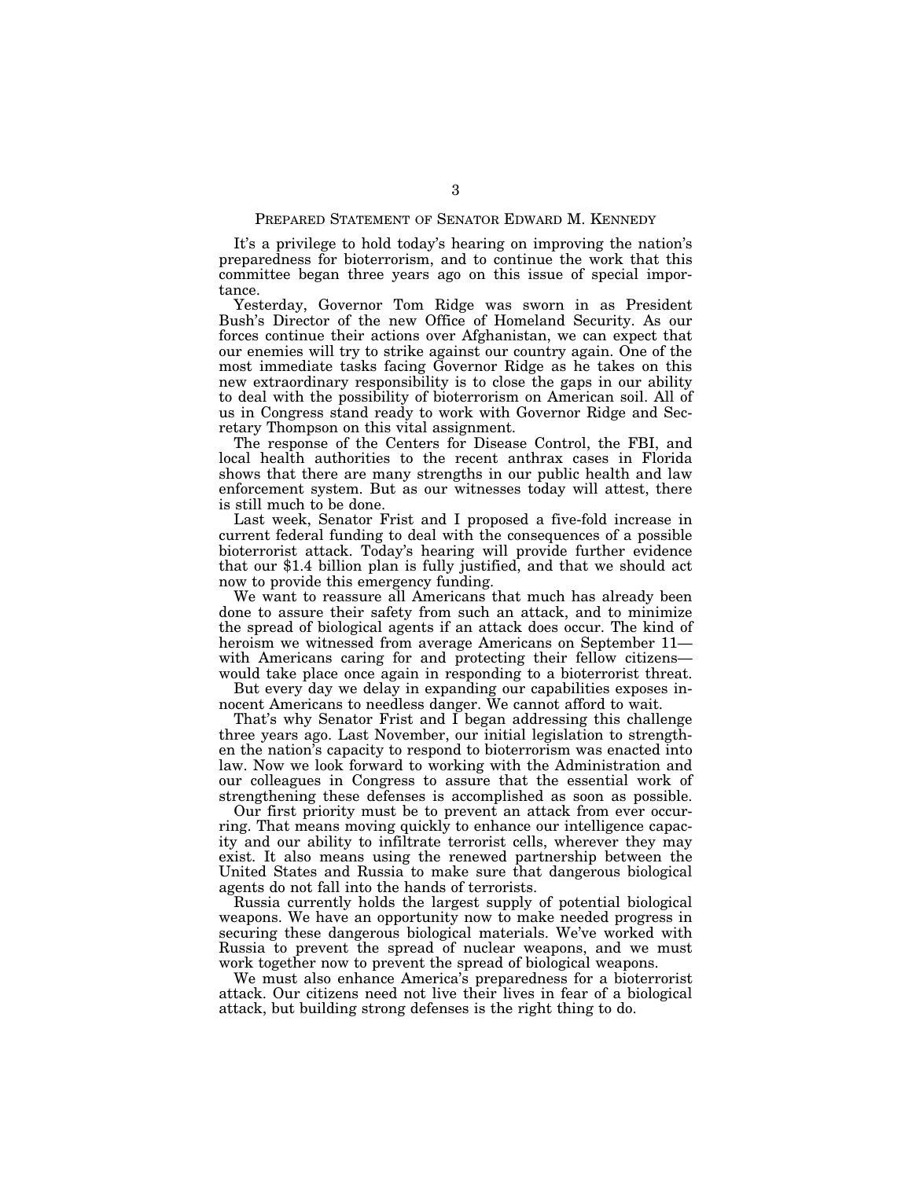## PREPARED STATEMENT OF SENATOR EDWARD M. KENNEDY

It's a privilege to hold today's hearing on improving the nation's preparedness for bioterrorism, and to continue the work that this committee began three years ago on this issue of special importance.

Yesterday, Governor Tom Ridge was sworn in as President Bush's Director of the new Office of Homeland Security. As our forces continue their actions over Afghanistan, we can expect that our enemies will try to strike against our country again. One of the most immediate tasks facing Governor Ridge as he takes on this new extraordinary responsibility is to close the gaps in our ability to deal with the possibility of bioterrorism on American soil. All of us in Congress stand ready to work with Governor Ridge and Secretary Thompson on this vital assignment.

The response of the Centers for Disease Control, the FBI, and local health authorities to the recent anthrax cases in Florida shows that there are many strengths in our public health and law enforcement system. But as our witnesses today will attest, there is still much to be done.

Last week, Senator Frist and I proposed a five-fold increase in current federal funding to deal with the consequences of a possible bioterrorist attack. Today's hearing will provide further evidence that our $1.4 billion plan is fully justified, and that we should act now to provide this emergency funding.

We want to reassure all Americans that much has already been done to assure their safety from such an attack, and to minimize the spread of biological agents if an attack does occur. The kind of heroism we witnessed from average Americans on September 11—with Americans caring for and protecting their fellow citizens—would take place once again in responding to a bioterrorist threat.

But every day we delay in expanding our capabilities exposes innocent Americans to needless danger. We cannot afford to wait.

That's why Senator Frist and I began addressing this challenge three years ago. Last November, our initial legislation to strengthen the nation's capacity to respond to bioterrorism was enacted into law. Now we look forward to working with the Administration and our colleagues in Congress to assure that the essential work of strengthening these defenses is accomplished as soon as possible.

Our first priority must be to prevent an attack from ever occurring. That means moving quickly to enhance our intelligence capacity and our ability to infiltrate terrorist cells, wherever they may exist. It also means using the renewed partnership between the United States and Russia to make sure that dangerous biological agents do not fall into the hands of terrorists.

Russia currently holds the largest supply of potential biological weapons. We have an opportunity now to make needed progress in securing these dangerous biological materials. We've worked with Russia to prevent the spread of nuclear weapons, and we must work together now to prevent the spread of biological weapons.

We must also enhance America's preparedness for a bioterrorist attack. Our citizens need not live their lives in fear of a biological attack, but building strong defenses is the right thing to do.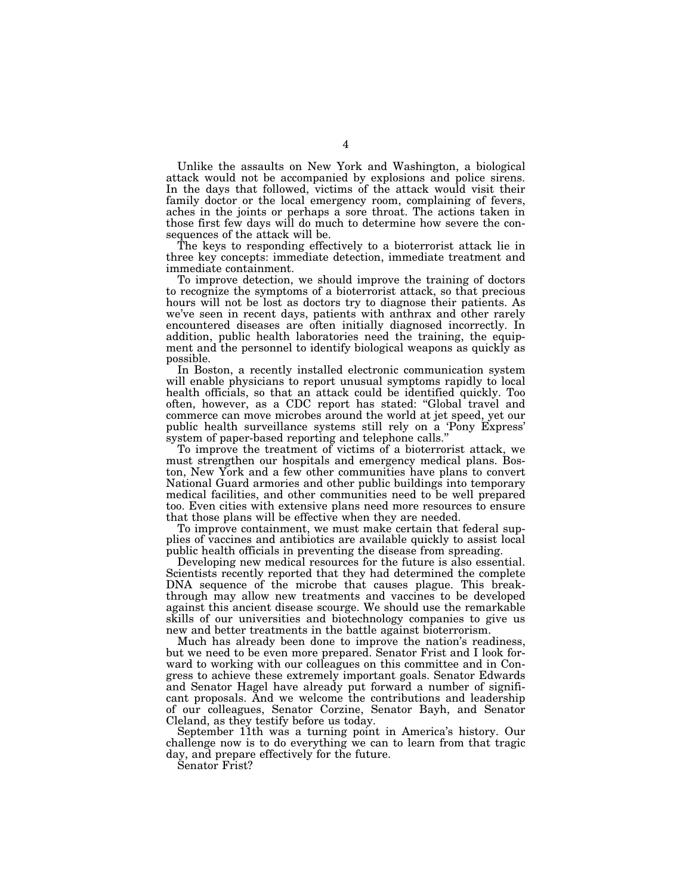Unlike the assaults on New York and Washington, a biological attack would not be accompanied by explosions and police sirens. In the days that followed, victims of the attack would visit their family doctor or the local emergency room, complaining of fevers, aches in the joints or perhaps a sore throat. The actions taken in those first few days will do much to determine how severe the consequences of the attack will be.

The keys to responding effectively to a bioterrorist attack lie in three key concepts: immediate detection, immediate treatment and immediate containment.

To improve detection, we should improve the training of doctors to recognize the symptoms of a bioterrorist attack, so that precious hours will not be lost as doctors try to diagnose their patients. As we've seen in recent days, patients with anthrax and other rarely encountered diseases are often initially diagnosed incorrectly. In addition, public health laboratories need the training, the equipment and the personnel to identify biological weapons as quickly as possible.

In Boston, a recently installed electronic communication system will enable physicians to report unusual symptoms rapidly to local health officials, so that an attack could be identified quickly. Too often, however, as a CDC report has stated: "Global travel and commerce can move microbes around the world at jet speed, yet our public health surveillance systems still rely on a 'Pony Express' system of paper-based reporting and telephone calls."

To improve the treatment of victims of a bioterrorist attack, we must strengthen our hospitals and emergency medical plans. Boston, New York and a few other communities have plans to convert National Guard armories and other public buildings into temporary medical facilities, and other communities need to be well prepared too. Even cities with extensive plans need more resources to ensure that those plans will be effective when they are needed.

To improve containment, we must make certain that federal supplies of vaccines and antibiotics are available quickly to assist local public health officials in preventing the disease from spreading.

Developing new medical resources for the future is also essential. Scientists recently reported that they had determined the complete DNA sequence of the microbe that causes plague. This breakthrough may allow new treatments and vaccines to be developed against this ancient disease scourge. We should use the remarkable skills of our universities and biotechnology companies to give us new and better treatments in the battle against bioterrorism.

Much has already been done to improve the nation's readiness, but we need to be even more prepared. Senator Frist and I look forward to working with our colleagues on this committee and in Congress to achieve these extremely important goals. Senator Edwards and Senator Hagel have already put forward a number of significant proposals. And we welcome the contributions and leadership of our colleagues, Senator Corzine, Senator Bayh, and Senator Cleland, as they testify before us today.

September 11th was a turning point in America's history. Our challenge now is to do everything we can to learn from that tragic day, and prepare effectively for the future.

Senator Frist?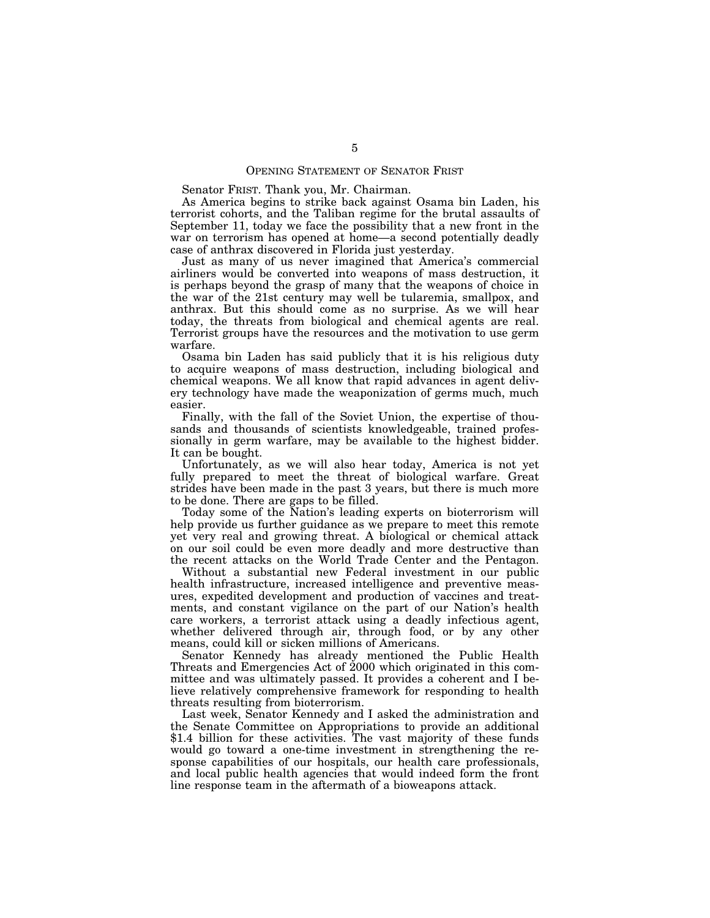## OPENING STATEMENT OF SENATOR FRIST

Senator FRIST. Thank you, Mr. Chairman.

As America begins to strike back against Osama bin Laden, his terrorist cohorts, and the Taliban regime for the brutal assaults of September 11, today we face the possibility that a new front in the war on terrorism has opened at home—a second potentially deadly case of anthrax discovered in Florida just yesterday.

Just as many of us never imagined that America's commercial airliners would be converted into weapons of mass destruction, it is perhaps beyond the grasp of many that the weapons of choice in the war of the 21st century may well be tularemia, smallpox, and anthrax. But this should come as no surprise. As we will hear today, the threats from biological and chemical agents are real. Terrorist groups have the resources and the motivation to use germ warfare.

Osama bin Laden has said publicly that it is his religious duty to acquire weapons of mass destruction, including biological and chemical weapons. We all know that rapid advances in agent delivery technology have made the weaponization of germs much, much easier.

Finally, with the fall of the Soviet Union, the expertise of thousands and thousands of scientists knowledgeable, trained professionally in germ warfare, may be available to the highest bidder. It can be bought.

Unfortunately, as we will also hear today, America is not yet fully prepared to meet the threat of biological warfare. Great strides have been made in the past 3 years, but there is much more to be done. There are gaps to be filled.

Today some of the Nation's leading experts on bioterrorism will help provide us further guidance as we prepare to meet this remote yet very real and growing threat. A biological or chemical attack on our soil could be even more deadly and more destructive than the recent attacks on the World Trade Center and the Pentagon.

Without a substantial new Federal investment in our public health infrastructure, increased intelligence and preventive measures, expedited development and production of vaccines and treatments, and constant vigilance on the part of our Nation's health care workers, a terrorist attack using a deadly infectious agent, whether delivered through air, through food, or by any other means, could kill or sicken millions of Americans.

Senator Kennedy has already mentioned the Public Health Threats and Emergencies Act of 2000 which originated in this committee and was ultimately passed. It provides a coherent and I believe relatively comprehensive framework for responding to health threats resulting from bioterrorism.

Last week, Senator Kennedy and I asked the administration and the Senate Committee on Appropriations to provide an additional $1.4 billion for these activities. The vast majority of these funds would go toward a one-time investment in strengthening the response capabilities of our hospitals, our health care professionals, and local public health agencies that would indeed form the front line response team in the aftermath of a bioweapons attack.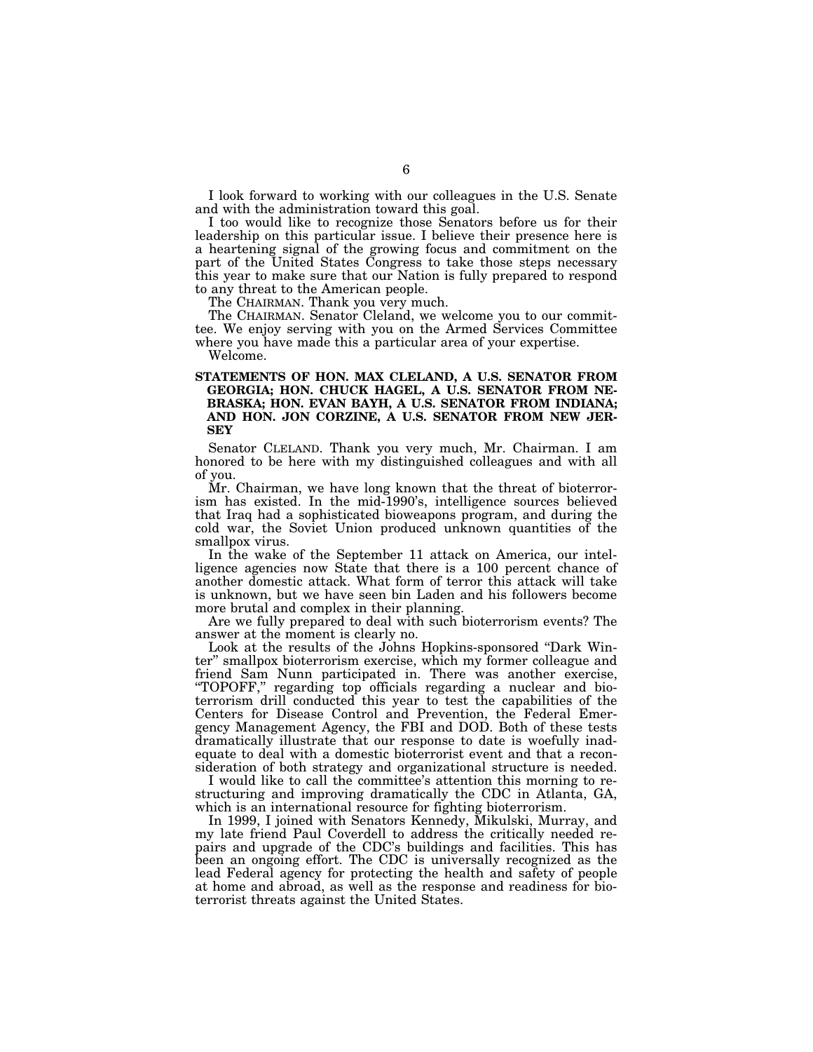I look forward to working with our colleagues in the U.S. Senate and with the administration toward this goal.

I too would like to recognize those Senators before us for their leadership on this particular issue. I believe their presence here is a heartening signal of the growing focus and commitment on the part of the United States Congress to take those steps necessary this year to make sure that our Nation is fully prepared to respond to any threat to the American people.

The CHAIRMAN. Thank you very much.

The CHAIRMAN. Senator Cleland, we welcome you to our committee. We enjoy serving with you on the Armed Services Committee where you have made this a particular area of your expertise.

Welcome.

## STATEMENTS OF HON. MAX CLELAND, A U.S. SENATOR FROM GEORGIA; HON. CHUCK HAGEL, A U.S. SENATOR FROM NEBRASKA; HON. EVAN BAYH, A U.S. SENATOR FROM INDIANA; AND HON. JON CORZINE, A U.S. SENATOR FROM NEW JERSEY

Senator CLELAND. Thank you very much, Mr. Chairman. I am honored to be here with my distinguished colleagues and with all of you.

Mr. Chairman, we have long known that the threat of bioterrorism has existed. In the mid-1990's, intelligence sources believed that Iraq had a sophisticated bioweapons program, and during the cold war, the Soviet Union produced unknown quantities of the smallpox virus.

In the wake of the September 11 attack on America, our intelligence agencies now State that there is a 100 percent chance of another domestic attack. What form of terror this attack will take is unknown, but we have seen bin Laden and his followers become more brutal and complex in their planning.

Are we fully prepared to deal with such bioterrorism events? The answer at the moment is clearly no.

Look at the results of the Johns Hopkins-sponsored "Dark Winter" smallpox bioterrorism exercise, which my former colleague and friend Sam Nunn participated in. There was another exercise, "TOPOFF," regarding top officials regarding a nuclear and bioterrorism drill conducted this year to test the capabilities of the Centers for Disease Control and Prevention, the Federal Emergency Management Agency, the FBI and DOD. Both of these tests dramatically illustrate that our response to date is woefully inadequate to deal with a domestic bioterrorist event and that a reconsideration of both strategy and organizational structure is needed.

I would like to call the committee's attention this morning to restructuring and improving dramatically the CDC in Atlanta, GA, which is an international resource for fighting bioterrorism.

In 1999, I joined with Senators Kennedy, Mikulski, Murray, and my late friend Paul Coverdell to address the critically needed repairs and upgrade of the CDC's buildings and facilities. This has been an ongoing effort. The CDC is universally recognized as the lead Federal agency for protecting the health and safety of people at home and abroad, as well as the response and readiness for bioterrorist threats against the United States.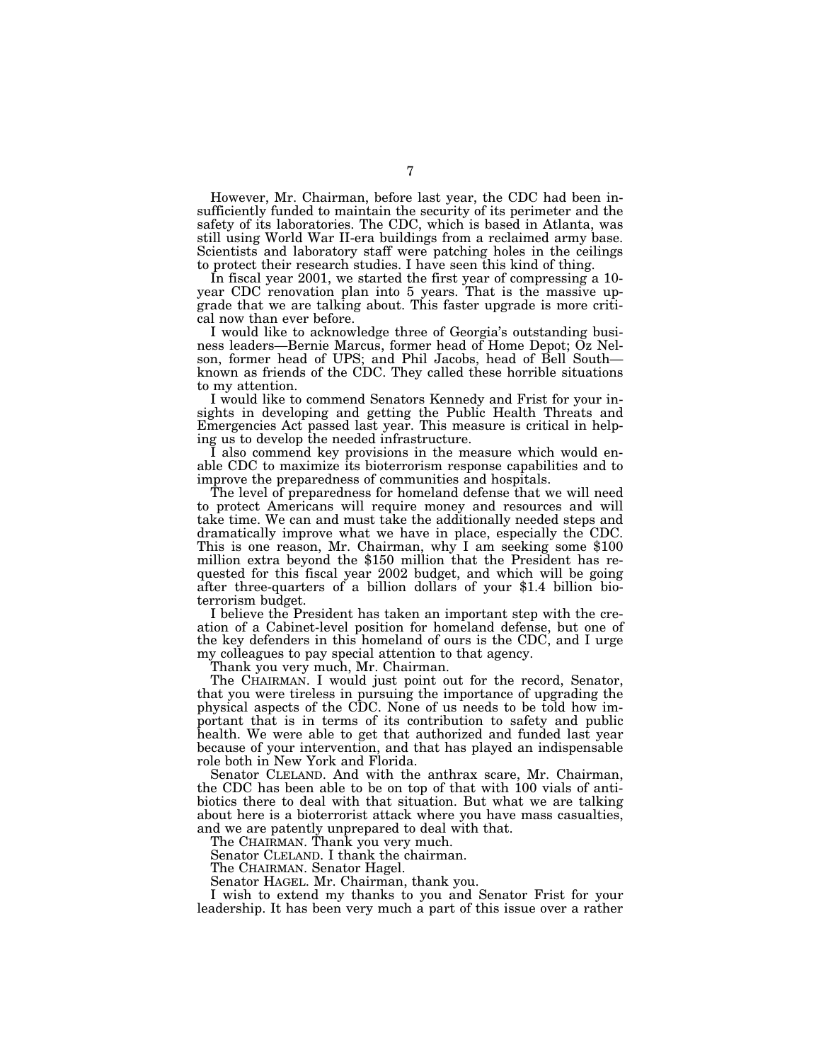However, Mr. Chairman, before last year, the CDC had been insufficiently funded to maintain the security of its perimeter and the safety of its laboratories. The CDC, which is based in Atlanta, was still using World War II-era buildings from a reclaimed army base. Scientists and laboratory staff were patching holes in the ceilings to protect their research studies. I have seen this kind of thing.

In fiscal year 2001, we started the first year of compressing a 10-year CDC renovation plan into 5 years. That is the massive upgrade that we are talking about. This faster upgrade is more critical now than ever before.

I would like to acknowledge three of Georgia's outstanding business leaders—Bernie Marcus, former head of Home Depot; Oz Nelson, former head of UPS; and Phil Jacobs, head of Bell South—known as friends of the CDC. They called these horrible situations to my attention.

I would like to commend Senators Kennedy and Frist for your insights in developing and getting the Public Health Threats and Emergencies Act passed last year. This measure is critical in helping us to develop the needed infrastructure.

I also commend key provisions in the measure which would enable CDC to maximize its bioterrorism response capabilities and to improve the preparedness of communities and hospitals.

The level of preparedness for homeland defense that we will need to protect Americans will require money and resources and will take time. We can and must take the additionally needed steps and dramatically improve what we have in place, especially the CDC. This is one reason, Mr. Chairman, why I am seeking some $100 million extra beyond the $150 million that the President has requested for this fiscal year 2002 budget, and which will be going after three-quarters of a billion dollars of your $1.4 billion bioterrorism budget.

I believe the President has taken an important step with the creation of a Cabinet-level position for homeland defense, but one of the key defenders in this homeland of ours is the CDC, and I urge my colleagues to pay special attention to that agency.

Thank you very much, Mr. Chairman.

The CHAIRMAN. I would just point out for the record, Senator, that you were tireless in pursuing the importance of upgrading the physical aspects of the CDC. None of us needs to be told how important that is in terms of its contribution to safety and public health. We were able to get that authorized and funded last year because of your intervention, and that has played an indispensable role both in New York and Florida.

Senator CLELAND. And with the anthrax scare, Mr. Chairman, the CDC has been able to be on top of that with 100 vials of antibiotics there to deal with that situation. But what we are talking about here is a bioterrorist attack where you have mass casualties, and we are patently unprepared to deal with that.

The CHAIRMAN. Thank you very much.

Senator CLELAND. I thank the chairman.

The CHAIRMAN. Senator Hagel.

Senator HAGEL. Mr. Chairman, thank you.

I wish to extend my thanks to you and Senator Frist for your leadership. It has been very much a part of this issue over a rather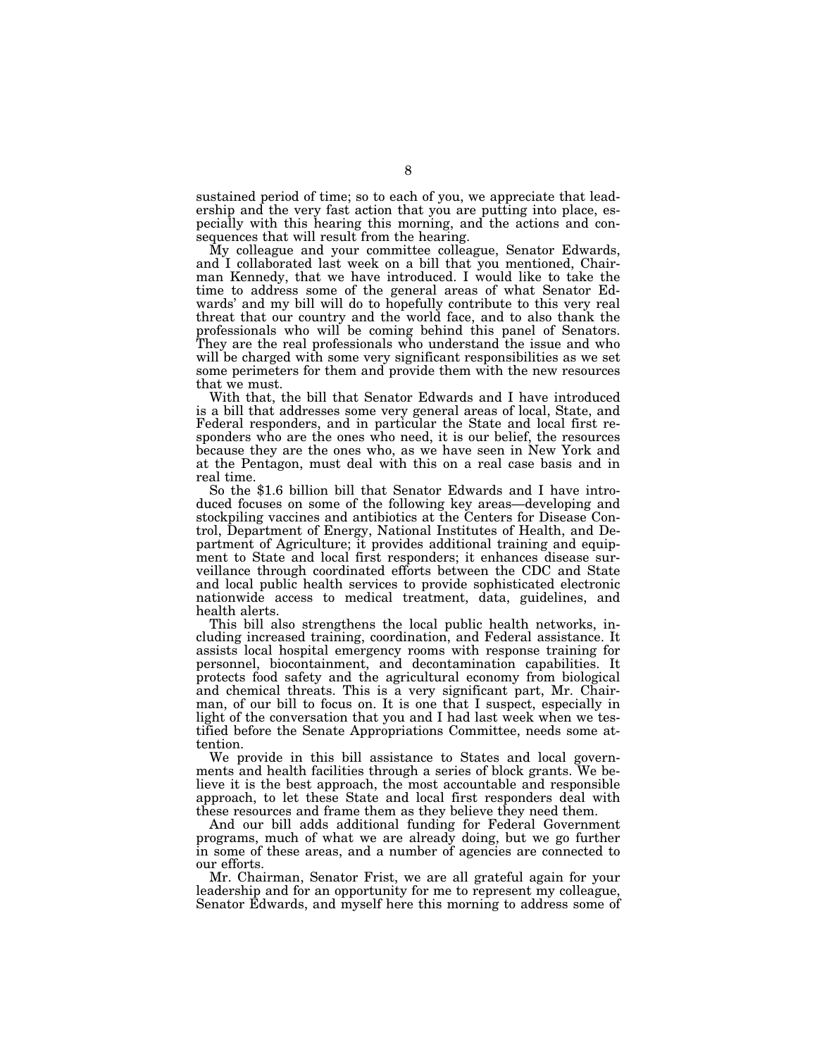sustained period of time; so to each of you, we appreciate that leadership and the very fast action that you are putting into place, especially with this hearing this morning, and the actions and consequences that will result from the hearing.

My colleague and your committee colleague, Senator Edwards, and I collaborated last week on a bill that you mentioned, Chairman Kennedy, that we have introduced. I would like to take the time to address some of the general areas of what Senator Edwards' and my bill will do to hopefully contribute to this very real threat that our country and the world face, and to also thank the professionals who will be coming behind this panel of Senators. They are the real professionals who understand the issue and who will be charged with some very significant responsibilities as we set some perimeters for them and provide them with the new resources that we must.

With that, the bill that Senator Edwards and I have introduced is a bill that addresses some very general areas of local, State, and Federal responders, and in particular the State and local first responders who are the ones who need, it is our belief, the resources because they are the ones who, as we have seen in New York and at the Pentagon, must deal with this on a real case basis and in real time.

So the $1.6 billion bill that Senator Edwards and I have introduced focuses on some of the following key areas—developing and stockpiling vaccines and antibiotics at the Centers for Disease Control, Department of Energy, National Institutes of Health, and Department of Agriculture; it provides additional training and equipment to State and local first responders; it enhances disease surveillance through coordinated efforts between the CDC and State and local public health services to provide sophisticated electronic nationwide access to medical treatment, data, guidelines, and health alerts.

This bill also strengthens the local public health networks, including increased training, coordination, and Federal assistance. It assists local hospital emergency rooms with response training for personnel, biocontainment, and decontamination capabilities. It protects food safety and the agricultural economy from biological and chemical threats. This is a very significant part, Mr. Chairman, of our bill to focus on. It is one that I suspect, especially in light of the conversation that you and I had last week when we testified before the Senate Appropriations Committee, needs some attention.

We provide in this bill assistance to States and local governments and health facilities through a series of block grants. We believe it is the best approach, the most accountable and responsible approach, to let these State and local first responders deal with these resources and frame them as they believe they need them.

And our bill adds additional funding for Federal Government programs, much of what we are already doing, but we go further in some of these areas, and a number of agencies are connected to our efforts.

Mr. Chairman, Senator Frist, we are all grateful again for your leadership and for an opportunity for me to represent my colleague, Senator Edwards, and myself here this morning to address some of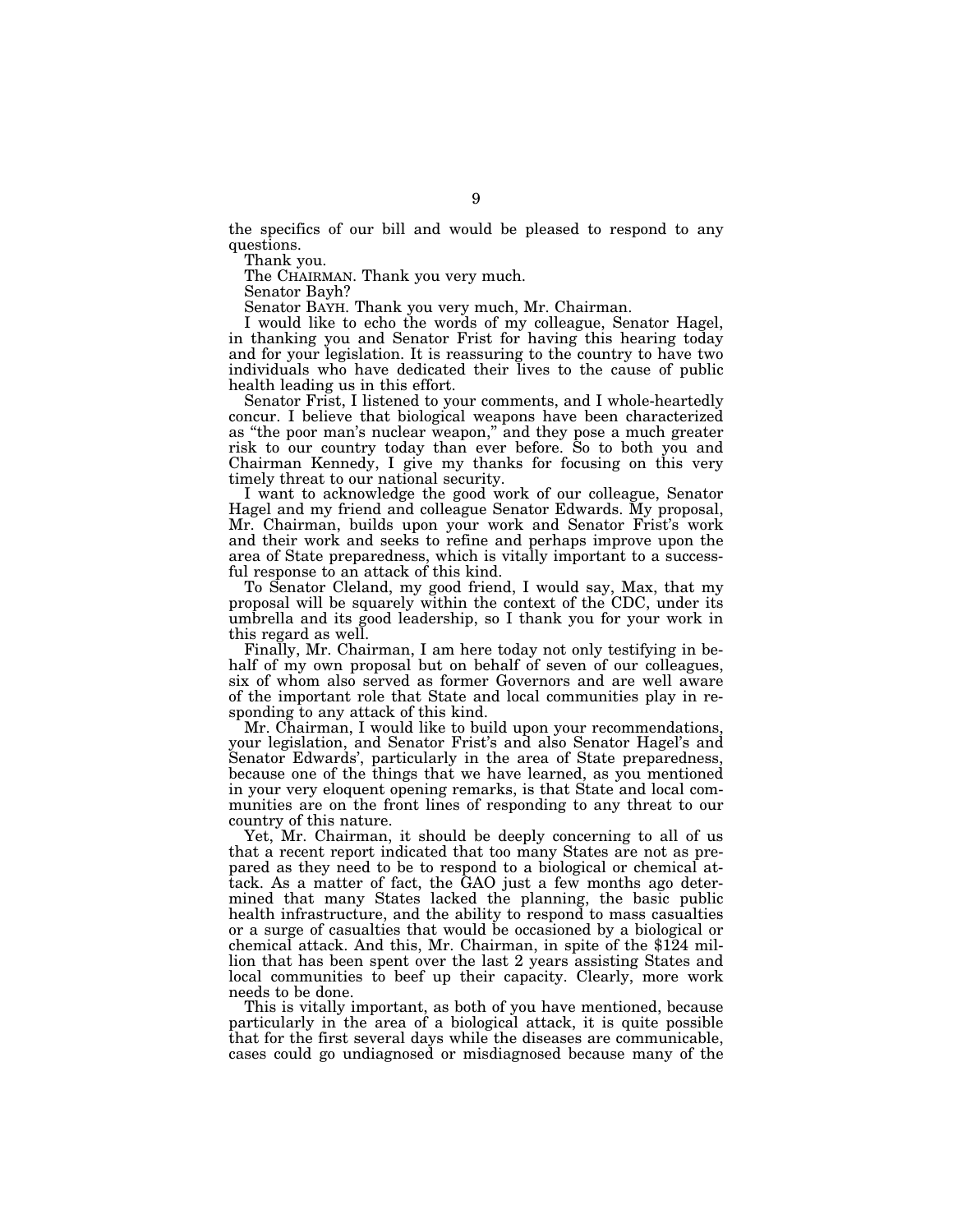the specifics of our bill and would be pleased to respond to any questions.

Thank you.

The CHAIRMAN. Thank you very much.

Senator Bayh?

Senator BAYH. Thank you very much, Mr. Chairman.

I would like to echo the words of my colleague, Senator Hagel, in thanking you and Senator Frist for having this hearing today and for your legislation. It is reassuring to the country to have two individuals who have dedicated their lives to the cause of public health leading us in this effort.

Senator Frist, I listened to your comments, and I whole-heartedly concur. I believe that biological weapons have been characterized as "the poor man's nuclear weapon," and they pose a much greater risk to our country today than ever before. So to both you and Chairman Kennedy, I give my thanks for focusing on this very timely threat to our national security.

I want to acknowledge the good work of our colleague, Senator Hagel and my friend and colleague Senator Edwards. My proposal, Mr. Chairman, builds upon your work and Senator Frist's work and their work and seeks to refine and perhaps improve upon the area of State preparedness, which is vitally important to a successful response to an attack of this kind.

To Senator Cleland, my good friend, I would say, Max, that my proposal will be squarely within the context of the CDC, under its umbrella and its good leadership, so I thank you for your work in this regard as well.

Finally, Mr. Chairman, I am here today not only testifying in behalf of my own proposal but on behalf of seven of our colleagues, six of whom also served as former Governors and are well aware of the important role that State and local communities play in responding to any attack of this kind.

Mr. Chairman, I would like to build upon your recommendations, your legislation, and Senator Frist's and also Senator Hagel's and Senator Edwards', particularly in the area of State preparedness, because one of the things that we have learned, as you mentioned in your very eloquent opening remarks, is that State and local communities are on the front lines of responding to any threat to our country of this nature.

Yet, Mr. Chairman, it should be deeply concerning to all of us that a recent report indicated that too many States are not as prepared as they need to be to respond to a biological or chemical attack. As a matter of fact, the GAO just a few months ago determined that many States lacked the planning, the basic public health infrastructure, and the ability to respond to mass casualties or a surge of casualties that would be occasioned by a biological or chemical attack. And this, Mr. Chairman, in spite of the $124 million that has been spent over the last 2 years assisting States and local communities to beef up their capacity. Clearly, more work needs to be done.

This is vitally important, as both of you have mentioned, because particularly in the area of a biological attack, it is quite possible that for the first several days while the diseases are communicable, cases could go undiagnosed or misdiagnosed because many of the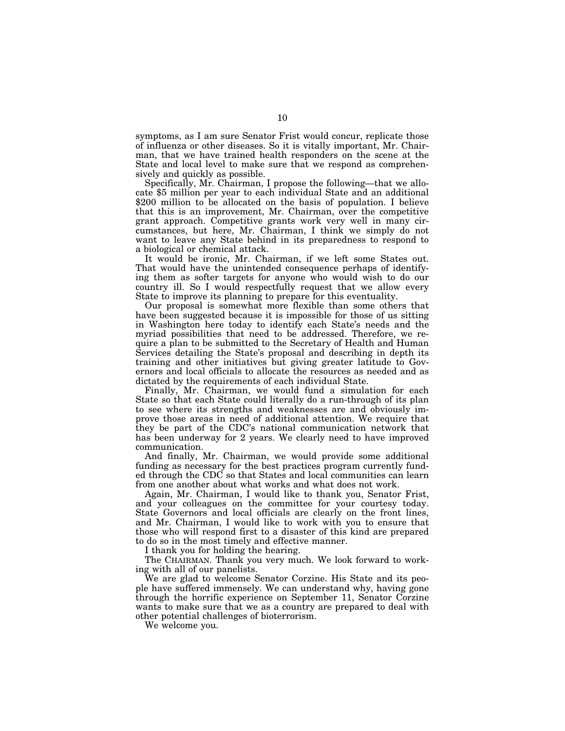symptoms, as I am sure Senator Frist would concur, replicate those of influenza or other diseases. So it is vitally important, Mr. Chairman, that we have trained health responders on the scene at the State and local level to make sure that we respond as comprehensively and quickly as possible.

Specifically, Mr. Chairman, I propose the following—that we allocate $5 million per year to each individual State and an additional $200 million to be allocated on the basis of population. I believe that this is an improvement, Mr. Chairman, over the competitive grant approach. Competitive grants work very well in many circumstances, but here, Mr. Chairman, I think we simply do not want to leave any State behind in its preparedness to respond to a biological or chemical attack.

It would be ironic, Mr. Chairman, if we left some States out. That would have the unintended consequence perhaps of identifying them as softer targets for anyone who would wish to do our country ill. So I would respectfully request that we allow every State to improve its planning to prepare for this eventuality.

Our proposal is somewhat more flexible than some others that have been suggested because it is impossible for those of us sitting in Washington here today to identify each State's needs and the myriad possibilities that need to be addressed. Therefore, we require a plan to be submitted to the Secretary of Health and Human Services detailing the State's proposal and describing in depth its training and other initiatives but giving greater latitude to Governors and local officials to allocate the resources as needed and as dictated by the requirements of each individual State.

Finally, Mr. Chairman, we would fund a simulation for each State so that each State could literally do a run-through of its plan to see where its strengths and weaknesses are and obviously improve those areas in need of additional attention. We require that they be part of the CDC's national communication network that has been underway for 2 years. We clearly need to have improved communication.

And finally, Mr. Chairman, we would provide some additional funding as necessary for the best practices program currently funded through the CDC so that States and local communities can learn from one another about what works and what does not work.

Again, Mr. Chairman, I would like to thank you, Senator Frist, and your colleagues on the committee for your courtesy today. State Governors and local officials are clearly on the front lines, and Mr. Chairman, I would like to work with you to ensure that those who will respond first to a disaster of this kind are prepared to do so in the most timely and effective manner.

I thank you for holding the hearing.

The CHAIRMAN. Thank you very much. We look forward to working with all of our panelists.

We are glad to welcome Senator Corzine. His State and its people have suffered immensely. We can understand why, having gone through the horrific experience on September 11, Senator Corzine wants to make sure that we as a country are prepared to deal with other potential challenges of bioterrorism.

We welcome you.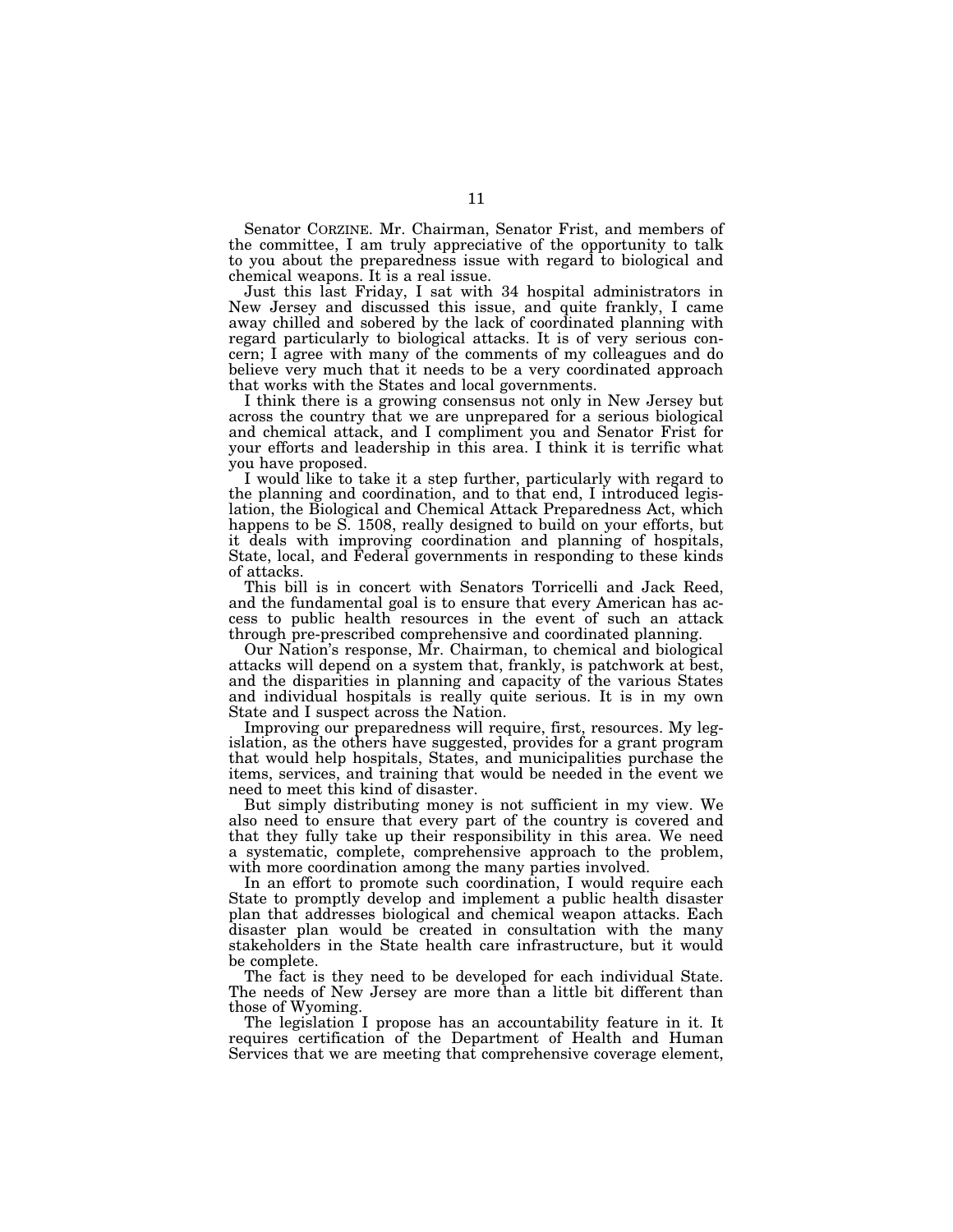Senator CORZINE. Mr. Chairman, Senator Frist, and members of the committee, I am truly appreciative of the opportunity to talk to you about the preparedness issue with regard to biological and chemical weapons. It is a real issue.

Just this last Friday, I sat with 34 hospital administrators in New Jersey and discussed this issue, and quite frankly, I came away chilled and sobered by the lack of coordinated planning with regard particularly to biological attacks. It is of very serious concern; I agree with many of the comments of my colleagues and do believe very much that it needs to be a very coordinated approach that works with the States and local governments.

I think there is a growing consensus not only in New Jersey but across the country that we are unprepared for a serious biological and chemical attack, and I compliment you and Senator Frist for your efforts and leadership in this area. I think it is terrific what you have proposed.

I would like to take it a step further, particularly with regard to the planning and coordination, and to that end, I introduced legislation, the Biological and Chemical Attack Preparedness Act, which happens to be S. 1508, really designed to build on your efforts, but it deals with improving coordination and planning of hospitals, State, local, and Federal governments in responding to these kinds of attacks.

This bill is in concert with Senators Torricelli and Jack Reed, and the fundamental goal is to ensure that every American has access to public health resources in the event of such an attack through pre-prescribed comprehensive and coordinated planning.

Our Nation's response, Mr. Chairman, to chemical and biological attacks will depend on a system that, frankly, is patchwork at best, and the disparities in planning and capacity of the various States and individual hospitals is really quite serious. It is in my own State and I suspect across the Nation.

Improving our preparedness will require, first, resources. My legislation, as the others have suggested, provides for a grant program that would help hospitals, States, and municipalities purchase the items, services, and training that would be needed in the event we need to meet this kind of disaster.

But simply distributing money is not sufficient in my view. We also need to ensure that every part of the country is covered and that they fully take up their responsibility in this area. We need a systematic, complete, comprehensive approach to the problem, with more coordination among the many parties involved.

In an effort to promote such coordination, I would require each State to promptly develop and implement a public health disaster plan that addresses biological and chemical weapon attacks. Each disaster plan would be created in consultation with the many stakeholders in the State health care infrastructure, but it would be complete.

The fact is they need to be developed for each individual State. The needs of New Jersey are more than a little bit different than those of Wyoming.

The legislation I propose has an accountability feature in it. It requires certification of the Department of Health and Human Services that we are meeting that comprehensive coverage element,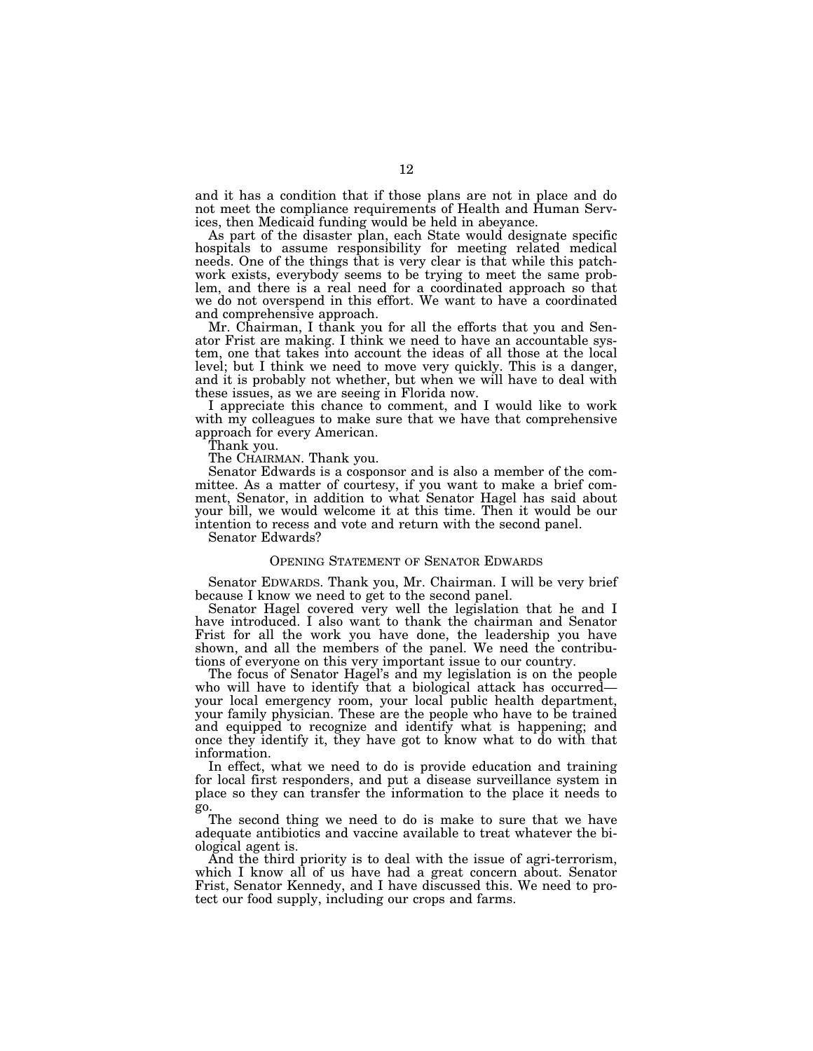and it has a condition that if those plans are not in place and do not meet the compliance requirements of Health and Human Services, then Medicaid funding would be held in abeyance.

As part of the disaster plan, each State would designate specific hospitals to assume responsibility for meeting related medical needs. One of the things that is very clear is that while this patchwork exists, everybody seems to be trying to meet the same problem, and there is a real need for a coordinated approach so that we do not overspend in this effort. We want to have a coordinated and comprehensive approach.

Mr. Chairman, I thank you for all the efforts that you and Senator Frist are making. I think we need to have an accountable system, one that takes into account the ideas of all those at the local level; but I think we need to move very quickly. This is a danger, and it is probably not whether, but when we will have to deal with these issues, as we are seeing in Florida now.

I appreciate this chance to comment, and I would like to work with my colleagues to make sure that we have that comprehensive approach for every American.

Thank you.

The CHAIRMAN. Thank you.

Senator Edwards is a cosponsor and is also a member of the committee. As a matter of courtesy, if you want to make a brief comment, Senator, in addition to what Senator Hagel has said about your bill, we would welcome it at this time. Then it would be our intention to recess and vote and return with the second panel.

Senator Edwards?

## OPENING STATEMENT OF SENATOR EDWARDS

Senator EDWARDS. Thank you, Mr. Chairman. I will be very brief because I know we need to get to the second panel.

Senator Hagel covered very well the legislation that he and I have introduced. I also want to thank the chairman and Senator Frist for all the work you have done, the leadership you have shown, and all the members of the panel. We need the contributions of everyone on this very important issue to our country.

The focus of Senator Hagel's and my legislation is on the people who will have to identify that a biological attack has occurred—your local emergency room, your local public health department, your family physician. These are the people who have to be trained and equipped to recognize and identify what is happening; and once they identify it, they have got to know what to do with that information.

In effect, what we need to do is provide education and training for local first responders, and put a disease surveillance system in place so they can transfer the information to the place it needs to go.

The second thing we need to do is make to sure that we have adequate antibiotics and vaccine available to treat whatever the biological agent is.

And the third priority is to deal with the issue of agri-terrorism, which I know all of us have had a great concern about. Senator Frist, Senator Kennedy, and I have discussed this. We need to protect our food supply, including our crops and farms.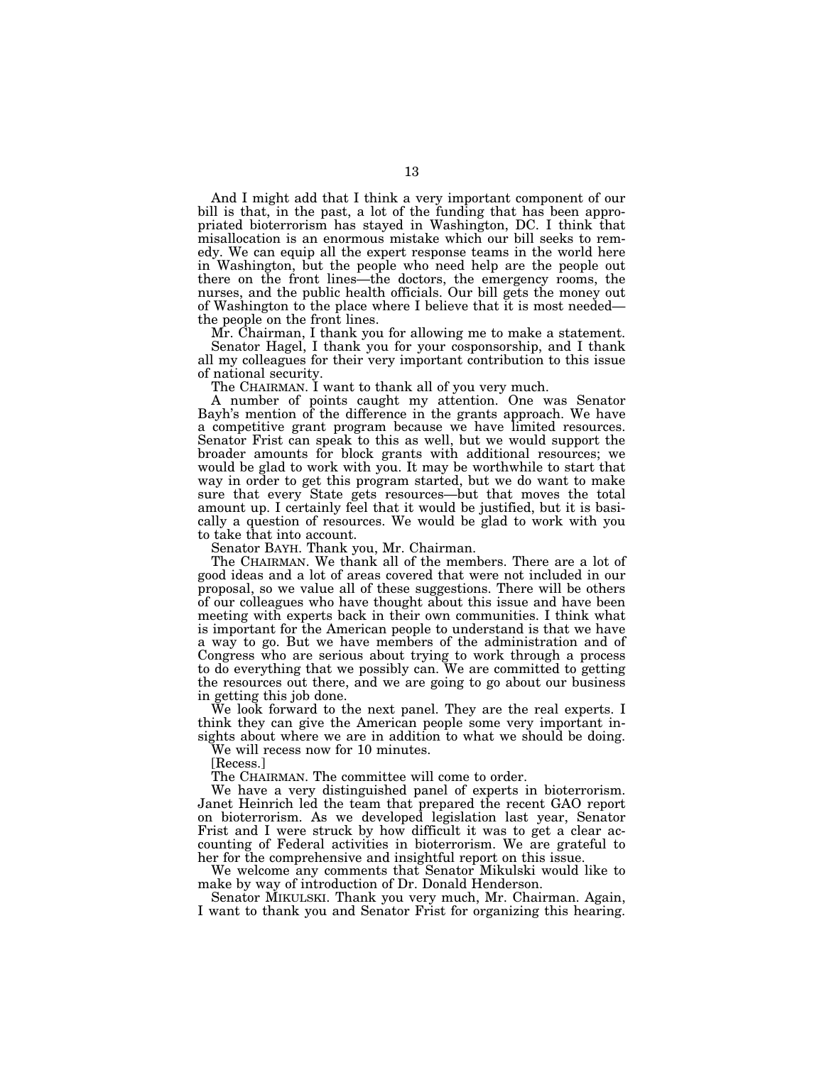And I might add that I think a very important component of our bill is that, in the past, a lot of the funding that has been appropriated bioterrorism has stayed in Washington, DC. I think that misallocation is an enormous mistake which our bill seeks to remedy. We can equip all the expert response teams in the world here in Washington, but the people who need help are the people out there on the front lines—the doctors, the emergency rooms, the nurses, and the public health officials. Our bill gets the money out of Washington to the place where I believe that it is most needed—the people on the front lines.

Mr. Chairman, I thank you for allowing me to make a statement.

Senator Hagel, I thank you for your cosponsorship, and I thank all my colleagues for their very important contribution to this issue of national security.

The CHAIRMAN. I want to thank all of you very much.

A number of points caught my attention. One was Senator Bayh's mention of the difference in the grants approach. We have a competitive grant program because we have limited resources. Senator Frist can speak to this as well, but we would support the broader amounts for block grants with additional resources; we would be glad to work with you. It may be worthwhile to start that way in order to get this program started, but we do want to make sure that every State gets resources—but that moves the total amount up. I certainly feel that it would be justified, but it is basically a question of resources. We would be glad to work with you to take that into account.

Senator BAYH. Thank you, Mr. Chairman.

The CHAIRMAN. We thank all of the members. There are a lot of good ideas and a lot of areas covered that were not included in our proposal, so we value all of these suggestions. There will be others of our colleagues who have thought about this issue and have been meeting with experts back in their own communities. I think what is important for the American people to understand is that we have a way to go. But we have members of the administration and of Congress who are serious about trying to work through a process to do everything that we possibly can. We are committed to getting the resources out there, and we are going to go about our business in getting this job done.

We look forward to the next panel. They are the real experts. I think they can give the American people some very important insights about where we are in addition to what we should be doing.

We will recess now for 10 minutes.

[Recess.]

The CHAIRMAN. The committee will come to order.

We have a very distinguished panel of experts in bioterrorism. Janet Heinrich led the team that prepared the recent GAO report on bioterrorism. As we developed legislation last year, Senator Frist and I were struck by how difficult it was to get a clear accounting of Federal activities in bioterrorism. We are grateful to her for the comprehensive and insightful report on this issue.

We welcome any comments that Senator Mikulski would like to make by way of introduction of Dr. Donald Henderson.

Senator MIKULSKI. Thank you very much, Mr. Chairman. Again, I want to thank you and Senator Frist for organizing this hearing.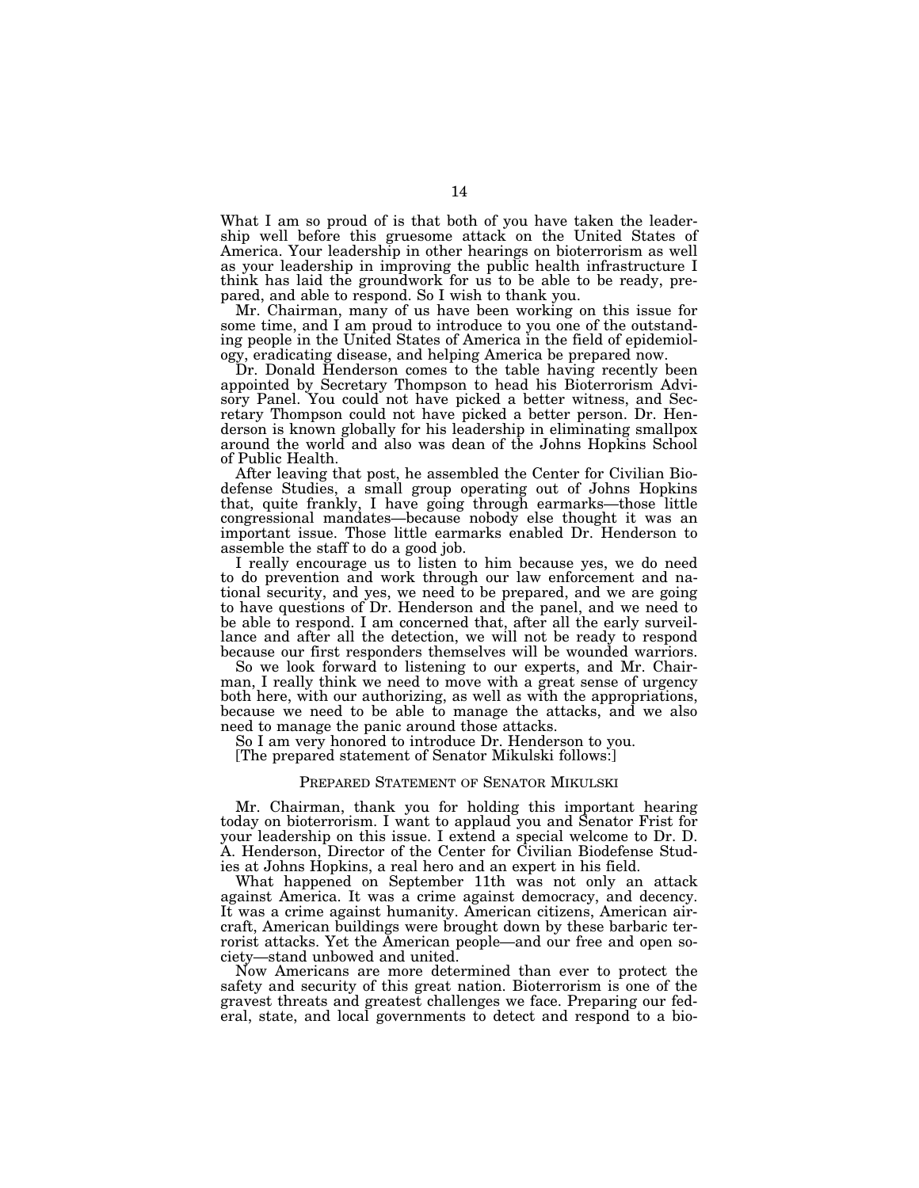What I am so proud of is that both of you have taken the leadership well before this gruesome attack on the United States of America. Your leadership in other hearings on bioterrorism as well as your leadership in improving the public health infrastructure I think has laid the groundwork for us to be able to be ready, prepared, and able to respond. So I wish to thank you.

Mr. Chairman, many of us have been working on this issue for some time, and I am proud to introduce to you one of the outstanding people in the United States of America in the field of epidemiology, eradicating disease, and helping America be prepared now.

Dr. Donald Henderson comes to the table having recently been appointed by Secretary Thompson to head his Bioterrorism Advisory Panel. You could not have picked a better witness, and Secretary Thompson could not have picked a better person. Dr. Henderson is known globally for his leadership in eliminating smallpox around the world and also was dean of the Johns Hopkins School of Public Health.

After leaving that post, he assembled the Center for Civilian Biodefense Studies, a small group operating out of Johns Hopkins that, quite frankly, I have going through earmarks—those little congressional mandates—because nobody else thought it was an important issue. Those little earmarks enabled Dr. Henderson to assemble the staff to do a good job.

I really encourage us to listen to him because yes, we do need to do prevention and work through our law enforcement and national security, and yes, we need to be prepared, and we are going to have questions of Dr. Henderson and the panel, and we need to be able to respond. I am concerned that, after all the early surveillance and after all the detection, we will not be ready to respond because our first responders themselves will be wounded warriors.

So we look forward to listening to our experts, and Mr. Chairman, I really think we need to move with a great sense of urgency both here, with our authorizing, as well as with the appropriations, because we need to be able to manage the attacks, and we also need to manage the panic around those attacks.

So I am very honored to introduce Dr. Henderson to you.

[The prepared statement of Senator Mikulski follows:]

## Prepared Statement of Senator Mikulski

Mr. Chairman, thank you for holding this important hearing today on bioterrorism. I want to applaud you and Senator Frist for your leadership on this issue. I extend a special welcome to Dr. D. A. Henderson, Director of the Center for Civilian Biodefense Studies at Johns Hopkins, a real hero and an expert in his field.

What happened on September 11th was not only an attack against America. It was a crime against democracy, and decency. It was a crime against humanity. American citizens, American aircraft, American buildings were brought down by these barbaric terrorist attacks. Yet the American people—and our free and open society—stand unbowed and united.

Now Americans are more determined than ever to protect the safety and security of this great nation. Bioterrorism is one of the gravest threats and greatest challenges we face. Preparing our federal, state, and local governments to detect and respond to a bio-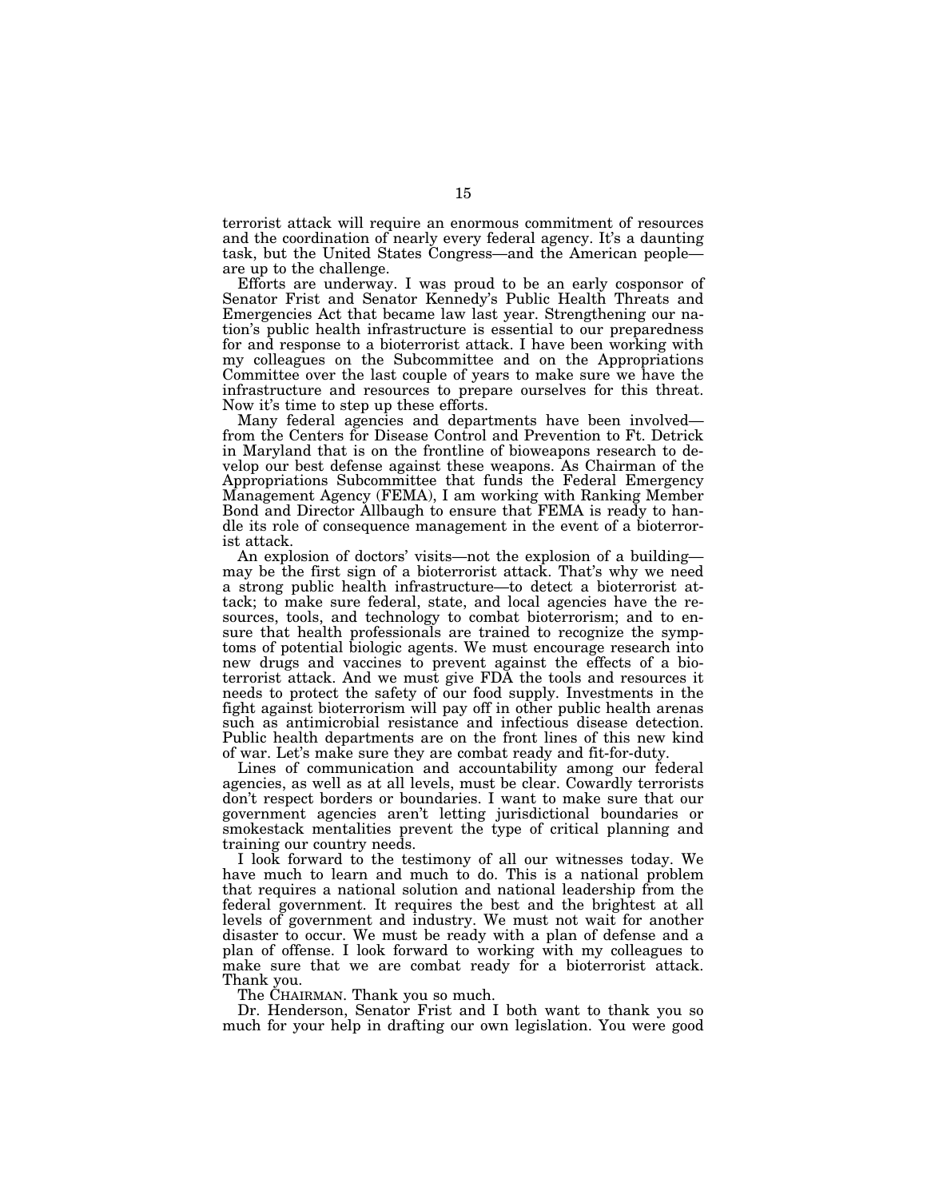terrorist attack will require an enormous commitment of resources and the coordination of nearly every federal agency. It's a daunting task, but the United States Congress—and the American people—are up to the challenge.

Efforts are underway. I was proud to be an early cosponsor of Senator Frist and Senator Kennedy's Public Health Threats and Emergencies Act that became law last year. Strengthening our nation's public health infrastructure is essential to our preparedness for and response to a bioterrorist attack. I have been working with my colleagues on the Subcommittee and on the Appropriations Committee over the last couple of years to make sure we have the infrastructure and resources to prepare ourselves for this threat. Now it's time to step up these efforts.

Many federal agencies and departments have been involved—from the Centers for Disease Control and Prevention to Ft. Detrick in Maryland that is on the frontline of bioweapons research to develop our best defense against these weapons. As Chairman of the Appropriations Subcommittee that funds the Federal Emergency Management Agency (FEMA), I am working with Ranking Member Bond and Director Allbaugh to ensure that FEMA is ready to handle its role of consequence management in the event of a bioterrorist attack.

An explosion of doctors' visits—not the explosion of a building—may be the first sign of a bioterrorist attack. That's why we need a strong public health infrastructure—to detect a bioterrorist attack; to make sure federal, state, and local agencies have the resources, tools, and technology to combat bioterrorism; and to ensure that health professionals are trained to recognize the symptoms of potential biologic agents. We must encourage research into new drugs and vaccines to prevent against the effects of a bioterrorist attack. And we must give FDA the tools and resources it needs to protect the safety of our food supply. Investments in the fight against bioterrorism will pay off in other public health arenas such as antimicrobial resistance and infectious disease detection. Public health departments are on the front lines of this new kind of war. Let's make sure they are combat ready and fit-for-duty.

Lines of communication and accountability among our federal agencies, as well as at all levels, must be clear. Cowardly terrorists don't respect borders or boundaries. I want to make sure that our government agencies aren't letting jurisdictional boundaries or smokestack mentalities prevent the type of critical planning and training our country needs.

I look forward to the testimony of all our witnesses today. We have much to learn and much to do. This is a national problem that requires a national solution and national leadership from the federal government. It requires the best and the brightest at all levels of government and industry. We must not wait for another disaster to occur. We must be ready with a plan of defense and a plan of offense. I look forward to working with my colleagues to make sure that we are combat ready for a bioterrorist attack. Thank you.

The CHAIRMAN. Thank you so much.

Dr. Henderson, Senator Frist and I both want to thank you so much for your help in drafting our own legislation. You were good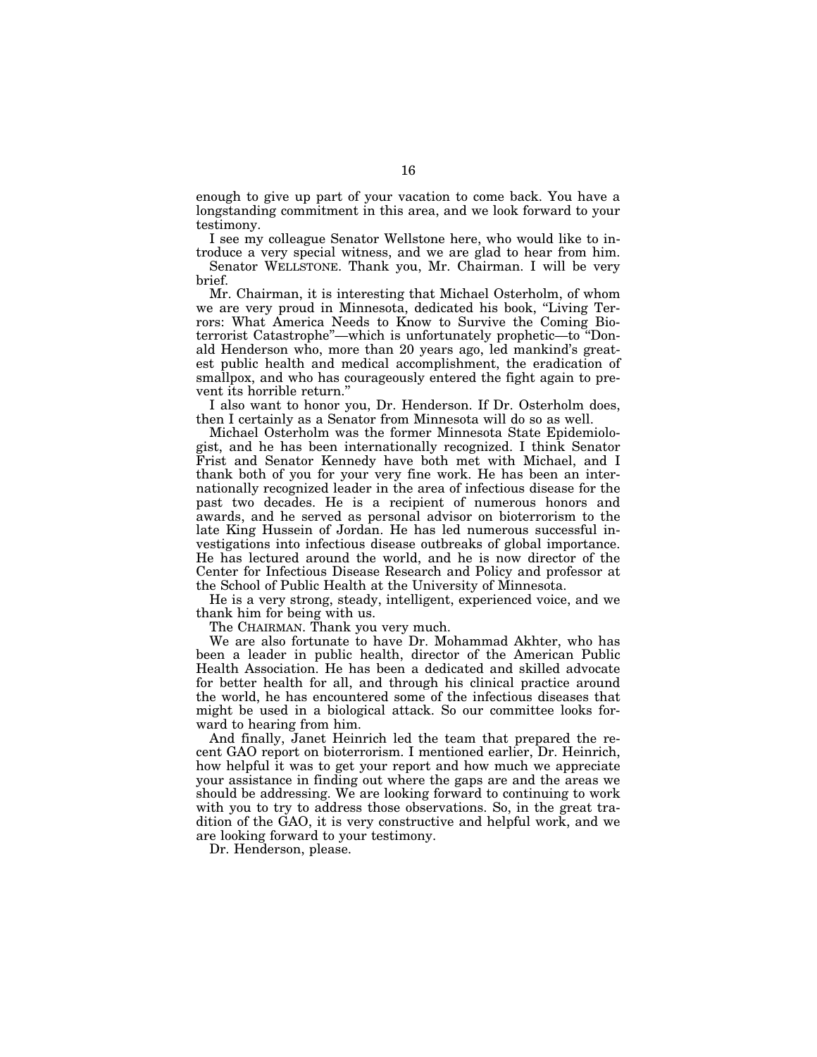enough to give up part of your vacation to come back. You have a longstanding commitment in this area, and we look forward to your testimony.

I see my colleague Senator Wellstone here, who would like to introduce a very special witness, and we are glad to hear from him.

Senator WELLSTONE. Thank you, Mr. Chairman. I will be very brief.

Mr. Chairman, it is interesting that Michael Osterholm, of whom we are very proud in Minnesota, dedicated his book, "Living Terrors: What America Needs to Know to Survive the Coming Bioterrorist Catastrophe"—which is unfortunately prophetic—to "Donald Henderson who, more than 20 years ago, led mankind's greatest public health and medical accomplishment, the eradication of smallpox, and who has courageously entered the fight again to prevent its horrible return."

I also want to honor you, Dr. Henderson. If Dr. Osterholm does, then I certainly as a Senator from Minnesota will do so as well.

Michael Osterholm was the former Minnesota State Epidemiologist, and he has been internationally recognized. I think Senator Frist and Senator Kennedy have both met with Michael, and I thank both of you for your very fine work. He has been an internationally recognized leader in the area of infectious disease for the past two decades. He is a recipient of numerous honors and awards, and he served as personal advisor on bioterrorism to the late King Hussein of Jordan. He has led numerous successful investigations into infectious disease outbreaks of global importance. He has lectured around the world, and he is now director of the Center for Infectious Disease Research and Policy and professor at the School of Public Health at the University of Minnesota.

He is a very strong, steady, intelligent, experienced voice, and we thank him for being with us.

The CHAIRMAN. Thank you very much.

We are also fortunate to have Dr. Mohammad Akhter, who has been a leader in public health, director of the American Public Health Association. He has been a dedicated and skilled advocate for better health for all, and through his clinical practice around the world, he has encountered some of the infectious diseases that might be used in a biological attack. So our committee looks forward to hearing from him.

And finally, Janet Heinrich led the team that prepared the recent GAO report on bioterrorism. I mentioned earlier, Dr. Heinrich, how helpful it was to get your report and how much we appreciate your assistance in finding out where the gaps are and the areas we should be addressing. We are looking forward to continuing to work with you to try to address those observations. So, in the great tradition of the GAO, it is very constructive and helpful work, and we are looking forward to your testimony.

Dr. Henderson, please.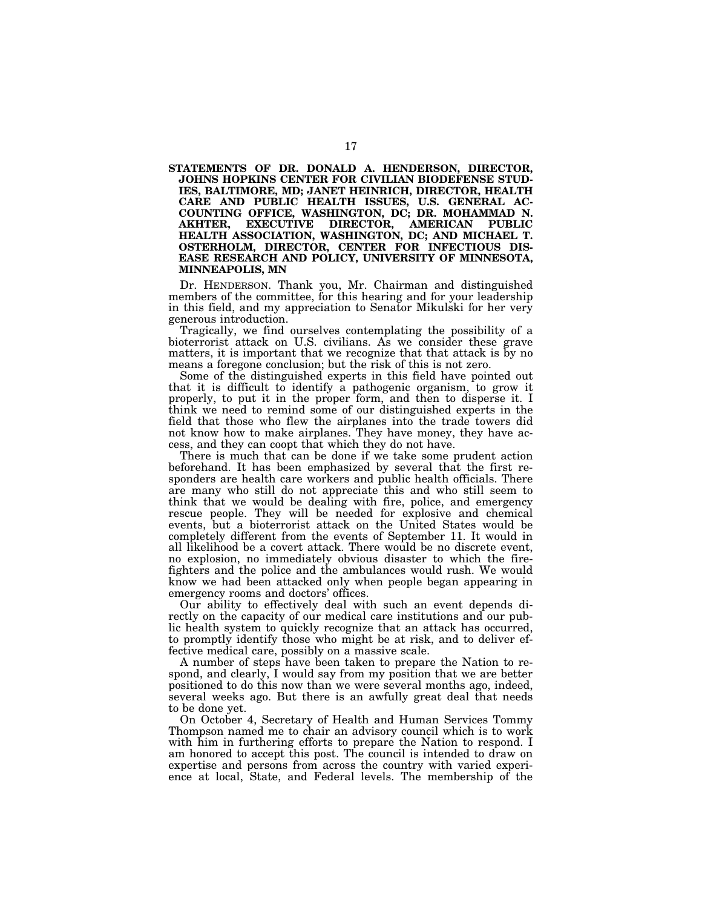**STATEMENTS OF DR. DONALD A. HENDERSON, DIRECTOR, JOHNS HOPKINS CENTER FOR CIVILIAN BIODEFENSE STUDIES, BALTIMORE, MD; JANET HEINRICH, DIRECTOR, HEALTH CARE AND PUBLIC HEALTH ISSUES, U.S. GENERAL ACCOUNTING OFFICE, WASHINGTON, DC; DR. MOHAMMAD N. AKHTER, EXECUTIVE DIRECTOR, AMERICAN PUBLIC HEALTH ASSOCIATION, WASHINGTON, DC; AND MICHAEL T. OSTERHOLM, DIRECTOR, CENTER FOR INFECTIOUS DISEASE RESEARCH AND POLICY, UNIVERSITY OF MINNESOTA, MINNEAPOLIS, MN**

Dr. HENDERSON. Thank you, Mr. Chairman and distinguished members of the committee, for this hearing and for your leadership in this field, and my appreciation to Senator Mikulski for her very generous introduction.

Tragically, we find ourselves contemplating the possibility of a bioterrorist attack on U.S. civilians. As we consider these grave matters, it is important that we recognize that that attack is by no means a foregone conclusion; but the risk of this is not zero.

Some of the distinguished experts in this field have pointed out that it is difficult to identify a pathogenic organism, to grow it properly, to put it in the proper form, and then to disperse it. I think we need to remind some of our distinguished experts in the field that those who flew the airplanes into the trade towers did not know how to make airplanes. They have money, they have access, and they can coopt that which they do not have.

There is much that can be done if we take some prudent action beforehand. It has been emphasized by several that the first responders are health care workers and public health officials. There are many who still do not appreciate this and who still seem to think that we would be dealing with fire, police, and emergency rescue people. They will be needed for explosive and chemical events, but a bioterrorist attack on the United States would be completely different from the events of September 11. It would in all likelihood be a covert attack. There would be no discrete event, no explosion, no immediately obvious disaster to which the firefighters and the police and the ambulances would rush. We would know we had been attacked only when people began appearing in emergency rooms and doctors' offices.

Our ability to effectively deal with such an event depends directly on the capacity of our medical care institutions and our public health system to quickly recognize that an attack has occurred, to promptly identify those who might be at risk, and to deliver effective medical care, possibly on a massive scale.

A number of steps have been taken to prepare the Nation to respond, and clearly, I would say from my position that we are better positioned to do this now than we were several months ago, indeed, several weeks ago. But there is an awfully great deal that needs to be done yet.

On October 4, Secretary of Health and Human Services Tommy Thompson named me to chair an advisory council which is to work with him in furthering efforts to prepare the Nation to respond. I am honored to accept this post. The council is intended to draw on expertise and persons from across the country with varied experience at local, State, and Federal levels. The membership of the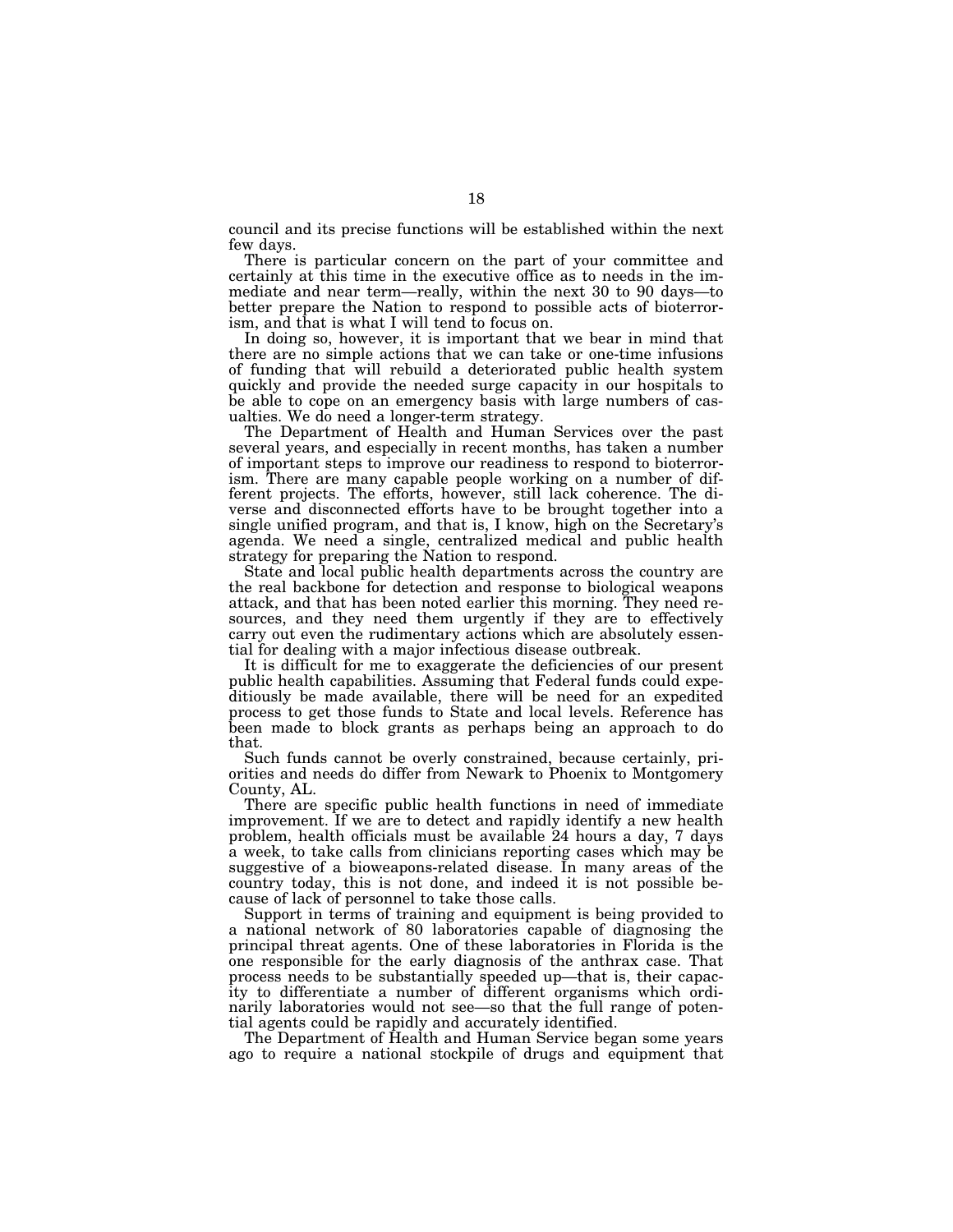council and its precise functions will be established within the next few days.

There is particular concern on the part of your committee and certainly at this time in the executive office as to needs in the immediate and near term—really, within the next 30 to 90 days—to better prepare the Nation to respond to possible acts of bioterrorism, and that is what I will tend to focus on.

In doing so, however, it is important that we bear in mind that there are no simple actions that we can take or one-time infusions of funding that will rebuild a deteriorated public health system quickly and provide the needed surge capacity in our hospitals to be able to cope on an emergency basis with large numbers of casualties. We do need a longer-term strategy.

The Department of Health and Human Services over the past several years, and especially in recent months, has taken a number of important steps to improve our readiness to respond to bioterrorism. There are many capable people working on a number of different projects. The efforts, however, still lack coherence. The diverse and disconnected efforts have to be brought together into a single unified program, and that is, I know, high on the Secretary's agenda. We need a single, centralized medical and public health strategy for preparing the Nation to respond.

State and local public health departments across the country are the real backbone for detection and response to biological weapons attack, and that has been noted earlier this morning. They need resources, and they need them urgently if they are to effectively carry out even the rudimentary actions which are absolutely essential for dealing with a major infectious disease outbreak.

It is difficult for me to exaggerate the deficiencies of our present public health capabilities. Assuming that Federal funds could expeditiously be made available, there will be need for an expedited process to get those funds to State and local levels. Reference has been made to block grants as perhaps being an approach to do that.

Such funds cannot be overly constrained, because certainly, priorities and needs do differ from Newark to Phoenix to Montgomery County, AL.

There are specific public health functions in need of immediate improvement. If we are to detect and rapidly identify a new health problem, health officials must be available 24 hours a day, 7 days a week, to take calls from clinicians reporting cases which may be suggestive of a bioweapons-related disease. In many areas of the country today, this is not done, and indeed it is not possible because of lack of personnel to take those calls.

Support in terms of training and equipment is being provided to a national network of 80 laboratories capable of diagnosing the principal threat agents. One of these laboratories in Florida is the one responsible for the early diagnosis of the anthrax case. That process needs to be substantially speeded up—that is, their capacity to differentiate a number of different organisms which ordinarily laboratories would not see—so that the full range of potential agents could be rapidly and accurately identified.

The Department of Health and Human Service began some years ago to require a national stockpile of drugs and equipment that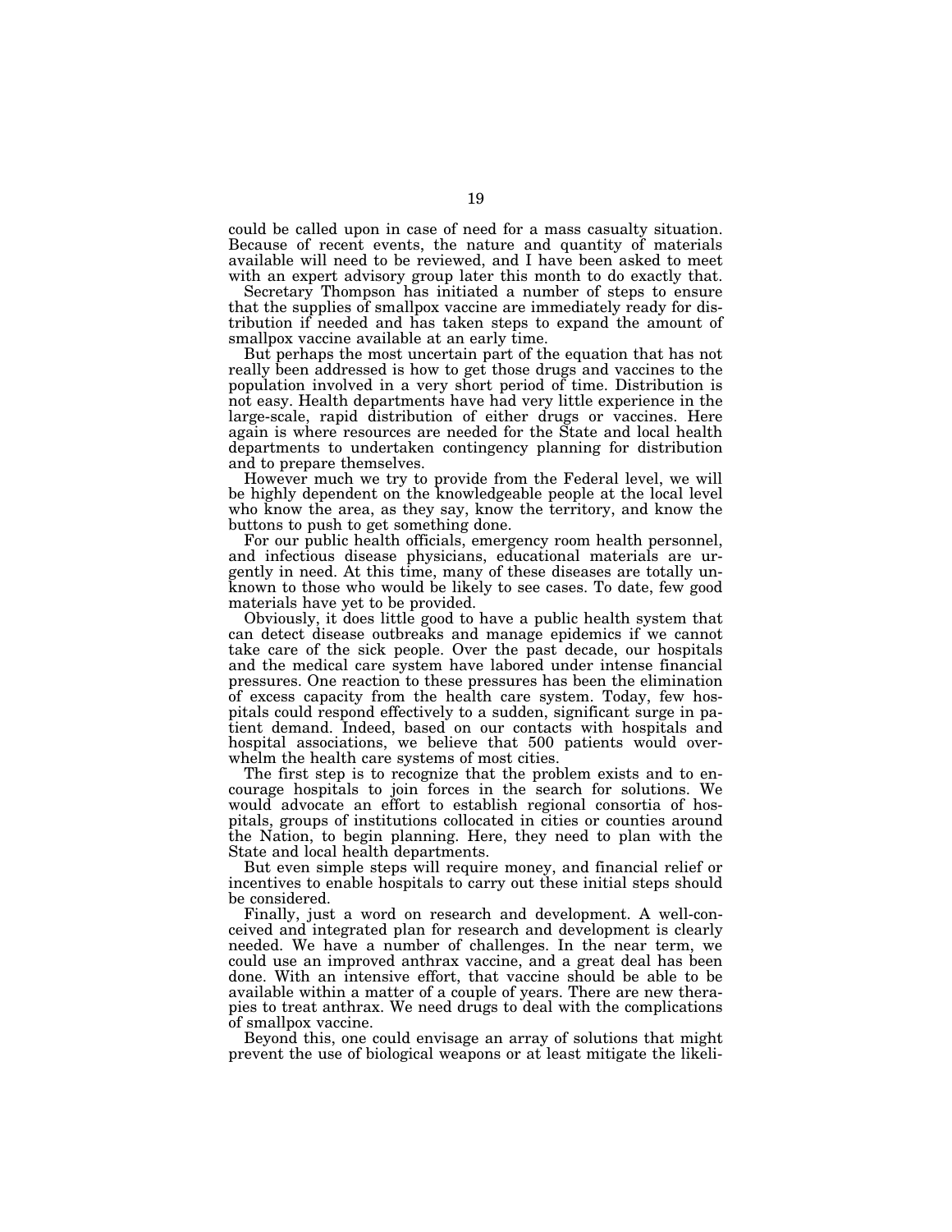could be called upon in case of need for a mass casualty situation. Because of recent events, the nature and quantity of materials available will need to be reviewed, and I have been asked to meet with an expert advisory group later this month to do exactly that.

Secretary Thompson has initiated a number of steps to ensure that the supplies of smallpox vaccine are immediately ready for distribution if needed and has taken steps to expand the amount of smallpox vaccine available at an early time.

But perhaps the most uncertain part of the equation that has not really been addressed is how to get those drugs and vaccines to the population involved in a very short period of time. Distribution is not easy. Health departments have had very little experience in the large-scale, rapid distribution of either drugs or vaccines. Here again is where resources are needed for the State and local health departments to undertaken contingency planning for distribution and to prepare themselves.

However much we try to provide from the Federal level, we will be highly dependent on the knowledgeable people at the local level who know the area, as they say, know the territory, and know the buttons to push to get something done.

For our public health officials, emergency room health personnel, and infectious disease physicians, educational materials are urgently in need. At this time, many of these diseases are totally unknown to those who would be likely to see cases. To date, few good materials have yet to be provided.

Obviously, it does little good to have a public health system that can detect disease outbreaks and manage epidemics if we cannot take care of the sick people. Over the past decade, our hospitals and the medical care system have labored under intense financial pressures. One reaction to these pressures has been the elimination of excess capacity from the health care system. Today, few hospitals could respond effectively to a sudden, significant surge in patient demand. Indeed, based on our contacts with hospitals and hospital associations, we believe that 500 patients would overwhelm the health care systems of most cities.

The first step is to recognize that the problem exists and to encourage hospitals to join forces in the search for solutions. We would advocate an effort to establish regional consortia of hospitals, groups of institutions collocated in cities or counties around the Nation, to begin planning. Here, they need to plan with the State and local health departments.

But even simple steps will require money, and financial relief or incentives to enable hospitals to carry out these initial steps should be considered.

Finally, just a word on research and development. A well-conceived and integrated plan for research and development is clearly needed. We have a number of challenges. In the near term, we could use an improved anthrax vaccine, and a great deal has been done. With an intensive effort, that vaccine should be able to be available within a matter of a couple of years. There are new therapies to treat anthrax. We need drugs to deal with the complications of smallpox vaccine.

Beyond this, one could envisage an array of solutions that might prevent the use of biological weapons or at least mitigate the likeli-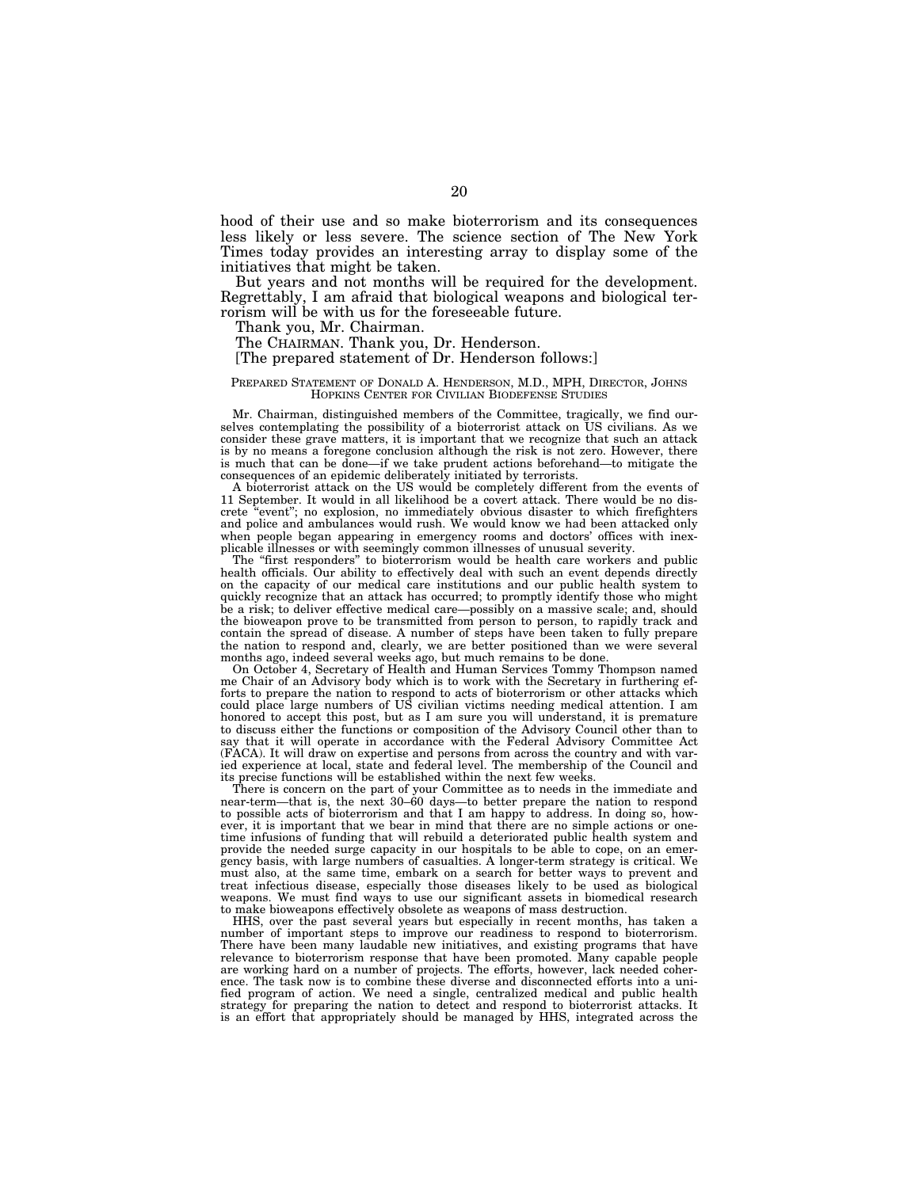hood of their use and so make bioterrorism and its consequences less likely or less severe. The science section of The New York Times today provides an interesting array to display some of the initiatives that might be taken.

But years and not months will be required for the development. Regrettably, I am afraid that biological weapons and biological terrorism will be with us for the foreseeable future.

Thank you, Mr. Chairman.

The CHAIRMAN. Thank you, Dr. Henderson.

[The prepared statement of Dr. Henderson follows:]

PREPARED STATEMENT OF DONALD A. HENDERSON, M.D., MPH, DIRECTOR, JOHNS HOPKINS CENTER FOR CIVILIAN BIODEFENSE STUDIES

Mr. Chairman, distinguished members of the Committee, tragically, we find ourselves contemplating the possibility of a bioterrorist attack on US civilians. As we consider these grave matters, it is important that we recognize that such an attack is by no means a foregone conclusion although the risk is not zero. However, there is much that can be done—if we take prudent actions beforehand—to mitigate the consequences of an epidemic deliberately initiated by terrorists.

A bioterrorist attack on the US would be completely different from the events of 11 September. It would in all likelihood be a covert attack. There would be no discrete "event"; no explosion, no immediately obvious disaster to which firefighters and police and ambulances would rush. We would know we had been attacked only when people began appearing in emergency rooms and doctors' offices with inexplicable illnesses or with seemingly common illnesses of unusual severity.

The "first responders" to bioterrorism would be health care workers and public health officials. Our ability to effectively deal with such an event depends directly on the capacity of our medical care institutions and our public health system to quickly recognize that an attack has occurred; to promptly identify those who might be a risk; to deliver effective medical care—possibly on a massive scale; and, should the bioweapon prove to be transmitted from person to person, to rapidly track and contain the spread of disease. A number of steps have been taken to fully prepare the nation to respond and, clearly, we are better positioned than we were several months ago, indeed several weeks ago, but much remains to be done.

On October 4, Secretary of Health and Human Services Tommy Thompson named me Chair of an Advisory body which is to work with the Secretary in furthering efforts to prepare the nation to respond to acts of bioterrorism or other attacks which could place large numbers of US civilian victims needing medical attention. I am honored to accept this post, but as I am sure you will understand, it is premature to discuss either the functions or composition of the Advisory Council other than to say that it will operate in accordance with the Federal Advisory Committee Act (FACA). It will draw on expertise and persons from across the country and with varied experience at local, state and federal level. The membership of the Council and its precise functions will be established within the next few weeks.

There is concern on the part of your Committee as to needs in the immediate and near-term—that is, the next 30–60 days—to better prepare the nation to respond to possible acts of bioterrorism and that I am happy to address. In doing so, however, it is important that we bear in mind that there are no simple actions or one-time infusions of funding that will rebuild a deteriorated public health system and provide the needed surge capacity in our hospitals to be able to cope, on an emergency basis, with large numbers of casualties. A longer-term strategy is critical. We must also, at the same time, embark on a search for better ways to prevent and treat infectious disease, especially those diseases likely to be used as biological weapons. We must find ways to use our significant assets in biomedical research to make bioweapons effectively obsolete as weapons of mass destruction.

HHS, over the past several years but especially in recent months, has taken a number of important steps to improve our readiness to respond to bioterrorism. There have been many laudable new initiatives, and existing programs that have relevance to bioterrorism response that have been promoted. Many capable people are working hard on a number of projects. The efforts, however, lack needed coherence. The task now is to combine these diverse and disconnected efforts into a unified program of action. We need a single, centralized medical and public health strategy for preparing the nation to detect and respond to bioterrorist attacks. It is an effort that appropriately should be managed by HHS, integrated across the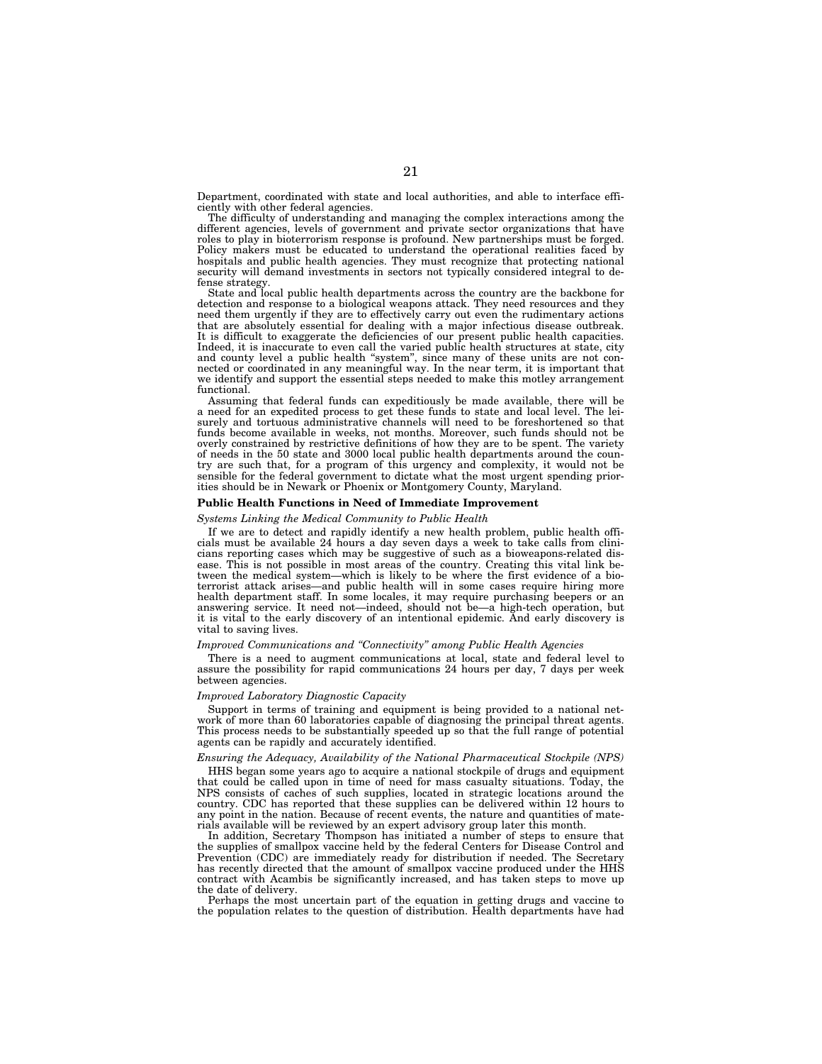Department, coordinated with state and local authorities, and able to interface efficiently with other federal agencies.

The difficulty of understanding and managing the complex interactions among the different agencies, levels of government and private sector organizations that have roles to play in bioterrorism response is profound. New partnerships must be forged. Policy makers must be educated to understand the operational realities faced by hospitals and public health agencies. They must recognize that protecting national security will demand investments in sectors not typically considered integral to defense strategy.

State and local public health departments across the country are the backbone for detection and response to a biological weapons attack. They need resources and they need them urgently if they are to effectively carry out even the rudimentary actions that are absolutely essential for dealing with a major infectious disease outbreak. It is difficult to exaggerate the deficiencies of our present public health capacities. Indeed, it is inaccurate to even call the varied public health structures at state, city and county level a public health "system", since many of these units are not connected or coordinated in any meaningful way. In the near term, it is important that we identify and support the essential steps needed to make this motley arrangement functional.

Assuming that federal funds can expeditiously be made available, there will be a need for an expedited process to get these funds to state and local level. The leisurely and tortuous administrative channels will need to be foreshortened so that funds become available in weeks, not months. Moreover, such funds should not be overly constrained by restrictive definitions of how they are to be spent. The variety of needs in the 50 state and 3000 local public health departments around the country are such that, for a program of this urgency and complexity, it would not be sensible for the federal government to dictate what the most urgent spending priorities should be in Newark or Phoenix or Montgomery County, Maryland.

**Public Health Functions in Need of Immediate Improvement**

*Systems Linking the Medical Community to Public Health*

If we are to detect and rapidly identify a new health problem, public health officials must be available 24 hours a day seven days a week to take calls from clinicians reporting cases which may be suggestive of such as a bioweapons-related disease. This is not possible in most areas of the country. Creating this vital link between the medical system—which is likely to be where the first evidence of a bioterrorist attack arises—and public health will in some cases require hiring more health department staff. In some locales, it may require purchasing beepers or an answering service. It need not—indeed, should not be—a high-tech operation, but it is vital to the early discovery of an intentional epidemic. And early discovery is vital to saving lives.

*Improved Communications and "Connectivity" among Public Health Agencies*

There is a need to augment communications at local, state and federal level to assure the possibility for rapid communications 24 hours per day, 7 days per week between agencies.

*Improved Laboratory Diagnostic Capacity*

Support in terms of training and equipment is being provided to a national network of more than 60 laboratories capable of diagnosing the principal threat agents. This process needs to be substantially speeded up so that the full range of potential agents can be rapidly and accurately identified.

*Ensuring the Adequacy, Availability of the National Pharmaceutical Stockpile (NPS)*

HHS began some years ago to acquire a national stockpile of drugs and equipment that could be called upon in time of need for mass casualty situations. Today, the NPS consists of caches of such supplies, located in strategic locations around the country. CDC has reported that these supplies can be delivered within 12 hours to any point in the nation. Because of recent events, the nature and quantities of materials available will be reviewed by an expert advisory group later this month.

In addition, Secretary Thompson has initiated a number of steps to ensure that the supplies of smallpox vaccine held by the federal Centers for Disease Control and Prevention (CDC) are immediately ready for distribution if needed. The Secretary has recently directed that the amount of smallpox vaccine produced under the HHS contract with Acambis be significantly increased, and has taken steps to move up the date of delivery.

Perhaps the most uncertain part of the equation in getting drugs and vaccine to the population relates to the question of distribution. Health departments have had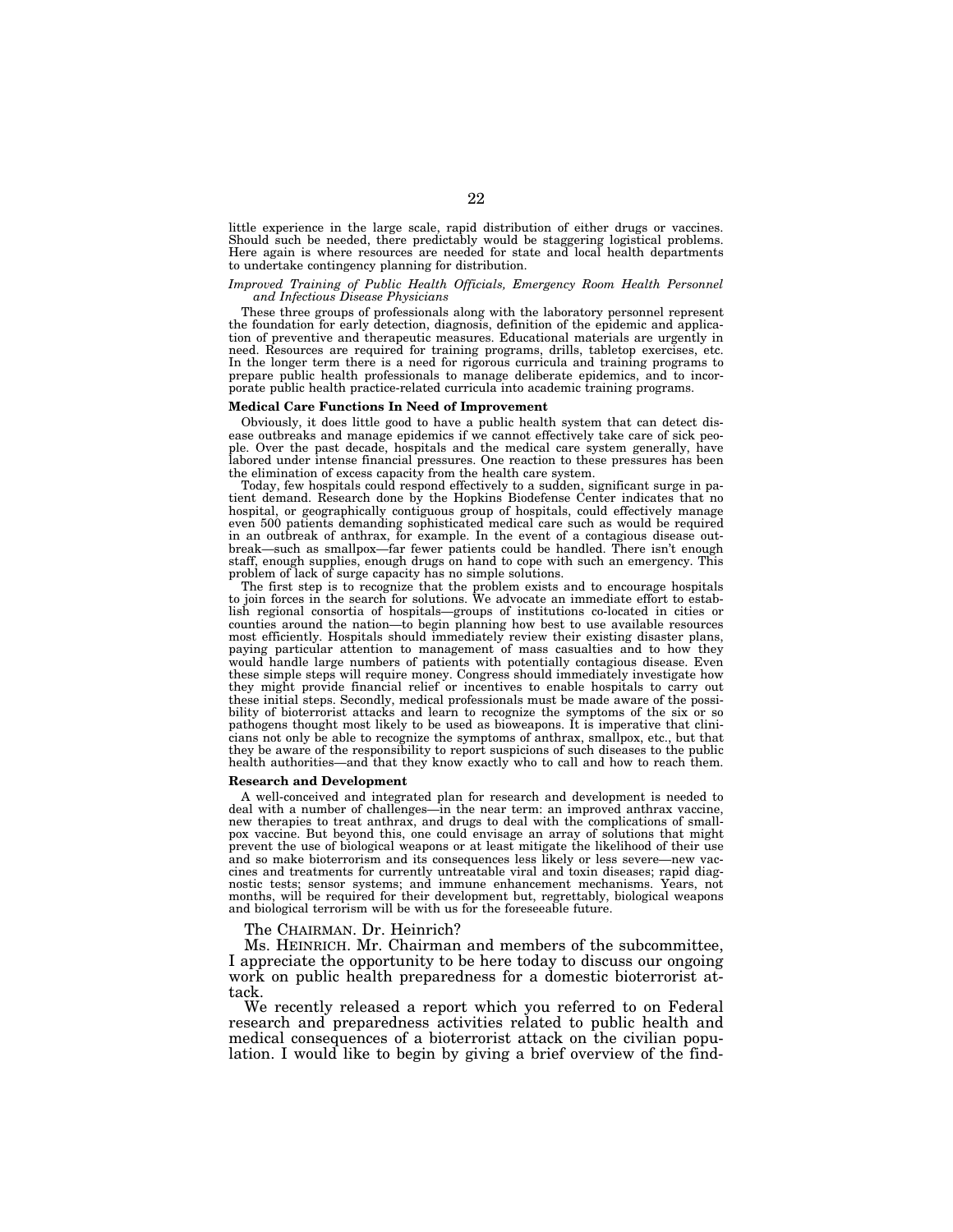little experience in the large scale, rapid distribution of either drugs or vaccines. Should such be needed, there predictably would be staggering logistical problems. Here again is where resources are needed for state and local health departments to undertake contingency planning for distribution.

*Improved Training of Public Health Officials, Emergency Room Health Personnel and Infectious Disease Physicians*

These three groups of professionals along with the laboratory personnel represent the foundation for early detection, diagnosis, definition of the epidemic and application of preventive and therapeutic measures. Educational materials are urgently in need. Resources are required for training programs, drills, tabletop exercises, etc. In the longer term there is a need for rigorous curricula and training programs to prepare public health professionals to manage deliberate epidemics, and to incorporate public health practice-related curricula into academic training programs.

**Medical Care Functions In Need of Improvement**

Obviously, it does little good to have a public health system that can detect disease outbreaks and manage epidemics if we cannot effectively take care of sick people. Over the past decade, hospitals and the medical care system generally, have labored under intense financial pressures. One reaction to these pressures has been the elimination of excess capacity from the health care system.

Today, few hospitals could respond effectively to a sudden, significant surge in patient demand. Research done by the Hopkins Biodefense Center indicates that no hospital, or geographically contiguous group of hospitals, could effectively manage even 500 patients demanding sophisticated medical care such as would be required in an outbreak of anthrax, for example. In the event of a contagious disease outbreak—such as smallpox—far fewer patients could be handled. There isn't enough staff, enough supplies, enough drugs on hand to cope with such an emergency. This problem of lack of surge capacity has no simple solutions.

The first step is to recognize that the problem exists and to encourage hospitals to join forces in the search for solutions. We advocate an immediate effort to establish regional consortia of hospitals—groups of institutions co-located in cities or counties around the nation—to begin planning how best to use available resources most efficiently. Hospitals should immediately review their existing disaster plans, paying particular attention to management of mass casualties and to how they would handle large numbers of patients with potentially contagious disease. Even these simple steps will require money. Congress should immediately investigate how they might provide financial relief or incentives to enable hospitals to carry out these initial steps. Secondly, medical professionals must be made aware of the possibility of bioterrorist attacks and learn to recognize the symptoms of the six or so pathogens thought most likely to be used as bioweapons. It is imperative that clinicians not only be able to recognize the symptoms of anthrax, smallpox, etc., but that they be aware of the responsibility to report suspicions of such diseases to the public health authorities—and that they know exactly who to call and how to reach them.

**Research and Development**

A well-conceived and integrated plan for research and development is needed to deal with a number of challenges—in the near term: an improved anthrax vaccine, new therapies to treat anthrax, and drugs to deal with the complications of smallpox vaccine. But beyond this, one could envisage an array of solutions that might prevent the use of biological weapons or at least mitigate the likelihood of their use and so make bioterrorism and its consequences less likely or less severe—new vaccines and treatments for currently untreatable viral and toxin diseases; rapid diagnostic tests; sensor systems; and immune enhancement mechanisms. Years, not months, will be required for their development but, regrettably, biological weapons and biological terrorism will be with us for the foreseeable future.

The CHAIRMAN. Dr. Heinrich?

Ms. HEINRICH. Mr. Chairman and members of the subcommittee, I appreciate the opportunity to be here today to discuss our ongoing work on public health preparedness for a domestic bioterrorist attack.

We recently released a report which you referred to on Federal research and preparedness activities related to public health and medical consequences of a bioterrorist attack on the civilian population. I would like to begin by giving a brief overview of the find-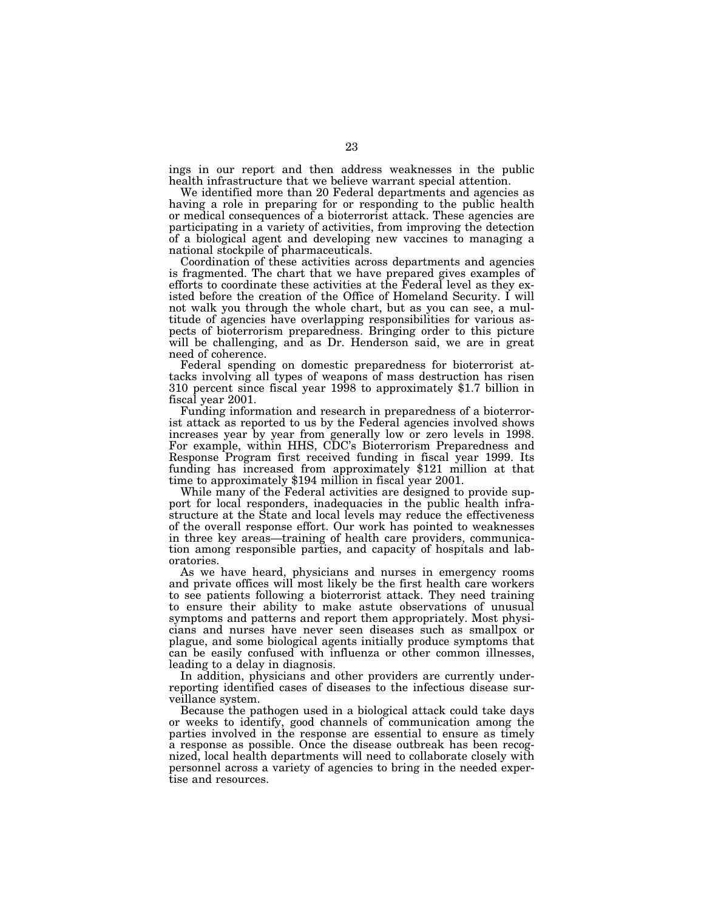ings in our report and then address weaknesses in the public health infrastructure that we believe warrant special attention.

We identified more than 20 Federal departments and agencies as having a role in preparing for or responding to the public health or medical consequences of a bioterrorist attack. These agencies are participating in a variety of activities, from improving the detection of a biological agent and developing new vaccines to managing a national stockpile of pharmaceuticals.

Coordination of these activities across departments and agencies is fragmented. The chart that we have prepared gives examples of efforts to coordinate these activities at the Federal level as they existed before the creation of the Office of Homeland Security. I will not walk you through the whole chart, but as you can see, a multitude of agencies have overlapping responsibilities for various aspects of bioterrorism preparedness. Bringing order to this picture will be challenging, and as Dr. Henderson said, we are in great need of coherence.

Federal spending on domestic preparedness for bioterrorist attacks involving all types of weapons of mass destruction has risen 310 percent since fiscal year 1998 to approximately $1.7 billion in fiscal year 2001.

Funding information and research in preparedness of a bioterrorist attack as reported to us by the Federal agencies involved shows increases year by year from generally low or zero levels in 1998. For example, within HHS, CDC's Bioterrorism Preparedness and Response Program first received funding in fiscal year 1999. Its funding has increased from approximately $121 million at that time to approximately $194 million in fiscal year 2001.

While many of the Federal activities are designed to provide support for local responders, inadequacies in the public health infrastructure at the State and local levels may reduce the effectiveness of the overall response effort. Our work has pointed to weaknesses in three key areas—training of health care providers, communication among responsible parties, and capacity of hospitals and laboratories.

As we have heard, physicians and nurses in emergency rooms and private offices will most likely be the first health care workers to see patients following a bioterrorist attack. They need training to ensure their ability to make astute observations of unusual symptoms and patterns and report them appropriately. Most physicians and nurses have never seen diseases such as smallpox or plague, and some biological agents initially produce symptoms that can be easily confused with influenza or other common illnesses, leading to a delay in diagnosis.

In addition, physicians and other providers are currently underreporting identified cases of diseases to the infectious disease surveillance system.

Because the pathogen used in a biological attack could take days or weeks to identify, good channels of communication among the parties involved in the response are essential to ensure as timely a response as possible. Once the disease outbreak has been recognized, local health departments will need to collaborate closely with personnel across a variety of agencies to bring in the needed expertise and resources.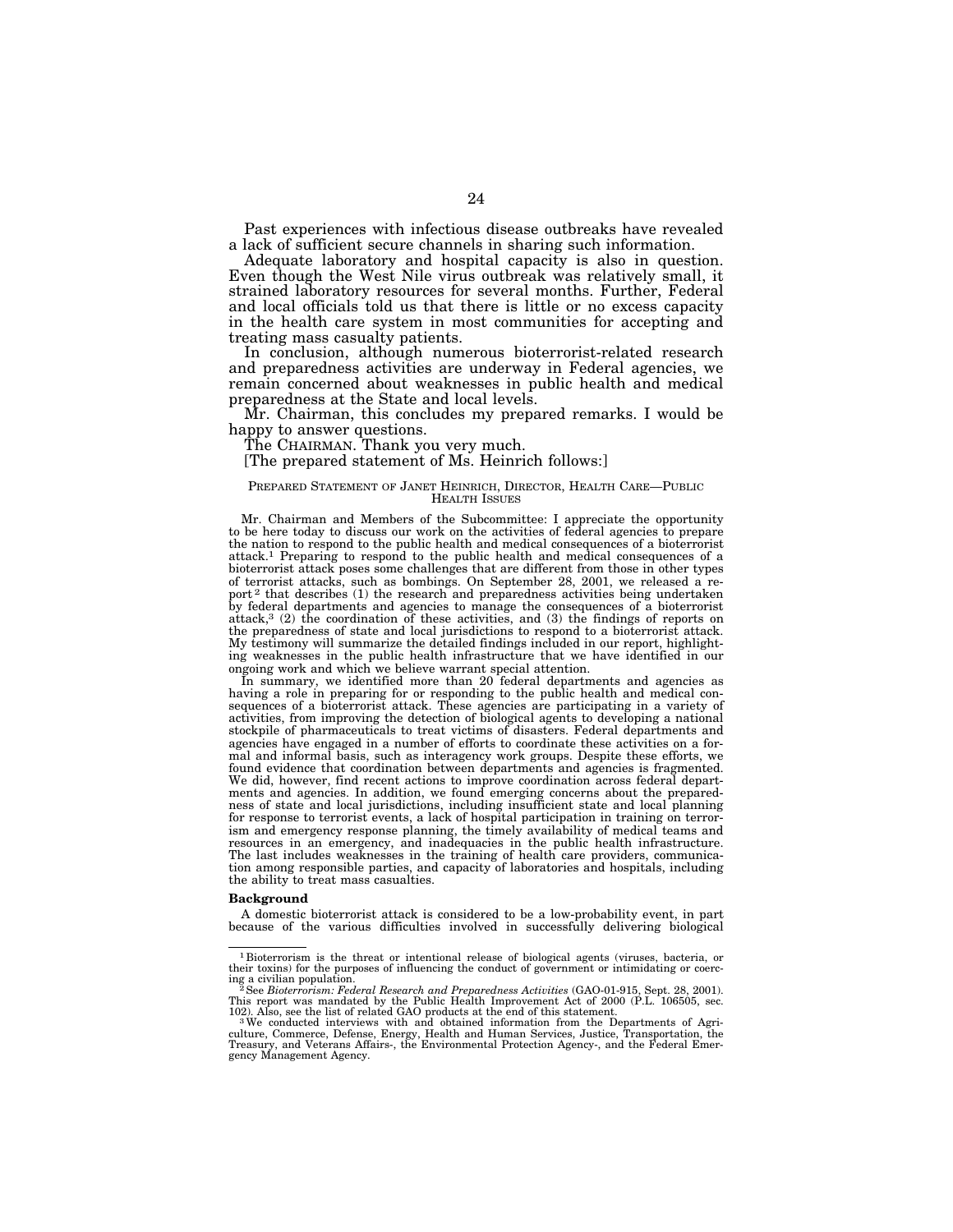Past experiences with infectious disease outbreaks have revealed a lack of sufficient secure channels in sharing such information.

Adequate laboratory and hospital capacity is also in question. Even though the West Nile virus outbreak was relatively small, it strained laboratory resources for several months. Further, Federal and local officials told us that there is little or no excess capacity in the health care system in most communities for accepting and treating mass casualty patients.

In conclusion, although numerous bioterrorist-related research and preparedness activities are underway in Federal agencies, we remain concerned about weaknesses in public health and medical preparedness at the State and local levels.

Mr. Chairman, this concludes my prepared remarks. I would be happy to answer questions.

The CHAIRMAN. Thank you very much.

[The prepared statement of Ms. Heinrich follows:]

PREPARED STATEMENT OF JANET HEINRICH, DIRECTOR, HEALTH CARE—PUBLIC HEALTH ISSUES

Mr. Chairman and Members of the Subcommittee: I appreciate the opportunity to be here today to discuss our work on the activities of federal agencies to prepare the nation to respond to the public health and medical consequences of a bioterrorist attack.[1] Preparing to respond to the public health and medical consequences of a bioterrorist attack poses some challenges that are different from those in other types of terrorist attacks, such as bombings. On September 28, 2001, we released a report[2] that describes (1) the research and preparedness activities being undertaken by federal departments and agencies to manage the consequences of a bioterrorist attack,[3] (2) the coordination of these activities, and (3) the findings of reports on the preparedness of state and local jurisdictions to respond to a bioterrorist attack. My testimony will summarize the detailed findings included in our report, highlighting weaknesses in the public health infrastructure that we have identified in our ongoing work and which we believe warrant special attention.

In summary, we identified more than 20 federal departments and agencies as having a role in preparing for or responding to the public health and medical consequences of a bioterrorist attack. These agencies are participating in a variety of activities, from improving the detection of biological agents to developing a national stockpile of pharmaceuticals to treat victims of disasters. Federal departments and agencies have engaged in a number of efforts to coordinate these activities on a formal and informal basis, such as interagency work groups. Despite these efforts, we found evidence that coordination between departments and agencies is fragmented. We did, however, find recent actions to improve coordination across federal departments and agencies. In addition, we found emerging concerns about the preparedness of state and local jurisdictions, including insufficient state and local planning for response to terrorist events, a lack of hospital participation in training on terrorism and emergency response planning, the timely availability of medical teams and resources in an emergency, and inadequacies in the public health infrastructure. The last includes weaknesses in the training of health care providers, communication among responsible parties, and capacity of laboratories and hospitals, including the ability to treat mass casualties.

**Background**

A domestic bioterrorist attack is considered to be a low-probability event, in part because of the various difficulties involved in successfully delivering biological

---

[1] Bioterrorism is the threat or intentional release of biological agents (viruses, bacteria, or their toxins) for the purposes of influencing the conduct of government or intimidating or coercing a civilian population.

[2] See *Bioterrorism: Federal Research and Preparedness Activities* (GAO-01-915, Sept. 28, 2001). This report was mandated by the Public Health Improvement Act of 2000 (P.L. 106505, sec. 102). Also, see the list of related GAO products at the end of this statement.

[3] We conducted interviews with and obtained information from the Departments of Agriculture, Commerce, Defense, Energy, Health and Human Services, Justice, Transportation, the Treasury, and Veterans Affairs-, the Environmental Protection Agency-, and the Federal Emergency Management Agency.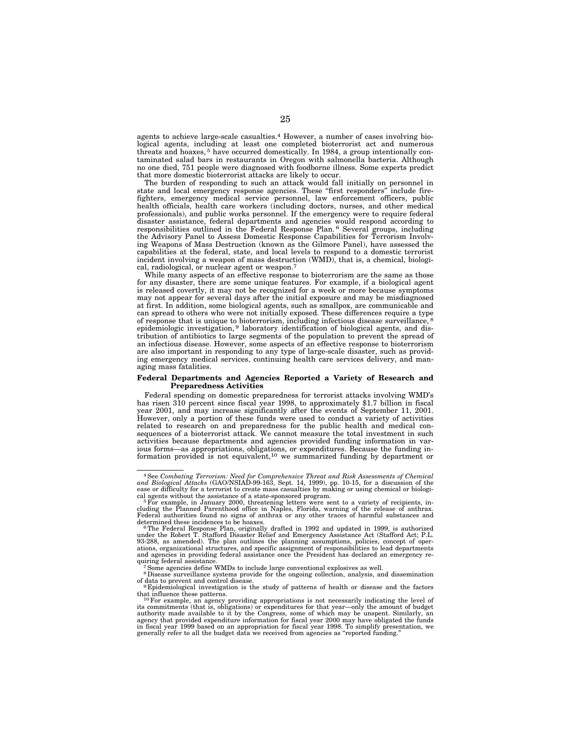agents to achieve large-scale casualties.[4] However, a number of cases involving biological agents, including at least one completed bioterrorist act and numerous threats and hoaxes,[5] have occurred domestically. In 1984, a group intentionally contaminated salad bars in restaurants in Oregon with salmonella bacteria. Although no one died, 751 people were diagnosed with foodborne illness. Some experts predict that more domestic bioterrorist attacks are likely to occur.

The burden of responding to such an attack would fall initially on personnel in state and local emergency response agencies. These "first responders" include firefighters, emergency medical service personnel, law enforcement officers, public health officials, health care workers (including doctors, nurses, and other medical professionals), and public works personnel. If the emergency were to require federal disaster assistance, federal departments and agencies would respond according to responsibilities outlined in the Federal Response Plan.[6] Several groups, including the Advisory Panel to Assess Domestic Response Capabilities for Terrorism Involving Weapons of Mass Destruction (known as the Gilmore Panel), have assessed the capabilities at the federal, state, and local levels to respond to a domestic terrorist incident involving a weapon of mass destruction (WMD), that is, a chemical, biological, radiological, or nuclear agent or weapon.[7]

While many aspects of an effective response to bioterrorism are the same as those for any disaster, there are some unique features. For example, if a biological agent is released covertly, it may not be recognized for a week or more because symptoms may not appear for several days after the initial exposure and may be misdiagnosed at first. In addition, some biological agents, such as smallpox, are communicable and can spread to others who were not initially exposed. These differences require a type of response that is unique to bioterrorism, including infectious disease surveillance,[8] epidemiologic investigation,[9] laboratory identification of biological agents, and distribution of antibiotics to large segments of the population to prevent the spread of an infectious disease. However, some aspects of an effective response to bioterrorism are also important in responding to any type of large-scale disaster, such as providing emergency medical services, continuing health care services delivery, and managing mass fatalities.

**Federal Departments and Agencies Reported a Variety of Research and Preparedness Activities**

Federal spending on domestic preparedness for terrorist attacks involving WMD's has risen 310 percent since fiscal year 1998, to approximately $1.7 billion in fiscal year 2001, and may increase significantly after the events of September 11, 2001. However, only a portion of these funds were used to conduct a variety of activities related to research on and preparedness for the public health and medical consequences of a bioterrorist attack. We cannot measure the total investment in such activities because departments and agencies provided funding information in various forms—as appropriations, obligations, or expenditures. Because the funding information provided is not equivalent,[10] we summarized funding by department or

---

[4] See *Combating Terrorism: Need for Comprehensive Threat and Risk Assessments of Chemical and Biological Attacks* (GAO/NSIAD-99-163, Sept. 14, 1999), pp. 10-15, for a discussion of the ease or difficulty for a terrorist to create mass casualties by making or using chemical or biological agents without the assistance of a state-sponsored program.

[5] For example, in January 2000, threatening letters were sent to a variety of recipients, including the Planned Parenthood office in Naples, Florida, warning of the release of anthrax. Federal authorities found no signs of anthrax or any other traces of harmful substances and determined these incidences to be hoaxes.

[6] The Federal Response Plan, originally drafted in 1992 and updated in 1999, is authorized under the Robert T. Stafford Disaster Relief and Emergency Assistance Act (Stafford Act; P.L. 93-288, as amended). The plan outlines the planning assumptions, policies, concept of operations, organizational structures, and specific assignment of responsibilities to lead departments and agencies in providing federal assistance once the President has declared an emergency requiring federal assistance.

[7] Some agencies define WMDs to include large conventional explosives as well.

[8] Disease surveillance systems provide for the ongoing collection, analysis, and dissemination of data to prevent and control disease.

[9] Epidemiological investigation is the study of patterns of health or disease and the factors that influence these patterns.

[10] For example, an agency providing appropriations is not necessarily indicating the level of its commitments (that is, obligations) or expenditures for that year—only the amount of budget authority made available to it by the Congress, some of which may be unspent. Similarly, an agency that provided expenditure information for fiscal year 2000 may have obligated the funds in fiscal year 1999 based on an appropriation for fiscal year 1998. To simplify presentation, we generally refer to all the budget data we received from agencies as "reported funding."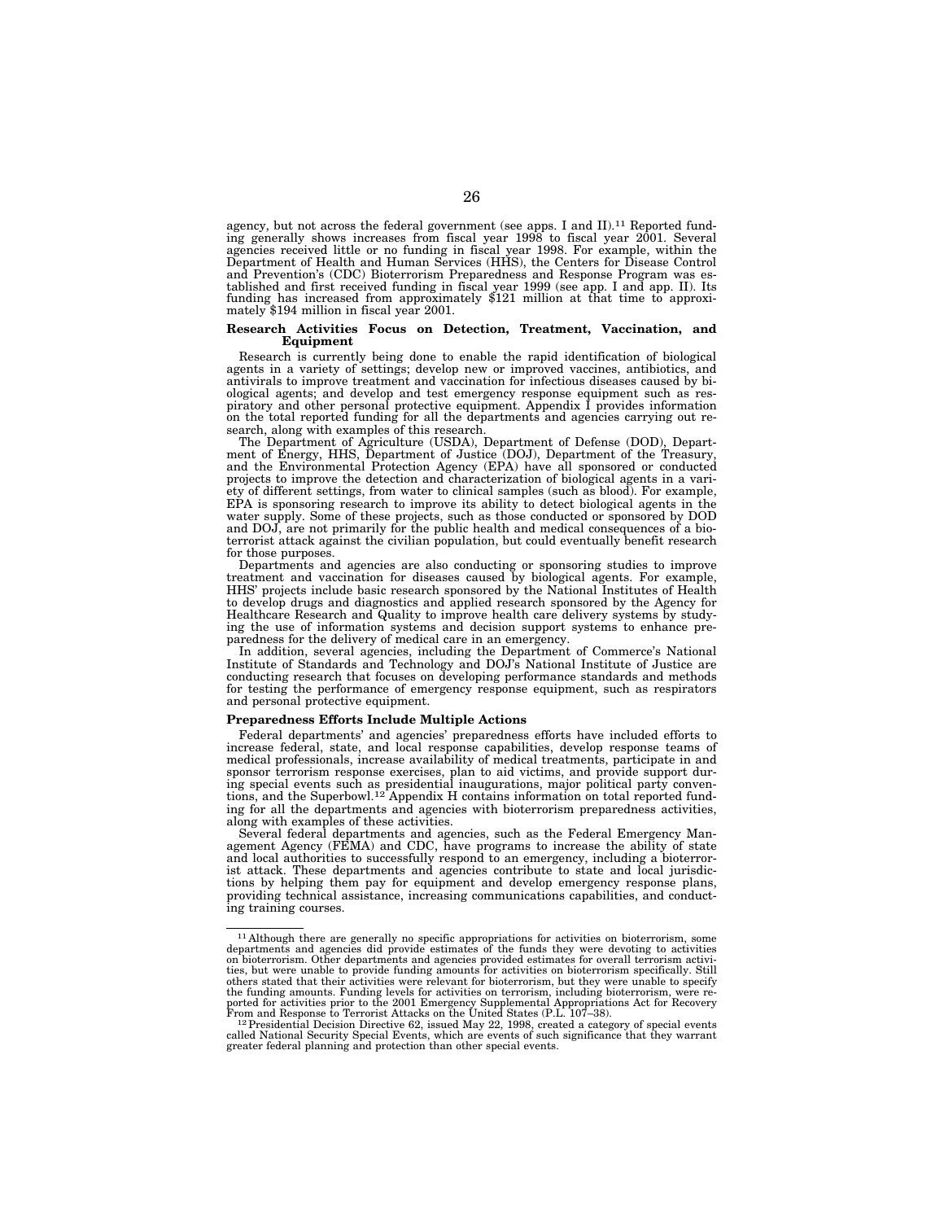agency, but not across the federal government (see apps. I and II).[11] Reported funding generally shows increases from fiscal year 1998 to fiscal year 2001. Several agencies received little or no funding in fiscal year 1998. For example, within the Department of Health and Human Services (HHS), the Centers for Disease Control and Prevention's (CDC) Bioterrorism Preparedness and Response Program was established and first received funding in fiscal year 1999 (see app. I and app. II). Its funding has increased from approximately $121 million at that time to approximately $194 million in fiscal year 2001.

### Research Activities Focus on Detection, Treatment, Vaccination, and Equipment

Research is currently being done to enable the rapid identification of biological agents in a variety of settings; develop new or improved vaccines, antibiotics, and antivirals to improve treatment and vaccination for infectious diseases caused by biological agents; and develop and test emergency response equipment such as respiratory and other personal protective equipment. Appendix I provides information on the total reported funding for all the departments and agencies carrying out research, along with examples of this research.

The Department of Agriculture (USDA), Department of Defense (DOD), Department of Energy, HHS, Department of Justice (DOJ), Department of the Treasury, and the Environmental Protection Agency (EPA) have all sponsored or conducted projects to improve the detection and characterization of biological agents in a variety of different settings, from water to clinical samples (such as blood). For example, EPA is sponsoring research to improve its ability to detect biological agents in the water supply. Some of these projects, such as those conducted or sponsored by DOD and DOJ, are not primarily for the public health and medical consequences of a bioterrorist attack against the civilian population, but could eventually benefit research for those purposes.

Departments and agencies are also conducting or sponsoring studies to improve treatment and vaccination for diseases caused by biological agents. For example, HHS' projects include basic research sponsored by the National Institutes of Health to develop drugs and diagnostics and applied research sponsored by the Agency for Healthcare Research and Quality to improve health care delivery systems by studying the use of information systems and decision support systems to enhance preparedness for the delivery of medical care in an emergency.

In addition, several agencies, including the Department of Commerce's National Institute of Standards and Technology and DOJ's National Institute of Justice are conducting research that focuses on developing performance standards and methods for testing the performance of emergency response equipment, such as respirators and personal protective equipment.

### Preparedness Efforts Include Multiple Actions

Federal departments' and agencies' preparedness efforts have included efforts to increase federal, state, and local response capabilities, develop response teams of medical professionals, increase availability of medical treatments, participate in and sponsor terrorism response exercises, plan to aid victims, and provide support during special events such as presidential inaugurations, major political party conventions, and the Superbowl.[12] Appendix H contains information on total reported funding for all the departments and agencies with bioterrorism preparedness activities, along with examples of these activities.

Several federal departments and agencies, such as the Federal Emergency Management Agency (FEMA) and CDC, have programs to increase the ability of state and local authorities to successfully respond to an emergency, including a bioterrorist attack. These departments and agencies contribute to state and local jurisdictions by helping them pay for equipment and develop emergency response plans, providing technical assistance, increasing communications capabilities, and conducting training courses.

---

[11] Although there are generally no specific appropriations for activities on bioterrorism, some departments and agencies did provide estimates of the funds they were devoting to activities on bioterrorism. Other departments and agencies provided estimates for overall terrorism activities, but were unable to provide funding amounts for activities on bioterrorism specifically. Still others stated that their activities were relevant for bioterrorism, but they were unable to specify the funding amounts. Funding levels for activities on terrorism, including bioterrorism, were reported for activities prior to the 2001 Emergency Supplemental Appropriations Act for Recovery From and Response to Terrorist Attacks on the United States (P.L. 107–38).

[12] Presidential Decision Directive 62, issued May 22, 1998, created a category of special events called National Security Special Events, which are events of such significance that they warrant greater federal planning and protection than other special events.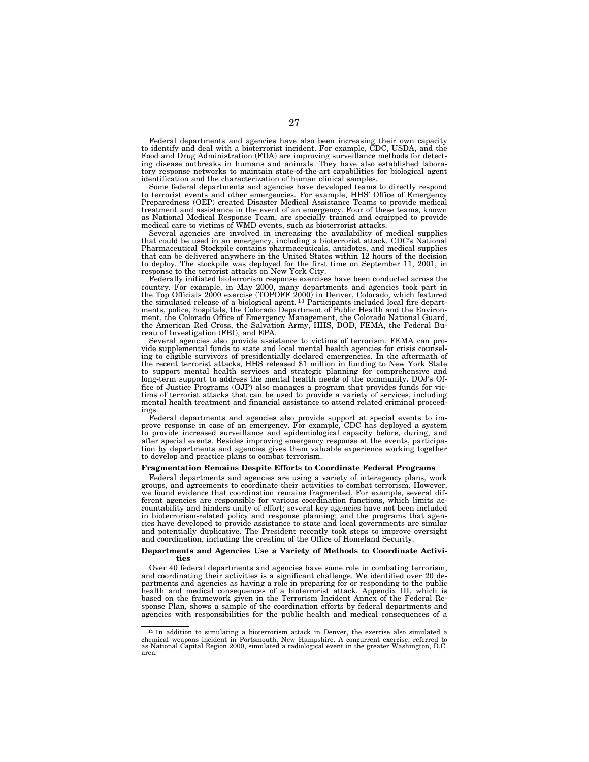Federal departments and agencies have also been increasing their own capacity to identify and deal with a bioterrorist incident. For example, CDC, USDA, and the Food and Drug Administration (FDA) are improving surveillance methods for detecting disease outbreaks in humans and animals. They have also established laboratory response networks to maintain state-of-the-art capabilities for biological agent identification and the characterization of human clinical samples.

Some federal departments and agencies have developed teams to directly respond to terrorist events and other emergencies. For example, HHS' Office of Emergency Preparedness (OEP) created Disaster Medical Assistance Teams to provide medical treatment and assistance in the event of an emergency. Four of these teams, known as National Medical Response Team, are specially trained and equipped to provide medical care to victims of WMD events, such as bioterrorist attacks.

Several agencies are involved in increasing the availability of medical supplies that could be used in an emergency, including a bioterrorist attack. CDC's National Pharmaceutical Stockpile contains pharmaceuticals, antidotes, and medical supplies that can be delivered anywhere in the United States within 12 hours of the decision to deploy. The stockpile was deployed for the first time on September 11, 2001, in response to the terrorist attacks on New York City.

Federally initiated bioterrorism response exercises have been conducted across the country. For example, in May 2000, many departments and agencies took part in the Top Officials 2000 exercise (TOPOFF 2000) in Denver, Colorado, which featured the simulated release of a biological agent.[13] Participants included local fire departments, police, hospitals, the Colorado Department of Public Health and the Environment, the Colorado Office of Emergency Management, the Colorado National Guard, the American Red Cross, the Salvation Army, HHS, DOD, FEMA, the Federal Bureau of Investigation (FBI), and EPA.

Several agencies also provide assistance to victims of terrorism. FEMA can provide supplemental funds to state and local mental health agencies for crisis counseling to eligible survivors of presidentially declared emergencies. In the aftermath of the recent terrorist attacks, HHS released $1 million in funding to New York State to support mental health services and strategic planning for comprehensive and long-term support to address the mental health needs of the community. DOJ's Office of Justice Programs (OJP) also manages a program that provides funds for victims of terrorist attacks that can be used to provide a variety of services, including mental health treatment and financial assistance to attend related criminal proceedings.

Federal departments and agencies also provide support at special events to improve response in case of an emergency. For example, CDC has deployed a system to provide increased surveillance and epidemiological capacity before, during, and after special events. Besides improving emergency response at the events, participation by departments and agencies gives them valuable experience working together to develop and practice plans to combat terrorism.

**Fragmentation Remains Despite Efforts to Coordinate Federal Programs**

Federal departments and agencies are using a variety of interagency plans, work groups, and agreements to coordinate their activities to combat terrorism. However, we found evidence that coordination remains fragmented. For example, several different agencies are responsible for various coordination functions, which limits accountability and hinders unity of effort; several key agencies have not been included in bioterrorism-related policy and response planning; and the programs that agencies have developed to provide assistance to state and local governments are similar and potentially duplicative. The President recently took steps to improve oversight and coordination, including the creation of the Office of Homeland Security.

**Departments and Agencies Use a Variety of Methods to Coordinate Activities**

Over 40 federal departments and agencies have some role in combating terrorism, and coordinating their activities is a significant challenge. We identified over 20 departments and agencies as having a role in preparing for or responding to the public health and medical consequences of a bioterrorist attack. Appendix III, which is based on the framework given in the Terrorism Incident Annex of the Federal Response Plan, shows a sample of the coordination efforts by federal departments and agencies with responsibilities for the public health and medical consequences of a

---

[13] In addition to simulating a bioterrorism attack in Denver, the exercise also simulated a chemical weapons incident in Portsmouth, New Hampshire. A concurrent exercise, referred to as National Capital Region 2000, simulated a radiological event in the greater Washington, D.C. area.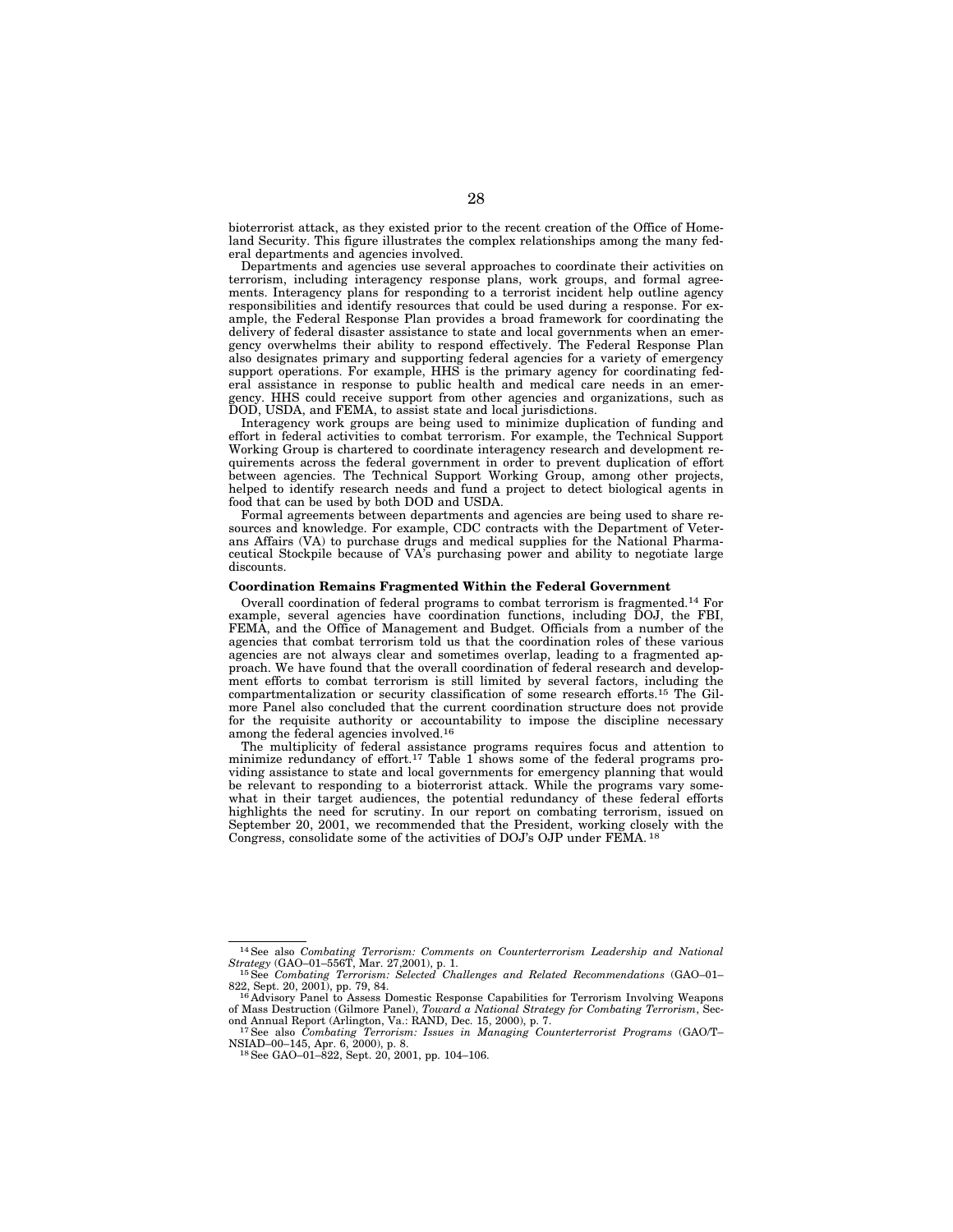bioterrorist attack, as they existed prior to the recent creation of the Office of Homeland Security. This figure illustrates the complex relationships among the many federal departments and agencies involved.

Departments and agencies use several approaches to coordinate their activities on terrorism, including interagency response plans, work groups, and formal agreements. Interagency plans for responding to a terrorist incident help outline agency responsibilities and identify resources that could be used during a response. For example, the Federal Response Plan provides a broad framework for coordinating the delivery of federal disaster assistance to state and local governments when an emergency overwhelms their ability to respond effectively. The Federal Response Plan also designates primary and supporting federal agencies for a variety of emergency support operations. For example, HHS is the primary agency for coordinating federal assistance in response to public health and medical care needs in an emergency. HHS could receive support from other agencies and organizations, such as DOD, USDA, and FEMA, to assist state and local jurisdictions.

Interagency work groups are being used to minimize duplication of funding and effort in federal activities to combat terrorism. For example, the Technical Support Working Group is chartered to coordinate interagency research and development requirements across the federal government in order to prevent duplication of effort between agencies. The Technical Support Working Group, among other projects, helped to identify research needs and fund a project to detect biological agents in food that can be used by both DOD and USDA.

Formal agreements between departments and agencies are being used to share resources and knowledge. For example, CDC contracts with the Department of Veterans Affairs (VA) to purchase drugs and medical supplies for the National Pharmaceutical Stockpile because of VA's purchasing power and ability to negotiate large discounts.

**Coordination Remains Fragmented Within the Federal Government**

Overall coordination of federal programs to combat terrorism is fragmented.[14] For example, several agencies have coordination functions, including DOJ, the FBI, FEMA, and the Office of Management and Budget. Officials from a number of the agencies that combat terrorism told us that the coordination roles of these various agencies are not always clear and sometimes overlap, leading to a fragmented approach. We have found that the overall coordination of federal research and development efforts to combat terrorism is still limited by several factors, including the compartmentalization or security classification of some research efforts.[15] The Gilmore Panel also concluded that the current coordination structure does not provide for the requisite authority or accountability to impose the discipline necessary among the federal agencies involved.[16]

The multiplicity of federal assistance programs requires focus and attention to minimize redundancy of effort.[17] Table 1 shows some of the federal programs providing assistance to state and local governments for emergency planning that would be relevant to responding to a bioterrorist attack. While the programs vary somewhat in their target audiences, the potential redundancy of these federal efforts highlights the need for scrutiny. In our report on combating terrorism, issued on September 20, 2001, we recommended that the President, working closely with the Congress, consolidate some of the activities of DOJ's OJP under FEMA.[18]

---

[14] See also *Combating Terrorism: Comments on Counterterrorism Leadership and National Strategy* (GAO–01–556T, Mar. 27,2001), p. 1.

[15] See *Combating Terrorism: Selected Challenges and Related Recommendations* (GAO–01–822, Sept. 20, 2001), pp. 79, 84.

[16] Advisory Panel to Assess Domestic Response Capabilities for Terrorism Involving Weapons of Mass Destruction (Gilmore Panel), *Toward a National Strategy for Combating Terrorism*, Second Annual Report (Arlington, Va.: RAND, Dec. 15, 2000), p. 7.

[17] See also *Combating Terrorism: Issues in Managing Counterterrorist Programs* (GAO/T–NSIAD–00–145, Apr. 6, 2000), p. 8.

[18] See GAO–01–822, Sept. 20, 2001, pp. 104–106.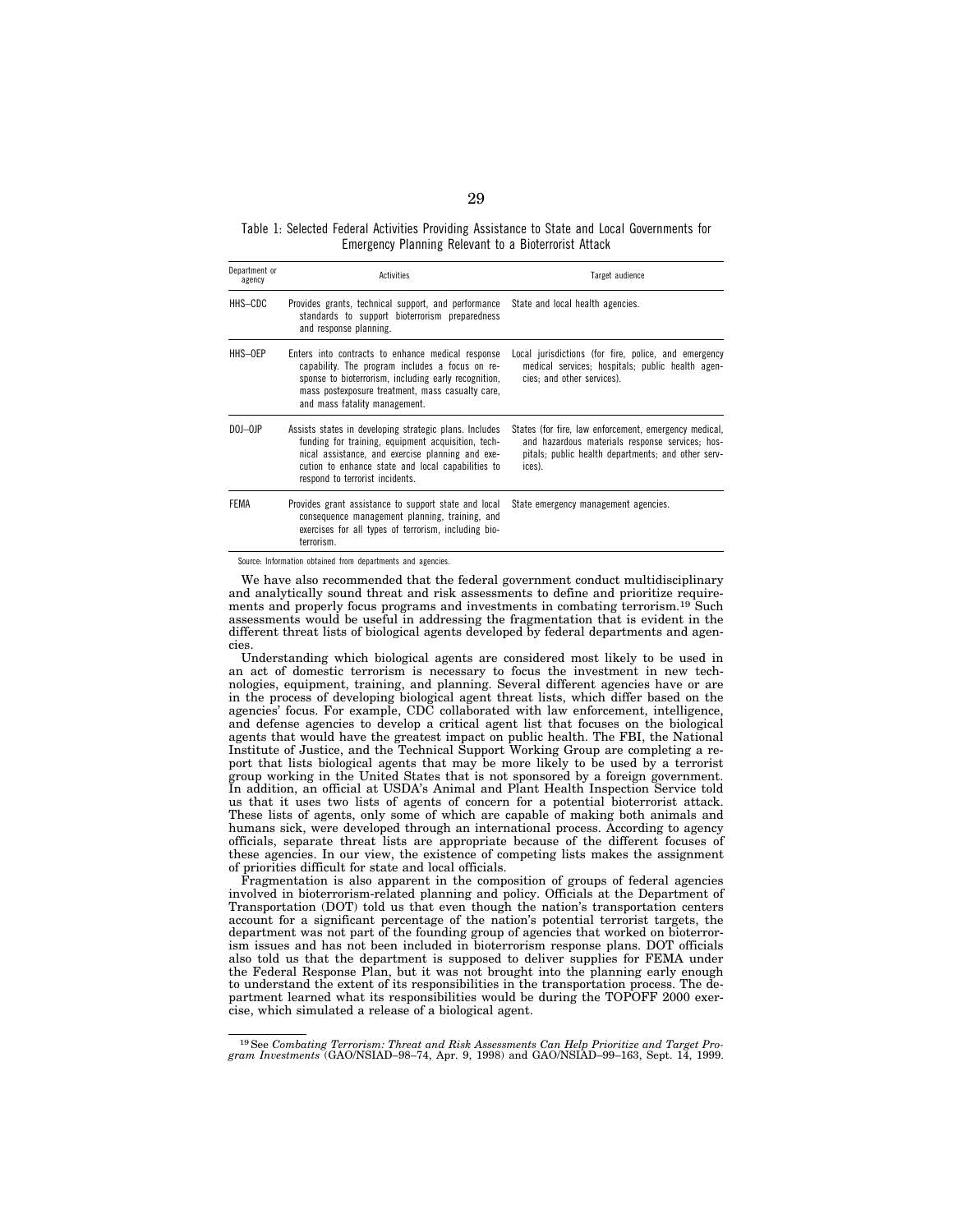Table 1: Selected Federal Activities Providing Assistance to State and Local Governments for Emergency Planning Relevant to a Bioterrorist Attack

| Department or agency | Activities | Target audience |
|---|---|---|
| HHS–CDC | Provides grants, technical support, and performance standards to support bioterrorism preparedness and response planning. | State and local health agencies. |
| HHS–OEP | Enters into contracts to enhance medical response capability. The program includes a focus on response to bioterrorism, including early recognition, mass postexposure treatment, mass casualty care, and mass fatality management. | Local jurisdictions (for fire, police, and emergency medical services; hospitals; public health agencies; and other services). |
| DOJ–OJP | Assists states in developing strategic plans. Includes funding for training, equipment acquisition, technical assistance, and exercise planning and execution to enhance state and local capabilities to respond to terrorist incidents. | States (for fire, law enforcement, emergency medical, and hazardous materials response services; hospitals; public health departments; and other services). |
| FEMA | Provides grant assistance to support state and local consequence management planning, training, and exercises for all types of terrorism, including bioterrorism. | State emergency management agencies. |

Source: Information obtained from departments and agencies.

We have also recommended that the federal government conduct multidisciplinary and analytically sound threat and risk assessments to define and prioritize requirements and properly focus programs and investments in combating terrorism.[19] Such assessments would be useful in addressing the fragmentation that is evident in the different threat lists of biological agents developed by federal departments and agencies.

Understanding which biological agents are considered most likely to be used in an act of domestic terrorism is necessary to focus the investment in new technologies, equipment, training, and planning. Several different agencies have or are in the process of developing biological agent threat lists, which differ based on the agencies' focus. For example, CDC collaborated with law enforcement, intelligence, and defense agencies to develop a critical agent list that focuses on the biological agents that would have the greatest impact on public health. The FBI, the National Institute of Justice, and the Technical Support Working Group are completing a report that lists biological agents that may be more likely to be used by a terrorist group working in the United States that is not sponsored by a foreign government. In addition, an official at USDA's Animal and Plant Health Inspection Service told us that it uses two lists of agents of concern for a potential bioterrorist attack. These lists of agents, only some of which are capable of making both animals and humans sick, were developed through an international process. According to agency officials, separate threat lists are appropriate because of the different focuses of these agencies. In our view, the existence of competing lists makes the assignment of priorities difficult for state and local officials.

Fragmentation is also apparent in the composition of groups of federal agencies involved in bioterrorism-related planning and policy. Officials at the Department of Transportation (DOT) told us that even though the nation's transportation centers account for a significant percentage of the nation's potential terrorist targets, the department was not part of the founding group of agencies that worked on bioterrorism issues and has not been included in bioterrorism response plans. DOT officials also told us that the department is supposed to deliver supplies for FEMA under the Federal Response Plan, but it was not brought into the planning early enough to understand the extent of its responsibilities in the transportation process. The department learned what its responsibilities would be during the TOPOFF 2000 exercise, which simulated a release of a biological agent.

[19] See *Combating Terrorism: Threat and Risk Assessments Can Help Prioritize and Target Program Investments* (GAO/NSIAD–98–74, Apr. 9, 1998) and GAO/NSIAD–99–163, Sept. 14, 1999.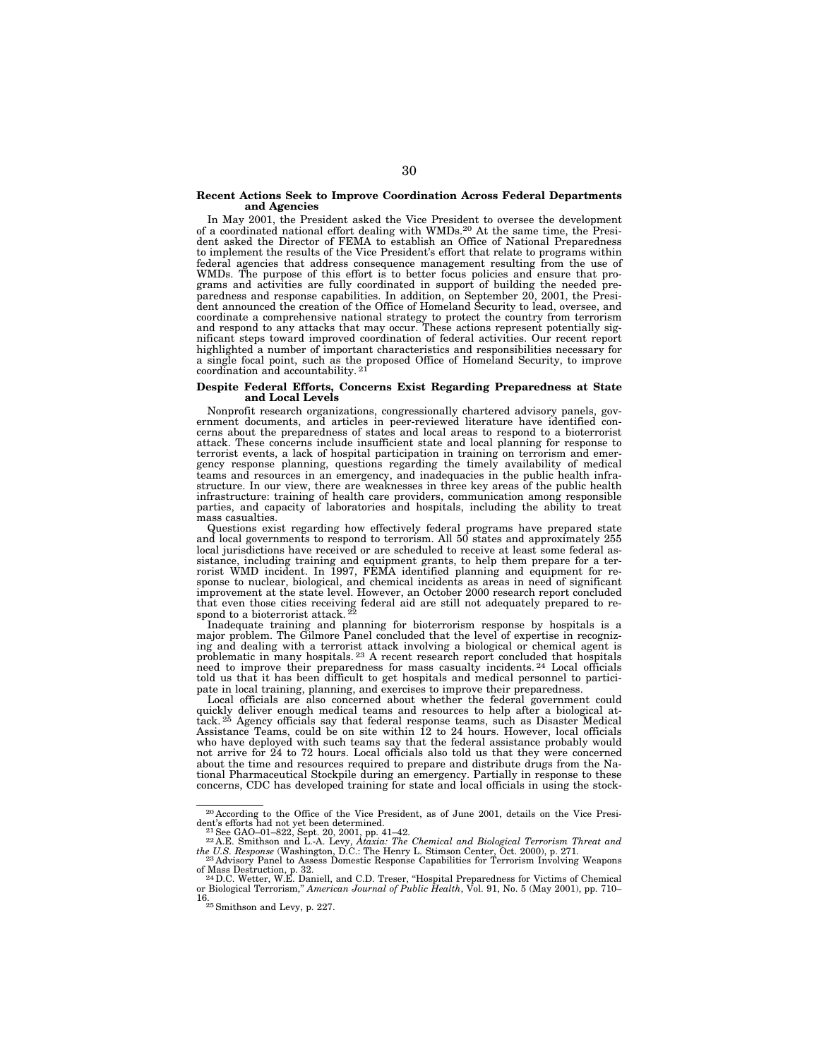**Recent Actions Seek to Improve Coordination Across Federal Departments and Agencies**

In May 2001, the President asked the Vice President to oversee the development of a coordinated national effort dealing with WMDs.[20] At the same time, the President asked the Director of FEMA to establish an Office of National Preparedness to implement the results of the Vice President's effort that relate to programs within federal agencies that address consequence management resulting from the use of WMDs. The purpose of this effort is to better focus policies and ensure that programs and activities are fully coordinated in support of building the needed preparedness and response capabilities. In addition, on September 20, 2001, the President announced the creation of the Office of Homeland Security to lead, oversee, and coordinate a comprehensive national strategy to protect the country from terrorism and respond to any attacks that may occur. These actions represent potentially significant steps toward improved coordination of federal activities. Our recent report highlighted a number of important characteristics and responsibilities necessary for a single focal point, such as the proposed Office of Homeland Security, to improve coordination and accountability.[21]

**Despite Federal Efforts, Concerns Exist Regarding Preparedness at State and Local Levels**

Nonprofit research organizations, congressionally chartered advisory panels, government documents, and articles in peer-reviewed literature have identified concerns about the preparedness of states and local areas to respond to a bioterrorist attack. These concerns include insufficient state and local planning for response to terrorist events, a lack of hospital participation in training on terrorism and emergency response planning, questions regarding the timely availability of medical teams and resources in an emergency, and inadequacies in the public health infrastructure. In our view, there are weaknesses in three key areas of the public health infrastructure: training of health care providers, communication among responsible parties, and capacity of laboratories and hospitals, including the ability to treat mass casualties.

Questions exist regarding how effectively federal programs have prepared state and local governments to respond to terrorism. All 50 states and approximately 255 local jurisdictions have received or are scheduled to receive at least some federal assistance, including training and equipment grants, to help them prepare for a terrorist WMD incident. In 1997, FEMA identified planning and equipment for response to nuclear, biological, and chemical incidents as areas in need of significant improvement at the state level. However, an October 2000 research report concluded that even those cities receiving federal aid are still not adequately prepared to respond to a bioterrorist attack.[22]

Inadequate training and planning for bioterrorism response by hospitals is a major problem. The Gilmore Panel concluded that the level of expertise in recognizing and dealing with a terrorist attack involving a biological or chemical agent is problematic in many hospitals.[23] A recent research report concluded that hospitals need to improve their preparedness for mass casualty incidents.[24] Local officials told us that it has been difficult to get hospitals and medical personnel to participate in local training, planning, and exercises to improve their preparedness.

Local officials are also concerned about whether the federal government could quickly deliver enough medical teams and resources to help after a biological attack.[25] Agency officials say that federal response teams, such as Disaster Medical Assistance Teams, could be on site within 12 to 24 hours. However, local officials who have deployed with such teams say that the federal assistance probably would not arrive for 24 to 72 hours. Local officials also told us that they were concerned about the time and resources required to prepare and distribute drugs from the National Pharmaceutical Stockpile during an emergency. Partially in response to these concerns, CDC has developed training for state and local officials in using the stock-

---

[20] According to the Office of the Vice President, as of June 2001, details on the Vice President's efforts had not yet been determined.

[21] See GAO–01–822, Sept. 20, 2001, pp. 41–42.

[22] A.E. Smithson and L.-A. Levy, *Ataxia: The Chemical and Biological Terrorism Threat and the U.S. Response* (Washington, D.C.: The Henry L. Stimson Center, Oct. 2000), p. 271.

[23] Advisory Panel to Assess Domestic Response Capabilities for Terrorism Involving Weapons of Mass Destruction, p. 32.

[24] D.C. Wetter, W.E. Daniell, and C.D. Treser, "Hospital Preparedness for Victims of Chemical or Biological Terrorism," *American Journal of Public Health*, Vol. 91, No. 5 (May 2001), pp. 710–16.

[25] Smithson and Levy, p. 227.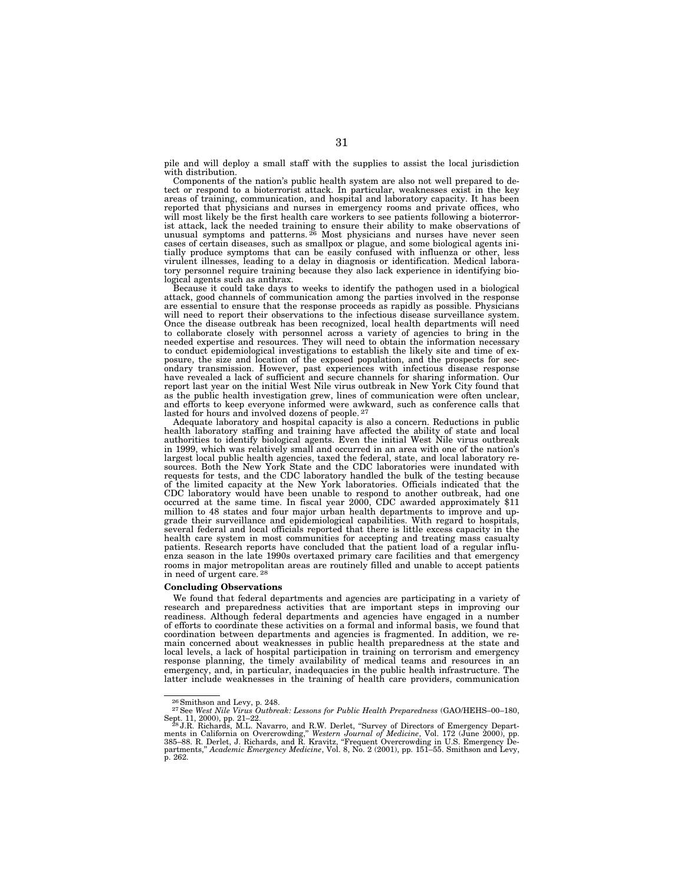pile and will deploy a small staff with the supplies to assist the local jurisdiction with distribution.

Components of the nation's public health system are also not well prepared to detect or respond to a bioterrorist attack. In particular, weaknesses exist in the key areas of training, communication, and hospital and laboratory capacity. It has been reported that physicians and nurses in emergency rooms and private offices, who will most likely be the first health care workers to see patients following a bioterrorist attack, lack the needed training to ensure their ability to make observations of unusual symptoms and patterns.[26] Most physicians and nurses have never seen cases of certain diseases, such as smallpox or plague, and some biological agents initially produce symptoms that can be easily confused with influenza or other, less virulent illnesses, leading to a delay in diagnosis or identification. Medical laboratory personnel require training because they also lack experience in identifying biological agents such as anthrax.

Because it could take days to weeks to identify the pathogen used in a biological attack, good channels of communication among the parties involved in the response are essential to ensure that the response proceeds as rapidly as possible. Physicians will need to report their observations to the infectious disease surveillance system. Once the disease outbreak has been recognized, local health departments will need to collaborate closely with personnel across a variety of agencies to bring in the needed expertise and resources. They will need to obtain the information necessary to conduct epidemiological investigations to establish the likely site and time of exposure, the size and location of the exposed population, and the prospects for secondary transmission. However, past experiences with infectious disease response have revealed a lack of sufficient and secure channels for sharing information. Our report last year on the initial West Nile virus outbreak in New York City found that as the public health investigation grew, lines of communication were often unclear, and efforts to keep everyone informed were awkward, such as conference calls that lasted for hours and involved dozens of people.[27]

Adequate laboratory and hospital capacity is also a concern. Reductions in public health laboratory staffing and training have affected the ability of state and local authorities to identify biological agents. Even the initial West Nile virus outbreak in 1999, which was relatively small and occurred in an area with one of the nation's largest local public health agencies, taxed the federal, state, and local laboratory resources. Both the New York State and the CDC laboratories were inundated with requests for tests, and the CDC laboratory handled the bulk of the testing because of the limited capacity at the New York laboratories. Officials indicated that the CDC laboratory would have been unable to respond to another outbreak, had one occurred at the same time. In fiscal year 2000, CDC awarded approximately $11 million to 48 states and four major urban health departments to improve and upgrade their surveillance and epidemiological capabilities. With regard to hospitals, several federal and local officials reported that there is little excess capacity in the health care system in most communities for accepting and treating mass casualty patients. Research reports have concluded that the patient load of a regular influenza season in the late 1990s overtaxed primary care facilities and that emergency rooms in major metropolitan areas are routinely filled and unable to accept patients in need of urgent care.[28]

**Concluding Observations**

We found that federal departments and agencies are participating in a variety of research and preparedness activities that are important steps in improving our readiness. Although federal departments and agencies have engaged in a number of efforts to coordinate these activities on a formal and informal basis, we found that coordination between departments and agencies is fragmented. In addition, we remain concerned about weaknesses in public health preparedness at the state and local levels, a lack of hospital participation in training on terrorism and emergency response planning, the timely availability of medical teams and resources in an emergency, and, in particular, inadequacies in the public health infrastructure. The latter include weaknesses in the training of health care providers, communication

---

[26] Smithson and Levy, p. 248.

[27] See *West Nile Virus Outbreak: Lessons for Public Health Preparedness* (GAO/HEHS–00–180, Sept. 11, 2000), pp. 21–22.

[28] J.R. Richards, M.L. Navarro, and R.W. Derlet, "Survey of Directors of Emergency Departments in California on Overcrowding," *Western Journal of Medicine*, Vol. 172 (June 2000), pp. 385–88. R. Derlet, J. Richards, and R. Kravitz, "Frequent Overcrowding in U.S. Emergency Departments," *Academic Emergency Medicine*, Vol. 8, No. 2 (2001), pp. 151–55. Smithson and Levy, p. 262.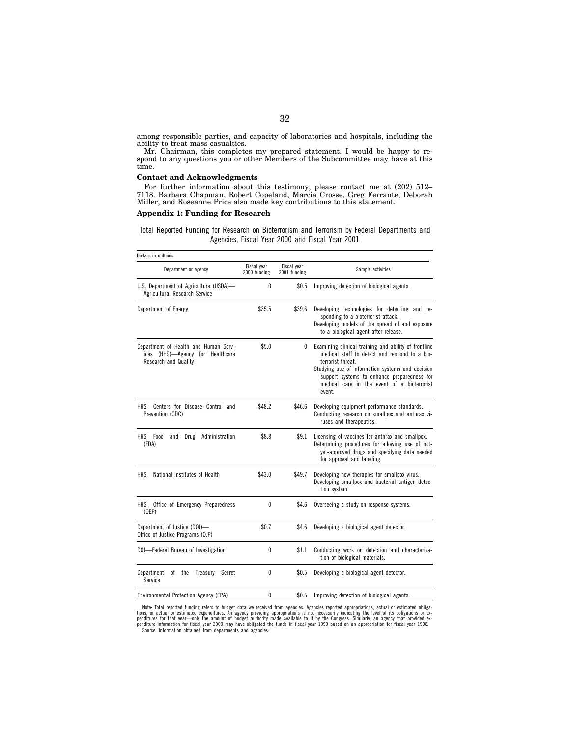among responsible parties, and capacity of laboratories and hospitals, including the ability to treat mass casualties.

Mr. Chairman, this completes my prepared statement. I would be happy to respond to any questions you or other Members of the Subcommittee may have at this time.

**Contact and Acknowledgments**

For further information about this testimony, please contact me at (202) 512–7118. Barbara Chapman, Robert Copeland, Marcia Crosse, Greg Ferrante, Deborah Miller, and Roseanne Price also made key contributions to this statement.

**Appendix 1: Funding for Research**

Total Reported Funding for Research on Bioterrorism and Terrorism by Federal Departments and Agencies, Fiscal Year 2000 and Fiscal Year 2001

Dollars in millions

| Department or agency | Fiscal year 2000 funding | Fiscal year 2001 funding | Sample activities |
|---|---|---|---|
| U.S. Department of Agriculture (USDA)—Agricultural Research Service | 0 | $0.5 | Improving detection of biological agents. |
| Department of Energy | $35.5 | $39.6 | Developing technologies for detecting and responding to a bioterrorist attack.<br>Developing models of the spread of and exposure to a biological agent after release. |
| Department of Health and Human Services (HHS)—Agency for Healthcare Research and Quality | $5.0 | 0 | Examining clinical training and ability of frontline medical staff to detect and respond to a bioterrorist threat.<br>Studying use of information systems and decision support systems to enhance preparedness for medical care in the event of a bioterrorist event. |
| HHS—Centers for Disease Control and Prevention (CDC) | $48.2 | $46.6 | Developing equipment performance standards.<br>Conducting research on smallpox and anthrax viruses and therapeutics. |
| HHS—Food and Drug Administration (FDA) | $8.8 | $9.1 | Licensing of vaccines for anthrax and smallpox.<br>Determining procedures for allowing use of not-yet-approved drugs and specifying data needed for approval and labeling. |
| HHS—National Institutes of Health | $43.0 | $49.7 | Developing new therapies for smallpox virus.<br>Developing smallpox and bacterial antigen detection system. |
| HHS—Office of Emergency Preparedness (OEP) | 0 | $4.6 | Overseeing a study on response systems. |
| Department of Justice (DOJ)—Office of Justice Programs (OJP) | $0.7 | $4.6 | Developing a biological agent detector. |
| DOJ—Federal Bureau of Investigation | 0 | $1.1 | Conducting work on detection and characterization of biological materials. |
| Department of the Treasury—Secret Service | 0 | $0.5 | Developing a biological agent detector. |
| Environmental Protection Agency (EPA) | 0 | $0.5 | Improving detection of biological agents. |

Note: Total reported funding refers to budget data we received from agencies. Agencies reported appropriations, actual or estimated obligations, or actual or estimated expenditures. An agency providing appropriations is not necessarily indicating the level of its obligations or expenditures for that year—only the amount of budget authority made available to it by the Congress. Similarly, an agency that provided expenditure information for fiscal year 2000 may have obligated the funds in fiscal year 1999 based on an appropriation for fiscal year 1998.

Source: Information obtained from departments and agencies.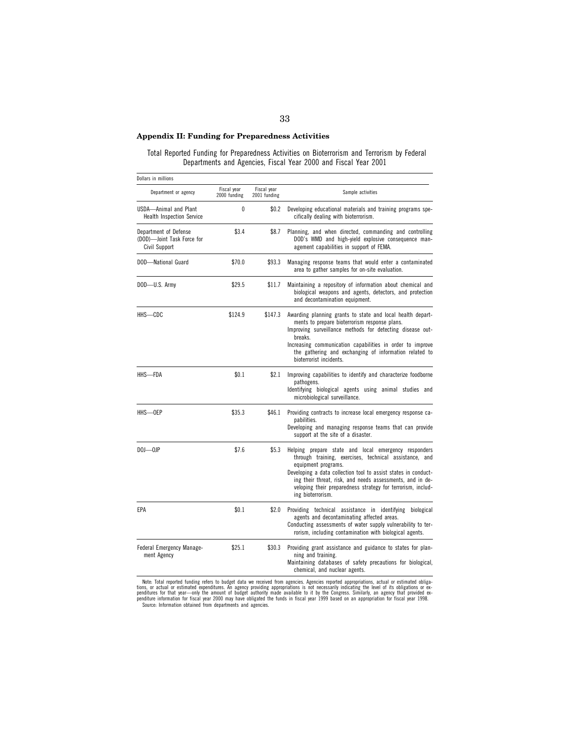## Appendix II: Funding for Preparedness Activities

Total Reported Funding for Preparedness Activities on Bioterrorism and Terrorism by Federal Departments and Agencies, Fiscal Year 2000 and Fiscal Year 2001

Dollars in millions

| Department or agency | Fiscal year 2000 funding | Fiscal year 2001 funding | Sample activities |
|---|---|---|---|
| USDA—Animal and Plant Health Inspection Service | 0 | $0.2 | Developing educational materials and training programs specifically dealing with bioterrorism. |
| Department of Defense (DOD)—Joint Task Force for Civil Support | $3.4 | $8.7 | Planning, and when directed, commanding and controlling DOD's WMD and high-yield explosive consequence management capabilities in support of FEMA. |
| DOD—National Guard | $70.0 | $93.3 | Managing response teams that would enter a contaminated area to gather samples for on-site evaluation. |
| DOD—U.S. Army | $29.5 | $11.7 | Maintaining a repository of information about chemical and biological weapons and agents, detectors, and protection and decontamination equipment. |
| HHS—CDC | $124.9 | $147.3 | Awarding planning grants to state and local health departments to prepare bioterrorism response plans.<br>Improving surveillance methods for detecting disease outbreaks.<br>Increasing communication capabilities in order to improve the gathering and exchanging of information related to bioterrorist incidents. |
| HHS—FDA | $0.1 | $2.1 | Improving capabilities to identify and characterize foodborne pathogens.<br>Identifying biological agents using animal studies and microbiological surveillance. |
| HHS—OEP | $35.3 | $46.1 | Providing contracts to increase local emergency response capabilities.<br>Developing and managing response teams that can provide support at the site of a disaster. |
| DOJ—OJP | $7.6 | $5.3 | Helping prepare state and local emergency responders through training, exercises, technical assistance, and equipment programs.<br>Developing a data collection tool to assist states in conducting their threat, risk, and needs assessments, and in developing their preparedness strategy for terrorism, including bioterrorism. |
| EPA | $0.1 | $2.0 | Providing technical assistance in identifying biological agents and decontaminating affected areas.<br>Conducting assessments of water supply vulnerability to terrorism, including contamination with biological agents. |
| Federal Emergency Management Agency | $25.1 | $30.3 | Providing grant assistance and guidance to states for planning and training.<br>Maintaining databases of safety precautions for biological, chemical, and nuclear agents. |

Note: Total reported funding refers to budget data we received from agencies. Agencies reported appropriations, actual or estimated obligations, or actual or estimated expenditures. An agency providing appropriations is not necessarily indicating the level of its obligations or expenditures for that year—only the amount of budget authority made available to it by the Congress. Similarly, an agency that provided expenditure information for fiscal year 2000 may have obligated the funds in fiscal year 1999 based on an appropriation for fiscal year 1998.

Source: Information obtained from departments and agencies.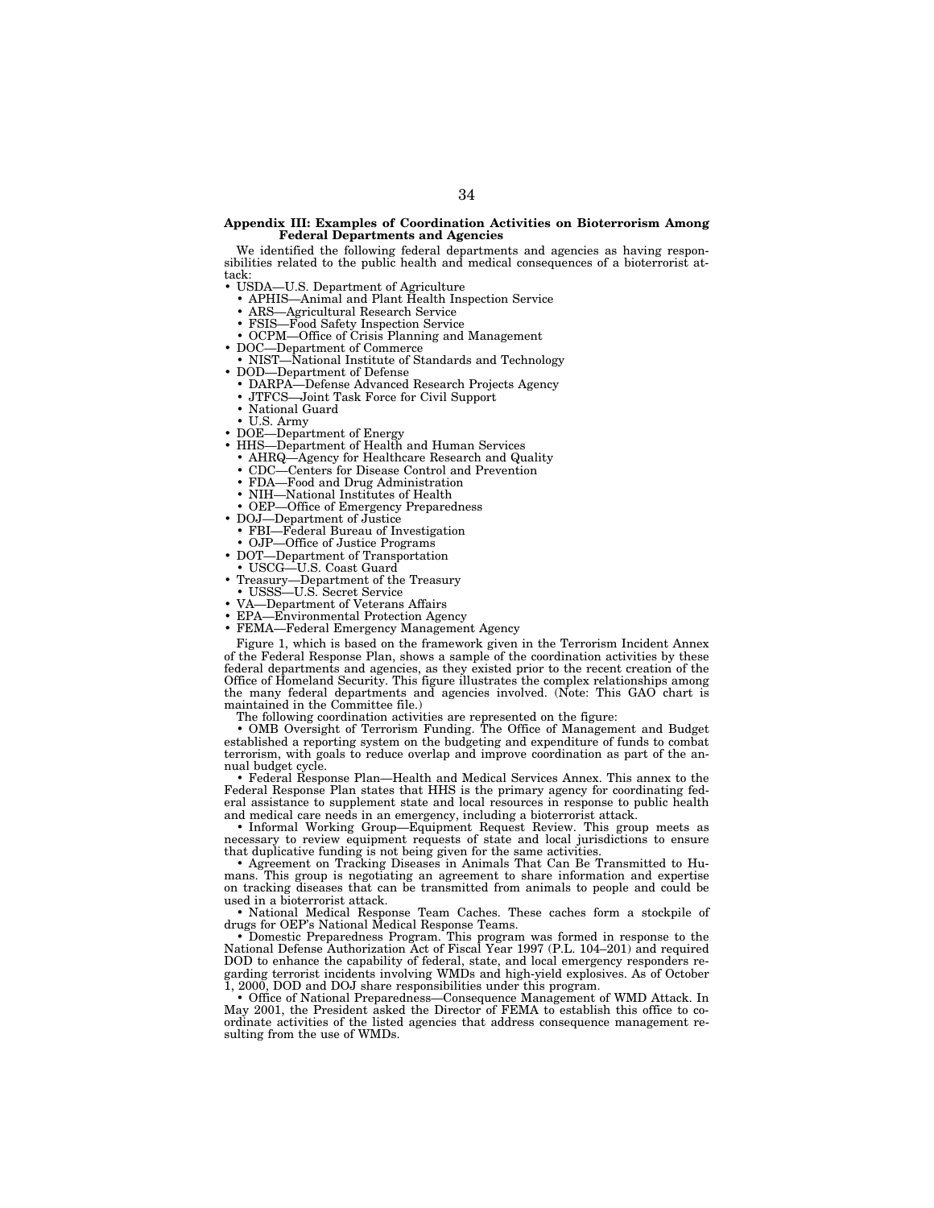## Appendix III: Examples of Coordination Activities on Bioterrorism Among Federal Departments and Agencies

We identified the following federal departments and agencies as having responsibilities related to the public health and medical consequences of a bioterrorist attack:

- USDA—U.S. Department of Agriculture
  - APHIS—Animal and Plant Health Inspection Service
  - ARS—Agricultural Research Service
  - FSIS—Food Safety Inspection Service
  - OCPM—Office of Crisis Planning and Management
- DOC—Department of Commerce
  - NIST—National Institute of Standards and Technology
- DOD—Department of Defense
  - DARPA—Defense Advanced Research Projects Agency
  - JTFCS—Joint Task Force for Civil Support
  - National Guard
  - U.S. Army
- DOE—Department of Energy
- HHS—Department of Health and Human Services
  - AHRQ—Agency for Healthcare Research and Quality
  - CDC—Centers for Disease Control and Prevention
  - FDA—Food and Drug Administration
  - NIH—National Institutes of Health
  - OEP—Office of Emergency Preparedness
- DOJ—Department of Justice
  - FBI—Federal Bureau of Investigation
  - OJP—Office of Justice Programs
- DOT—Department of Transportation
  - USCG—U.S. Coast Guard
- Treasury—Department of the Treasury
  - USSS—U.S. Secret Service
- VA—Department of Veterans Affairs
- EPA—Environmental Protection Agency
- FEMA—Federal Emergency Management Agency

Figure 1, which is based on the framework given in the Terrorism Incident Annex of the Federal Response Plan, shows a sample of the coordination activities by these federal departments and agencies, as they existed prior to the recent creation of the Office of Homeland Security. This figure illustrates the complex relationships among the many federal departments and agencies involved. (Note: This GAO chart is maintained in the Committee file.)

The following coordination activities are represented on the figure:

- OMB Oversight of Terrorism Funding. The Office of Management and Budget established a reporting system on the budgeting and expenditure of funds to combat terrorism, with goals to reduce overlap and improve coordination as part of the annual budget cycle.
- Federal Response Plan—Health and Medical Services Annex. This annex to the Federal Response Plan states that HHS is the primary agency for coordinating federal assistance to supplement state and local resources in response to public health and medical care needs in an emergency, including a bioterrorist attack.
- Informal Working Group—Equipment Request Review. This group meets as necessary to review equipment requests of state and local jurisdictions to ensure that duplicative funding is not being given for the same activities.
- Agreement on Tracking Diseases in Animals That Can Be Transmitted to Humans. This group is negotiating an agreement to share information and expertise on tracking diseases that can be transmitted from animals to people and could be used in a bioterrorist attack.
- National Medical Response Team Caches. These caches form a stockpile of drugs for OEP's National Medical Response Teams.
- Domestic Preparedness Program. This program was formed in response to the National Defense Authorization Act of Fiscal Year 1997 (P.L. 104–201) and required DOD to enhance the capability of federal, state, and local emergency responders regarding terrorist incidents involving WMDs and high-yield explosives. As of October 1, 2000, DOD and DOJ share responsibilities under this program.
- Office of National Preparedness—Consequence Management of WMD Attack. In May 2001, the President asked the Director of FEMA to establish this office to coordinate activities of the listed agencies that address consequence management resulting from the use of WMDs.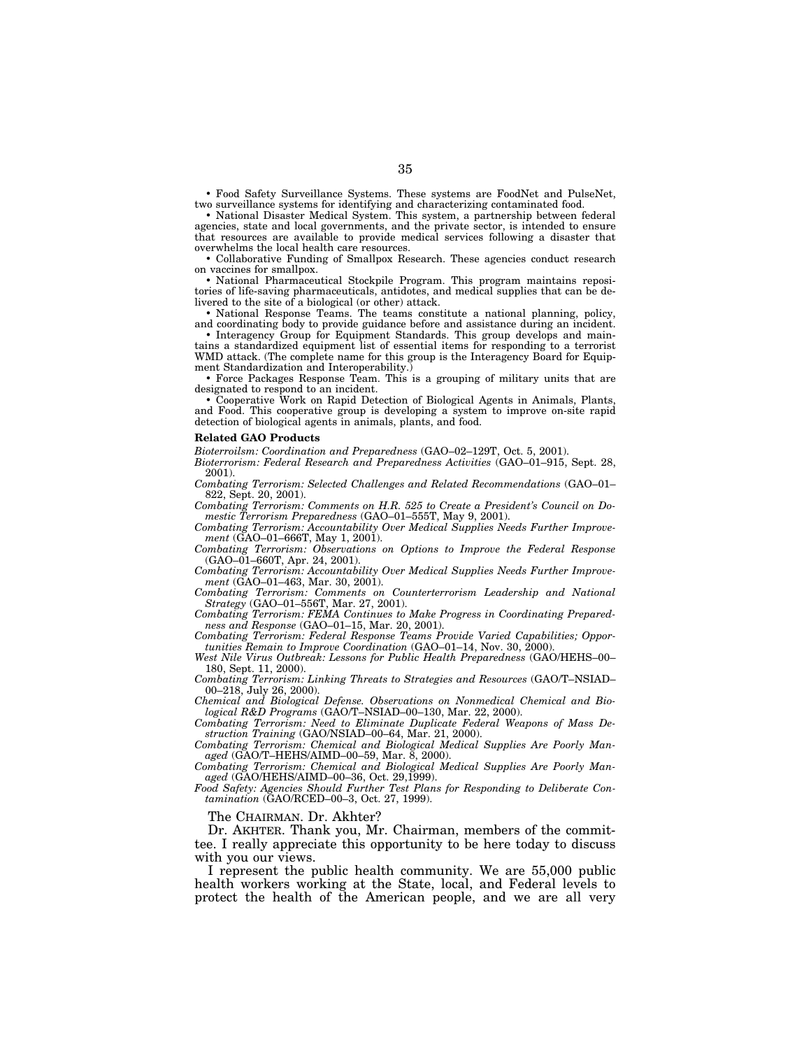• Food Safety Surveillance Systems. These systems are FoodNet and PulseNet, two surveillance systems for identifying and characterizing contaminated food.

• National Disaster Medical System. This system, a partnership between federal agencies, state and local governments, and the private sector, is intended to ensure that resources are available to provide medical services following a disaster that overwhelms the local health care resources.

• Collaborative Funding of Smallpox Research. These agencies conduct research on vaccines for smallpox.

• National Pharmaceutical Stockpile Program. This program maintains repositories of life-saving pharmaceuticals, antidotes, and medical supplies that can be delivered to the site of a biological (or other) attack.

• National Response Teams. The teams constitute a national planning, policy, and coordinating body to provide guidance before and assistance during an incident.

• Interagency Group for Equipment Standards. This group develops and maintains a standardized equipment list of essential items for responding to a terrorist WMD attack. (The complete name for this group is the Interagency Board for Equipment Standardization and Interoperability.)

• Force Packages Response Team. This is a grouping of military units that are designated to respond to an incident.

• Cooperative Work on Rapid Detection of Biological Agents in Animals, Plants, and Food. This cooperative group is developing a system to improve on-site rapid detection of biological agents in animals, plants, and food.

**Related GAO Products**

*Bioterroilsm: Coordination and Preparedness* (GAO–02–129T, Oct. 5, 2001).

*Bioterrorism: Federal Research and Preparedness Activities* (GAO–01–915, Sept. 28, 2001).

*Combating Terrorism: Selected Challenges and Related Recommendations* (GAO–01–822, Sept. 20, 2001).

*Combating Terrorism: Comments on H.R. 525 to Create a President's Council on Domestic Terrorism Preparedness* (GAO–01–555T, May 9, 2001).

*Combating Terrorism: Accountability Over Medical Supplies Needs Further Improvement* (GAO–01–666T, May 1, 2001).

*Combating Terrorism: Observations on Options to Improve the Federal Response* (GAO–01–660T, Apr. 24, 2001).

*Combating Terrorism: Accountability Over Medical Supplies Needs Further Improvement* (GAO–01–463, Mar. 30, 2001).

*Combating Terrorism: Comments on Counterterrorism Leadership and National Strategy* (GAO–01–556T, Mar. 27, 2001).

*Combating Terrorism: FEMA Continues to Make Progress in Coordinating Preparedness and Response* (GAO–01–15, Mar. 20, 2001).

*Combating Terrorism: Federal Response Teams Provide Varied Capabilities; Opportunities Remain to Improve Coordination* (GAO–01–14, Nov. 30, 2000).

*West Nile Virus Outbreak: Lessons for Public Health Preparedness* (GAO/HEHS–00–180, Sept. 11, 2000).

*Combating Terrorism: Linking Threats to Strategies and Resources* (GAO/T–NSIAD–00–218, July 26, 2000).

*Chemical and Biological Defense. Observations on Nonmedical Chemical and Biological R&D Programs* (GAO/T–NSIAD–00–130, Mar. 22, 2000).

*Combating Terrorism: Need to Eliminate Duplicate Federal Weapons of Mass Destruction Training* (GAO/NSIAD–00–64, Mar. 21, 2000).

*Combating Terrorism: Chemical and Biological Medical Supplies Are Poorly Managed* (GAO/T–HEHS/AIMD–00–59, Mar. 8, 2000).

*Combating Terrorism: Chemical and Biological Medical Supplies Are Poorly Managed* (GAO/HEHS/AIMD–00–36, Oct. 29,1999).

*Food Safety: Agencies Should Further Test Plans for Responding to Deliberate Contamination* (GAO/RCED–00–3, Oct. 27, 1999).

The CHAIRMAN. Dr. Akhter?

Dr. AKHTER. Thank you, Mr. Chairman, members of the committee. I really appreciate this opportunity to be here today to discuss with you our views.

I represent the public health community. We are 55,000 public health workers working at the State, local, and Federal levels to protect the health of the American people, and we are all very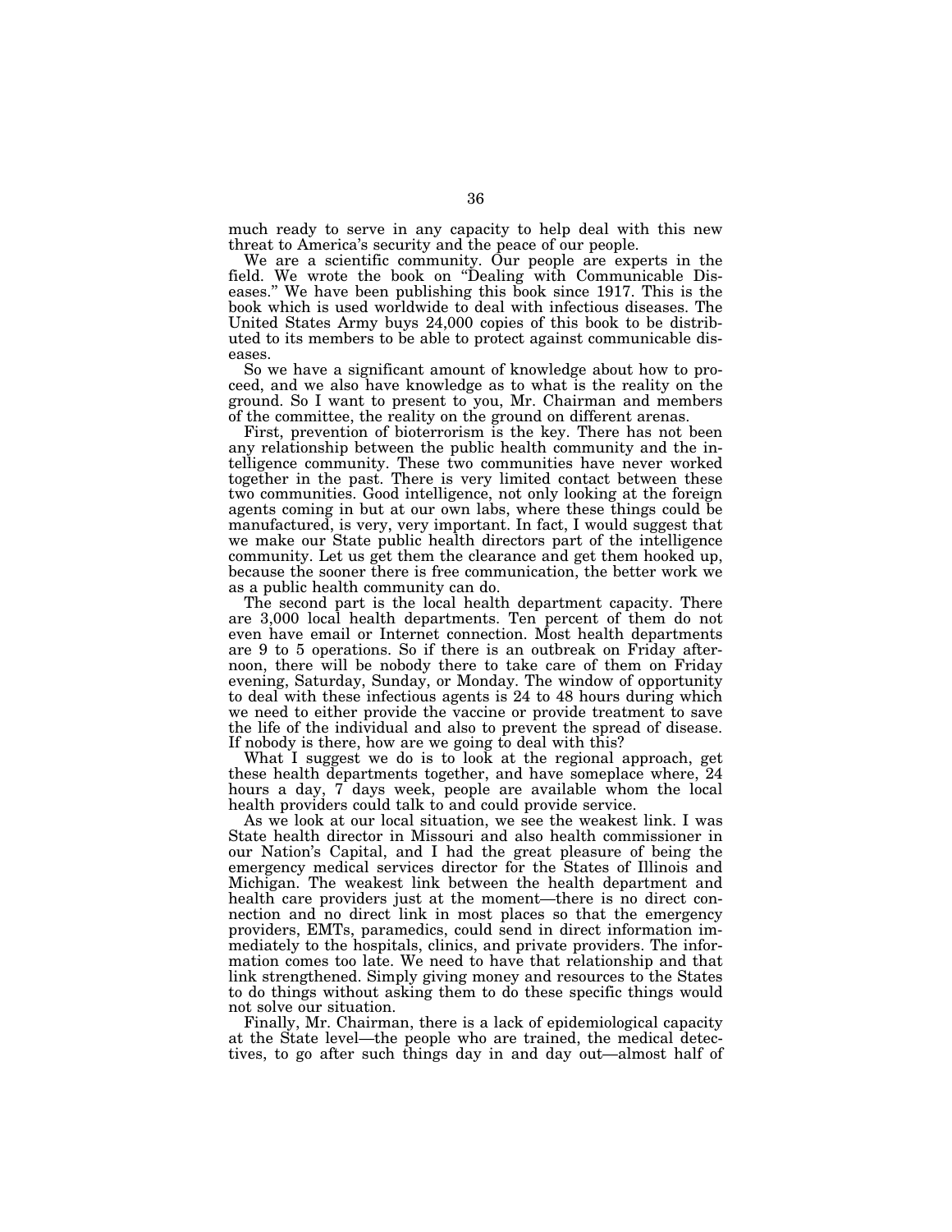much ready to serve in any capacity to help deal with this new threat to America's security and the peace of our people.

We are a scientific community. Our people are experts in the field. We wrote the book on "Dealing with Communicable Diseases." We have been publishing this book since 1917. This is the book which is used worldwide to deal with infectious diseases. The United States Army buys 24,000 copies of this book to be distributed to its members to be able to protect against communicable diseases.

So we have a significant amount of knowledge about how to proceed, and we also have knowledge as to what is the reality on the ground. So I want to present to you, Mr. Chairman and members of the committee, the reality on the ground on different arenas.

First, prevention of bioterrorism is the key. There has not been any relationship between the public health community and the intelligence community. These two communities have never worked together in the past. There is very limited contact between these two communities. Good intelligence, not only looking at the foreign agents coming in but at our own labs, where these things could be manufactured, is very, very important. In fact, I would suggest that we make our State public health directors part of the intelligence community. Let us get them the clearance and get them hooked up, because the sooner there is free communication, the better work we as a public health community can do.

The second part is the local health department capacity. There are 3,000 local health departments. Ten percent of them do not even have email or Internet connection. Most health departments are 9 to 5 operations. So if there is an outbreak on Friday afternoon, there will be nobody there to take care of them on Friday evening, Saturday, Sunday, or Monday. The window of opportunity to deal with these infectious agents is 24 to 48 hours during which we need to either provide the vaccine or provide treatment to save the life of the individual and also to prevent the spread of disease. If nobody is there, how are we going to deal with this?

What I suggest we do is to look at the regional approach, get these health departments together, and have someplace where, 24 hours a day, 7 days week, people are available whom the local health providers could talk to and could provide service.

As we look at our local situation, we see the weakest link. I was State health director in Missouri and also health commissioner in our Nation's Capital, and I had the great pleasure of being the emergency medical services director for the States of Illinois and Michigan. The weakest link between the health department and health care providers just at the moment—there is no direct connection and no direct link in most places so that the emergency providers, EMTs, paramedics, could send in direct information immediately to the hospitals, clinics, and private providers. The information comes too late. We need to have that relationship and that link strengthened. Simply giving money and resources to the States to do things without asking them to do these specific things would not solve our situation.

Finally, Mr. Chairman, there is a lack of epidemiological capacity at the State level—the people who are trained, the medical detectives, to go after such things day in and day out—almost half of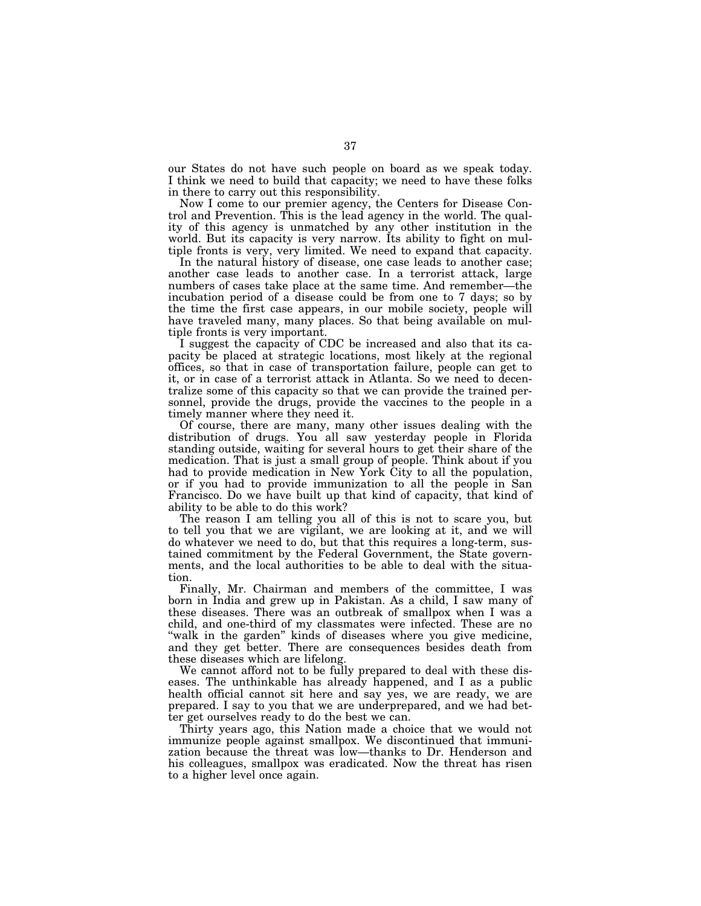our States do not have such people on board as we speak today. I think we need to build that capacity; we need to have these folks in there to carry out this responsibility.

Now I come to our premier agency, the Centers for Disease Control and Prevention. This is the lead agency in the world. The quality of this agency is unmatched by any other institution in the world. But its capacity is very narrow. Its ability to fight on multiple fronts is very, very limited. We need to expand that capacity.

In the natural history of disease, one case leads to another case; another case leads to another case. In a terrorist attack, large numbers of cases take place at the same time. And remember—the incubation period of a disease could be from one to 7 days; so by the time the first case appears, in our mobile society, people will have traveled many, many places. So that being available on multiple fronts is very important.

I suggest the capacity of CDC be increased and also that its capacity be placed at strategic locations, most likely at the regional offices, so that in case of transportation failure, people can get to it, or in case of a terrorist attack in Atlanta. So we need to decentralize some of this capacity so that we can provide the trained personnel, provide the drugs, provide the vaccines to the people in a timely manner where they need it.

Of course, there are many, many other issues dealing with the distribution of drugs. You all saw yesterday people in Florida standing outside, waiting for several hours to get their share of the medication. That is just a small group of people. Think about if you had to provide medication in New York City to all the population, or if you had to provide immunization to all the people in San Francisco. Do we have built up that kind of capacity, that kind of ability to be able to do this work?

The reason I am telling you all of this is not to scare you, but to tell you that we are vigilant, we are looking at it, and we will do whatever we need to do, but that this requires a long-term, sustained commitment by the Federal Government, the State governments, and the local authorities to be able to deal with the situation.

Finally, Mr. Chairman and members of the committee, I was born in India and grew up in Pakistan. As a child, I saw many of these diseases. There was an outbreak of smallpox when I was a child, and one-third of my classmates were infected. These are no "walk in the garden" kinds of diseases where you give medicine, and they get better. There are consequences besides death from these diseases which are lifelong.

We cannot afford not to be fully prepared to deal with these diseases. The unthinkable has already happened, and I as a public health official cannot sit here and say yes, we are ready, we are prepared. I say to you that we are underprepared, and we had better get ourselves ready to do the best we can.

Thirty years ago, this Nation made a choice that we would not immunize people against smallpox. We discontinued that immunization because the threat was low—thanks to Dr. Henderson and his colleagues, smallpox was eradicated. Now the threat has risen to a higher level once again.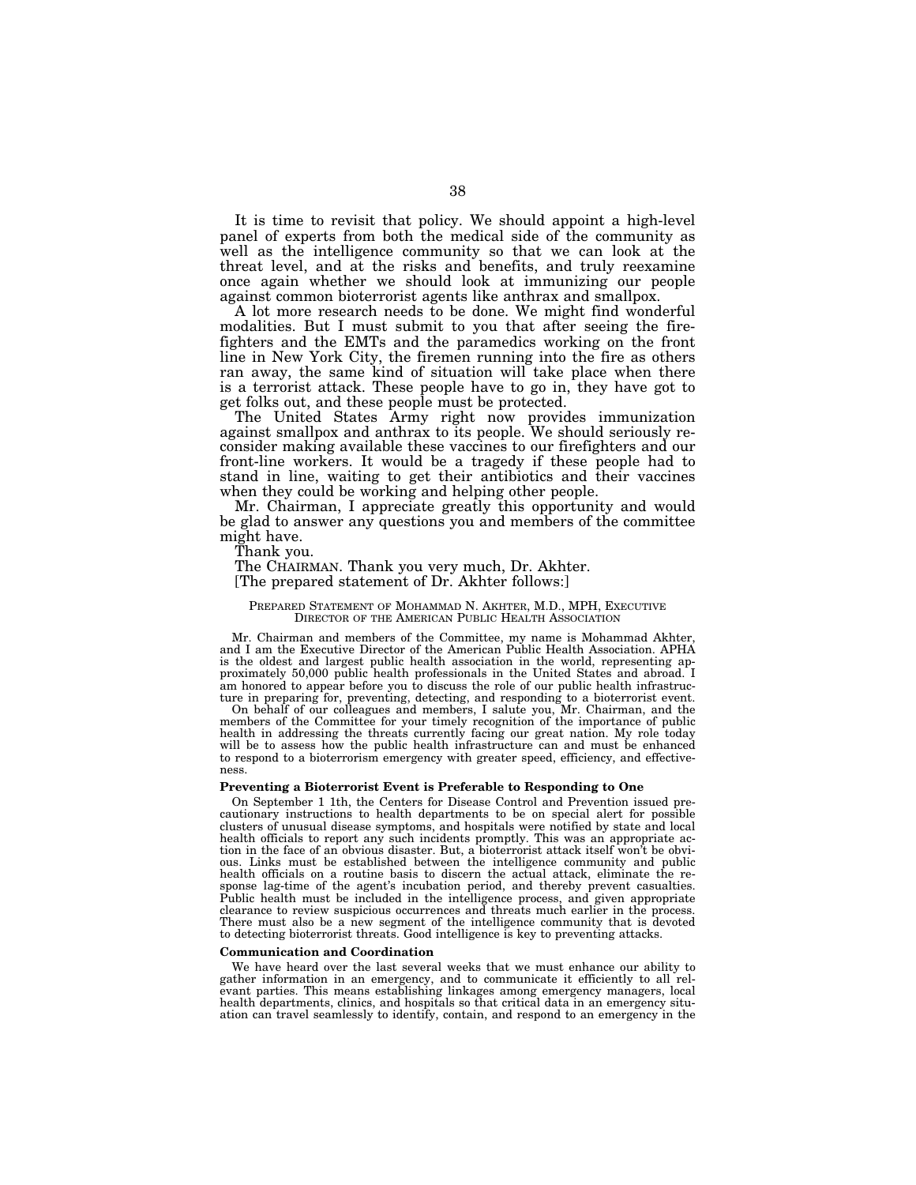It is time to revisit that policy. We should appoint a high-level panel of experts from both the medical side of the community as well as the intelligence community so that we can look at the threat level, and at the risks and benefits, and truly reexamine once again whether we should look at immunizing our people against common bioterrorist agents like anthrax and smallpox.

A lot more research needs to be done. We might find wonderful modalities. But I must submit to you that after seeing the firefighters and the EMTs and the paramedics working on the front line in New York City, the firemen running into the fire as others ran away, the same kind of situation will take place when there is a terrorist attack. These people have to go in, they have got to get folks out, and these people must be protected.

The United States Army right now provides immunization against smallpox and anthrax to its people. We should seriously reconsider making available these vaccines to our firefighters and our front-line workers. It would be a tragedy if these people had to stand in line, waiting to get their antibiotics and their vaccines when they could be working and helping other people.

Mr. Chairman, I appreciate greatly this opportunity and would be glad to answer any questions you and members of the committee might have.

Thank you.

The CHAIRMAN. Thank you very much, Dr. Akhter.

[The prepared statement of Dr. Akhter follows:]

PREPARED STATEMENT OF MOHAMMAD N. AKHTER, M.D., MPH, EXECUTIVE DIRECTOR OF THE AMERICAN PUBLIC HEALTH ASSOCIATION

Mr. Chairman and members of the Committee, my name is Mohammad Akhter, and I am the Executive Director of the American Public Health Association. APHA is the oldest and largest public health association in the world, representing approximately 50,000 public health professionals in the United States and abroad. I am honored to appear before you to discuss the role of our public health infrastructure in preparing for, preventing, detecting, and responding to a bioterrorist event.

On behalf of our colleagues and members, I salute you, Mr. Chairman, and the members of the Committee for your timely recognition of the importance of public health in addressing the threats currently facing our great nation. My role today will be to assess how the public health infrastructure can and must be enhanced to respond to a bioterrorism emergency with greater speed, efficiency, and effectiveness.

**Preventing a Bioterrorist Event is Preferable to Responding to One**

On September 1 1th, the Centers for Disease Control and Prevention issued precautionary instructions to health departments to be on special alert for possible clusters of unusual disease symptoms, and hospitals were notified by state and local health officials to report any such incidents promptly. This was an appropriate action in the face of an obvious disaster. But, a bioterrorist attack itself won't be obvious. Links must be established between the intelligence community and public health officials on a routine basis to discern the actual attack, eliminate the response lag-time of the agent's incubation period, and thereby prevent casualties. Public health must be included in the intelligence process, and given appropriate clearance to review suspicious occurrences and threats much earlier in the process. There must also be a new segment of the intelligence community that is devoted to detecting bioterrorist threats. Good intelligence is key to preventing attacks.

**Communication and Coordination**

We have heard over the last several weeks that we must enhance our ability to gather information in an emergency, and to communicate it efficiently to all relevant parties. This means establishing linkages among emergency managers, local health departments, clinics, and hospitals so that critical data in an emergency situation can travel seamlessly to identify, contain, and respond to an emergency in the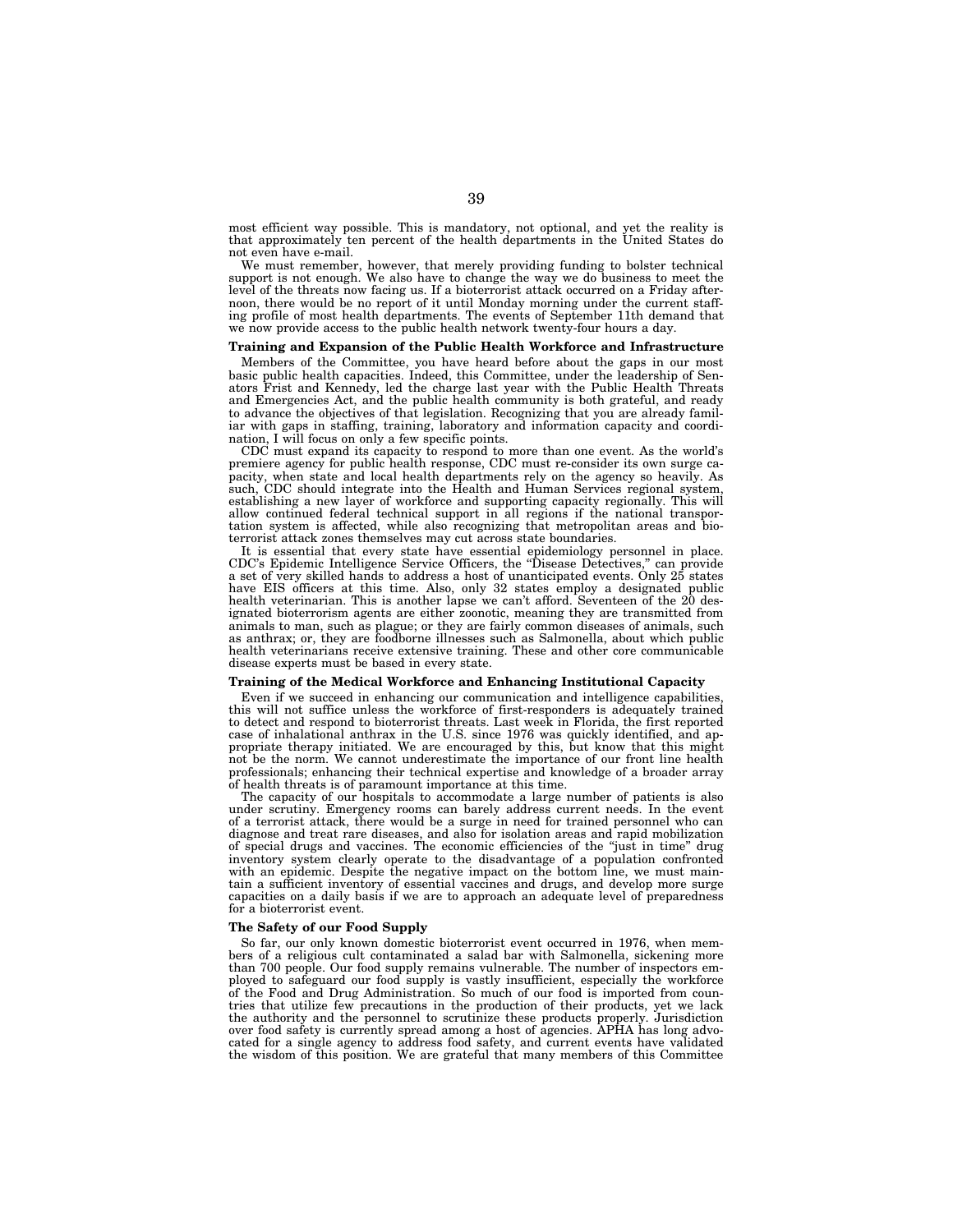most efficient way possible. This is mandatory, not optional, and yet the reality is that approximately ten percent of the health departments in the United States do not even have e-mail.

We must remember, however, that merely providing funding to bolster technical support is not enough. We also have to change the way we do business to meet the level of the threats now facing us. If a bioterrorist attack occurred on a Friday afternoon, there would be no report of it until Monday morning under the current staffing profile of most health departments. The events of September 11th demand that we now provide access to the public health network twenty-four hours a day.

**Training and Expansion of the Public Health Workforce and Infrastructure**

Members of the Committee, you have heard before about the gaps in our most basic public health capacities. Indeed, this Committee, under the leadership of Senators Frist and Kennedy, led the charge last year with the Public Health Threats and Emergencies Act, and the public health community is both grateful, and ready to advance the objectives of that legislation. Recognizing that you are already familiar with gaps in staffing, training, laboratory and information capacity and coordination, I will focus on only a few specific points.

CDC must expand its capacity to respond to more than one event. As the world's premiere agency for public health response, CDC must re-consider its own surge capacity, when state and local health departments rely on the agency so heavily. As such, CDC should integrate into the Health and Human Services regional system, establishing a new layer of workforce and supporting capacity regionally. This will allow continued federal technical support in all regions if the national transportation system is affected, while also recognizing that metropolitan areas and bioterrorist attack zones themselves may cut across state boundaries.

It is essential that every state have essential epidemiology personnel in place. CDC's Epidemic Intelligence Service Officers, the "Disease Detectives," can provide a set of very skilled hands to address a host of unanticipated events. Only 25 states have EIS officers at this time. Also, only 32 states employ a designated public health veterinarian. This is another lapse we can't afford. Seventeen of the 20 designated bioterrorism agents are either zoonotic, meaning they are transmitted from animals to man, such as plague; or they are fairly common diseases of animals, such as anthrax; or, they are foodborne illnesses such as Salmonella, about which public health veterinarians receive extensive training. These and other core communicable disease experts must be based in every state.

**Training of the Medical Workforce and Enhancing Institutional Capacity**

Even if we succeed in enhancing our communication and intelligence capabilities, this will not suffice unless the workforce of first-responders is adequately trained to detect and respond to bioterrorist threats. Last week in Florida, the first reported case of inhalational anthrax in the U.S. since 1976 was quickly identified, and appropriate therapy initiated. We are encouraged by this, but know that this might not be the norm. We cannot underestimate the importance of our front line health professionals; enhancing their technical expertise and knowledge of a broader array of health threats is of paramount importance at this time.

The capacity of our hospitals to accommodate a large number of patients is also under scrutiny. Emergency rooms can barely address current needs. In the event of a terrorist attack, there would be a surge in need for trained personnel who can diagnose and treat rare diseases, and also for isolation areas and rapid mobilization of special drugs and vaccines. The economic efficiencies of the "just in time" drug inventory system clearly operate to the disadvantage of a population confronted with an epidemic. Despite the negative impact on the bottom line, we must maintain a sufficient inventory of essential vaccines and drugs, and develop more surge capacities on a daily basis if we are to approach an adequate level of preparedness for a bioterrorist event.

**The Safety of our Food Supply**

So far, our only known domestic bioterrorist event occurred in 1976, when members of a religious cult contaminated a salad bar with Salmonella, sickening more than 700 people. Our food supply remains vulnerable. The number of inspectors employed to safeguard our food supply is vastly insufficient, especially the workforce of the Food and Drug Administration. So much of our food is imported from countries that utilize few precautions in the production of their products, yet we lack the authority and the personnel to scrutinize these products properly. Jurisdiction over food safety is currently spread among a host of agencies. APHA has long advocated for a single agency to address food safety, and current events have validated the wisdom of this position. We are grateful that many members of this Committee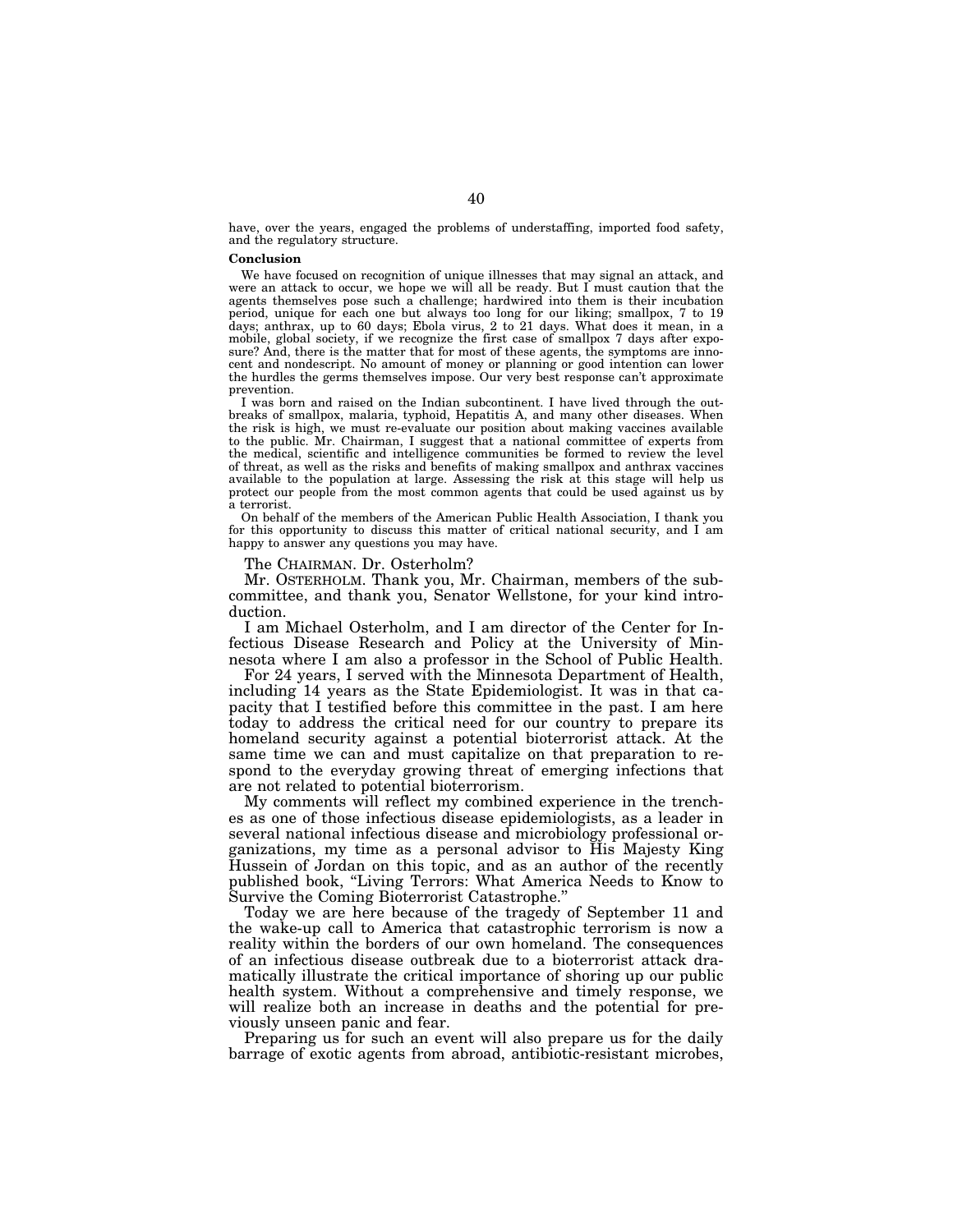have, over the years, engaged the problems of understaffing, imported food safety, and the regulatory structure.

**Conclusion**

We have focused on recognition of unique illnesses that may signal an attack, and were an attack to occur, we hope we will all be ready. But I must caution that the agents themselves pose such a challenge; hardwired into them is their incubation period, unique for each one but always too long for our liking; smallpox, 7 to 19 days; anthrax, up to 60 days; Ebola virus, 2 to 21 days. What does it mean, in a mobile, global society, if we recognize the first case of smallpox 7 days after exposure? And, there is the matter that for most of these agents, the symptoms are innocent and nondescript. No amount of money or planning or good intention can lower the hurdles the germs themselves impose. Our very best response can't approximate prevention.

I was born and raised on the Indian subcontinent. I have lived through the outbreaks of smallpox, malaria, typhoid, Hepatitis A, and many other diseases. When the risk is high, we must re-evaluate our position about making vaccines available to the public. Mr. Chairman, I suggest that a national committee of experts from the medical, scientific and intelligence communities be formed to review the level of threat, as well as the risks and benefits of making smallpox and anthrax vaccines available to the population at large. Assessing the risk at this stage will help us protect our people from the most common agents that could be used against us by a terrorist.

On behalf of the members of the American Public Health Association, I thank you for this opportunity to discuss this matter of critical national security, and I am happy to answer any questions you may have.

The CHAIRMAN. Dr. Osterholm?

Mr. OSTERHOLM. Thank you, Mr. Chairman, members of the subcommittee, and thank you, Senator Wellstone, for your kind introduction.

I am Michael Osterholm, and I am director of the Center for Infectious Disease Research and Policy at the University of Minnesota where I am also a professor in the School of Public Health.

For 24 years, I served with the Minnesota Department of Health, including 14 years as the State Epidemiologist. It was in that capacity that I testified before this committee in the past. I am here today to address the critical need for our country to prepare its homeland security against a potential bioterrorist attack. At the same time we can and must capitalize on that preparation to respond to the everyday growing threat of emerging infections that are not related to potential bioterrorism.

My comments will reflect my combined experience in the trenches as one of those infectious disease epidemiologists, as a leader in several national infectious disease and microbiology professional organizations, my time as a personal advisor to His Majesty King Hussein of Jordan on this topic, and as an author of the recently published book, "Living Terrors: What America Needs to Know to Survive the Coming Bioterrorist Catastrophe."

Today we are here because of the tragedy of September 11 and the wake-up call to America that catastrophic terrorism is now a reality within the borders of our own homeland. The consequences of an infectious disease outbreak due to a bioterrorist attack dramatically illustrate the critical importance of shoring up our public health system. Without a comprehensive and timely response, we will realize both an increase in deaths and the potential for previously unseen panic and fear.

Preparing us for such an event will also prepare us for the daily barrage of exotic agents from abroad, antibiotic-resistant microbes,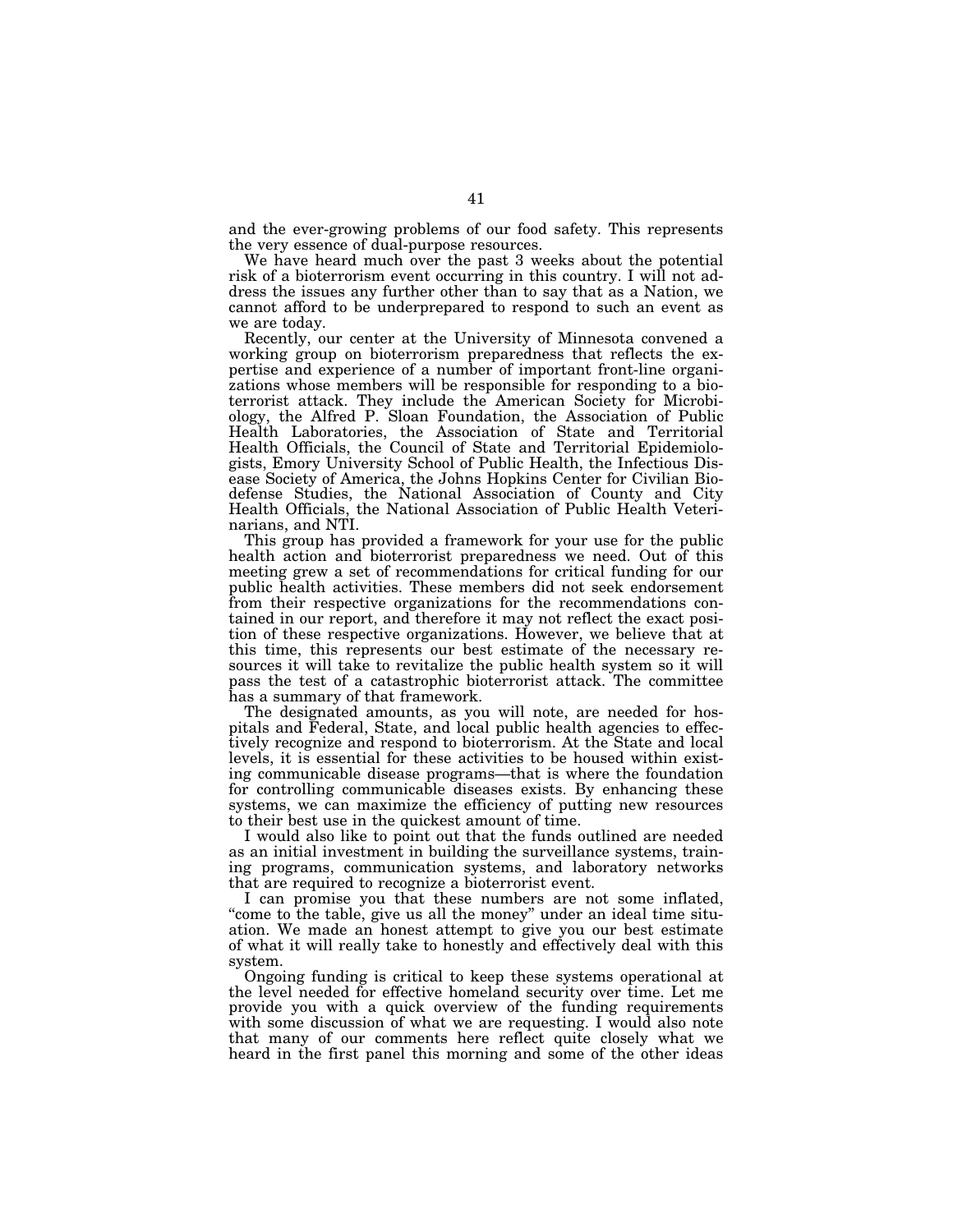and the ever-growing problems of our food safety. This represents the very essence of dual-purpose resources.

We have heard much over the past 3 weeks about the potential risk of a bioterrorism event occurring in this country. I will not address the issues any further other than to say that as a Nation, we cannot afford to be underprepared to respond to such an event as we are today.

Recently, our center at the University of Minnesota convened a working group on bioterrorism preparedness that reflects the expertise and experience of a number of important front-line organizations whose members will be responsible for responding to a bioterrorist attack. They include the American Society for Microbiology, the Alfred P. Sloan Foundation, the Association of Public Health Laboratories, the Association of State and Territorial Health Officials, the Council of State and Territorial Epidemiologists, Emory University School of Public Health, the Infectious Disease Society of America, the Johns Hopkins Center for Civilian Biodefense Studies, the National Association of County and City Health Officials, the National Association of Public Health Veterinarians, and NTI.

This group has provided a framework for your use for the public health action and bioterrorist preparedness we need. Out of this meeting grew a set of recommendations for critical funding for our public health activities. These members did not seek endorsement from their respective organizations for the recommendations contained in our report, and therefore it may not reflect the exact position of these respective organizations. However, we believe that at this time, this represents our best estimate of the necessary resources it will take to revitalize the public health system so it will pass the test of a catastrophic bioterrorist attack. The committee has a summary of that framework.

The designated amounts, as you will note, are needed for hospitals and Federal, State, and local public health agencies to effectively recognize and respond to bioterrorism. At the State and local levels, it is essential for these activities to be housed within existing communicable disease programs—that is where the foundation for controlling communicable diseases exists. By enhancing these systems, we can maximize the efficiency of putting new resources to their best use in the quickest amount of time.

I would also like to point out that the funds outlined are needed as an initial investment in building the surveillance systems, training programs, communication systems, and laboratory networks that are required to recognize a bioterrorist event.

I can promise you that these numbers are not some inflated, "come to the table, give us all the money" under an ideal time situation. We made an honest attempt to give you our best estimate of what it will really take to honestly and effectively deal with this system.

Ongoing funding is critical to keep these systems operational at the level needed for effective homeland security over time. Let me provide you with a quick overview of the funding requirements with some discussion of what we are requesting. I would also note that many of our comments here reflect quite closely what we heard in the first panel this morning and some of the other ideas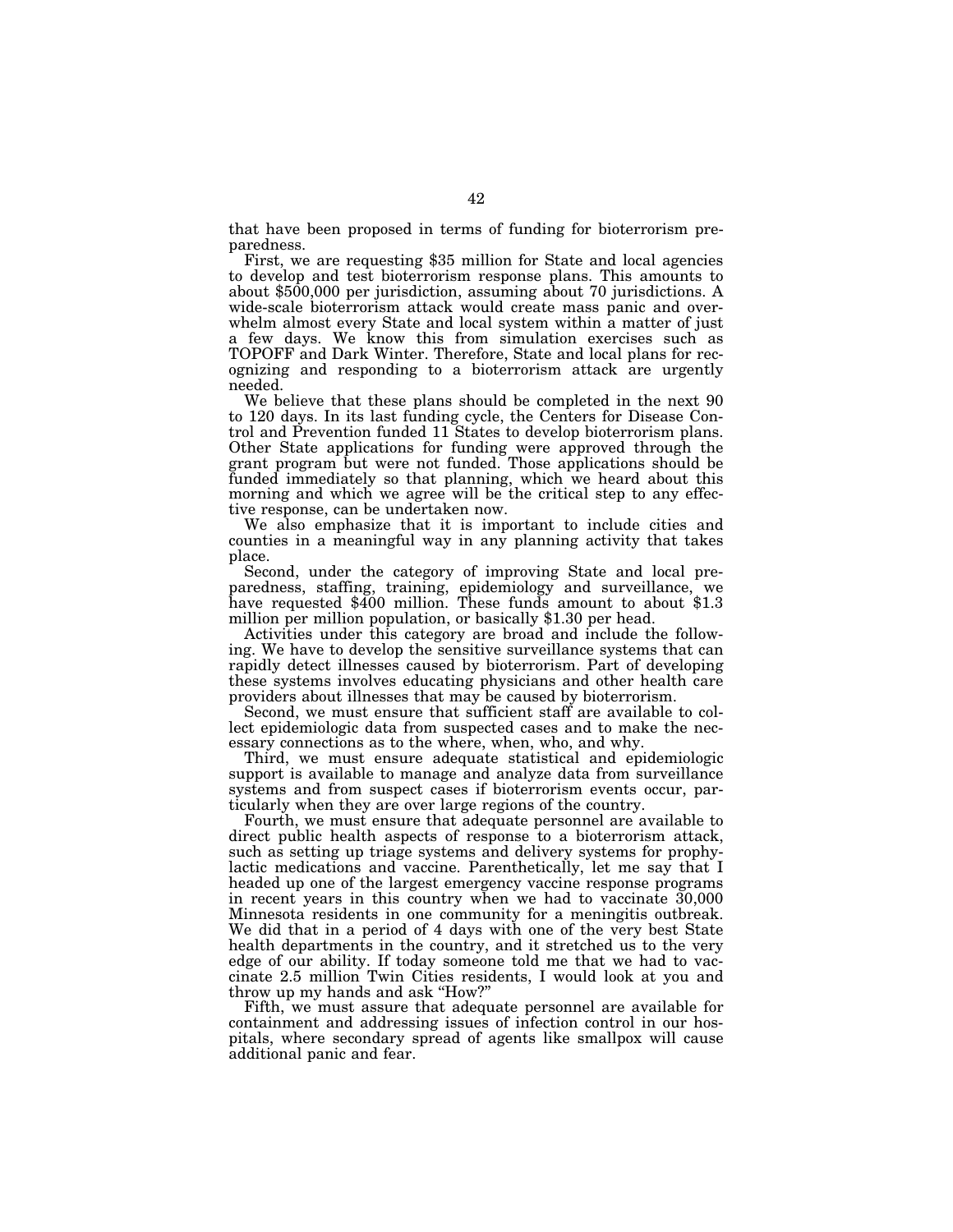that have been proposed in terms of funding for bioterrorism preparedness.

First, we are requesting $35 million for State and local agencies to develop and test bioterrorism response plans. This amounts to about $500,000 per jurisdiction, assuming about 70 jurisdictions. A wide-scale bioterrorism attack would create mass panic and overwhelm almost every State and local system within a matter of just a few days. We know this from simulation exercises such as TOPOFF and Dark Winter. Therefore, State and local plans for recognizing and responding to a bioterrorism attack are urgently needed.

We believe that these plans should be completed in the next 90 to 120 days. In its last funding cycle, the Centers for Disease Control and Prevention funded 11 States to develop bioterrorism plans. Other State applications for funding were approved through the grant program but were not funded. Those applications should be funded immediately so that planning, which we heard about this morning and which we agree will be the critical step to any effective response, can be undertaken now.

We also emphasize that it is important to include cities and counties in a meaningful way in any planning activity that takes place.

Second, under the category of improving State and local preparedness, staffing, training, epidemiology and surveillance, we have requested $400 million. These funds amount to about $1.3 million per million population, or basically $1.30 per head.

Activities under this category are broad and include the following. We have to develop the sensitive surveillance systems that can rapidly detect illnesses caused by bioterrorism. Part of developing these systems involves educating physicians and other health care providers about illnesses that may be caused by bioterrorism.

Second, we must ensure that sufficient staff are available to collect epidemiologic data from suspected cases and to make the necessary connections as to the where, when, who, and why.

Third, we must ensure adequate statistical and epidemiologic support is available to manage and analyze data from surveillance systems and from suspect cases if bioterrorism events occur, particularly when they are over large regions of the country.

Fourth, we must ensure that adequate personnel are available to direct public health aspects of response to a bioterrorism attack, such as setting up triage systems and delivery systems for prophylactic medications and vaccine. Parenthetically, let me say that I headed up one of the largest emergency vaccine response programs in recent years in this country when we had to vaccinate 30,000 Minnesota residents in one community for a meningitis outbreak. We did that in a period of 4 days with one of the very best State health departments in the country, and it stretched us to the very edge of our ability. If today someone told me that we had to vaccinate 2.5 million Twin Cities residents, I would look at you and throw up my hands and ask "How?"

Fifth, we must assure that adequate personnel are available for containment and addressing issues of infection control in our hospitals, where secondary spread of agents like smallpox will cause additional panic and fear.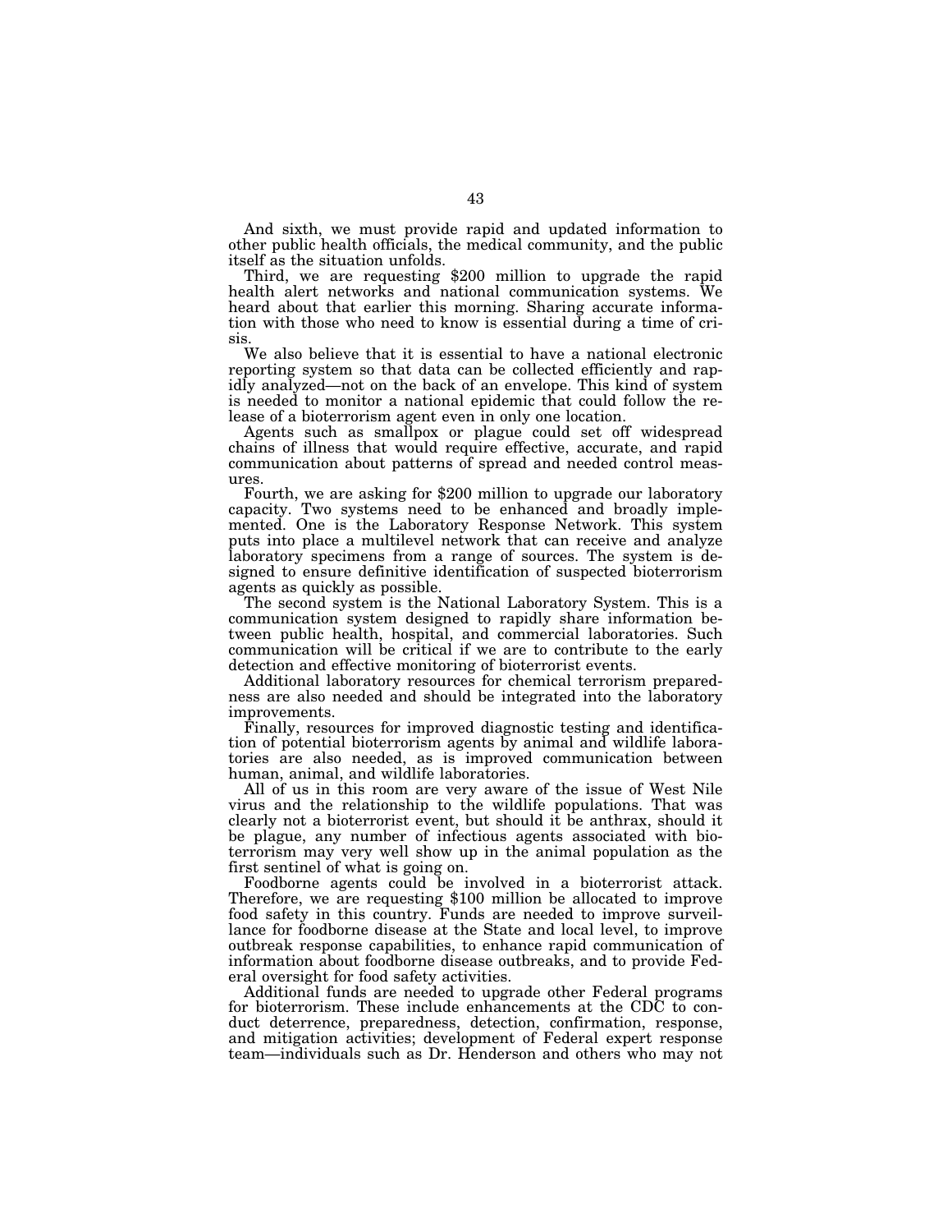And sixth, we must provide rapid and updated information to other public health officials, the medical community, and the public itself as the situation unfolds.

Third, we are requesting $200 million to upgrade the rapid health alert networks and national communication systems. We heard about that earlier this morning. Sharing accurate information with those who need to know is essential during a time of crisis.

We also believe that it is essential to have a national electronic reporting system so that data can be collected efficiently and rapidly analyzed—not on the back of an envelope. This kind of system is needed to monitor a national epidemic that could follow the release of a bioterrorism agent even in only one location.

Agents such as smallpox or plague could set off widespread chains of illness that would require effective, accurate, and rapid communication about patterns of spread and needed control measures.

Fourth, we are asking for $200 million to upgrade our laboratory capacity. Two systems need to be enhanced and broadly implemented. One is the Laboratory Response Network. This system puts into place a multilevel network that can receive and analyze laboratory specimens from a range of sources. The system is designed to ensure definitive identification of suspected bioterrorism agents as quickly as possible.

The second system is the National Laboratory System. This is a communication system designed to rapidly share information between public health, hospital, and commercial laboratories. Such communication will be critical if we are to contribute to the early detection and effective monitoring of bioterrorist events.

Additional laboratory resources for chemical terrorism preparedness are also needed and should be integrated into the laboratory improvements.

Finally, resources for improved diagnostic testing and identification of potential bioterrorism agents by animal and wildlife laboratories are also needed, as is improved communication between human, animal, and wildlife laboratories.

All of us in this room are very aware of the issue of West Nile virus and the relationship to the wildlife populations. That was clearly not a bioterrorist event, but should it be anthrax, should it be plague, any number of infectious agents associated with bioterrorism may very well show up in the animal population as the first sentinel of what is going on.

Foodborne agents could be involved in a bioterrorist attack. Therefore, we are requesting $100 million be allocated to improve food safety in this country. Funds are needed to improve surveillance for foodborne disease at the State and local level, to improve outbreak response capabilities, to enhance rapid communication of information about foodborne disease outbreaks, and to provide Federal oversight for food safety activities.

Additional funds are needed to upgrade other Federal programs for bioterrorism. These include enhancements at the CDC to conduct deterrence, preparedness, detection, confirmation, response, and mitigation activities; development of Federal expert response team—individuals such as Dr. Henderson and others who may not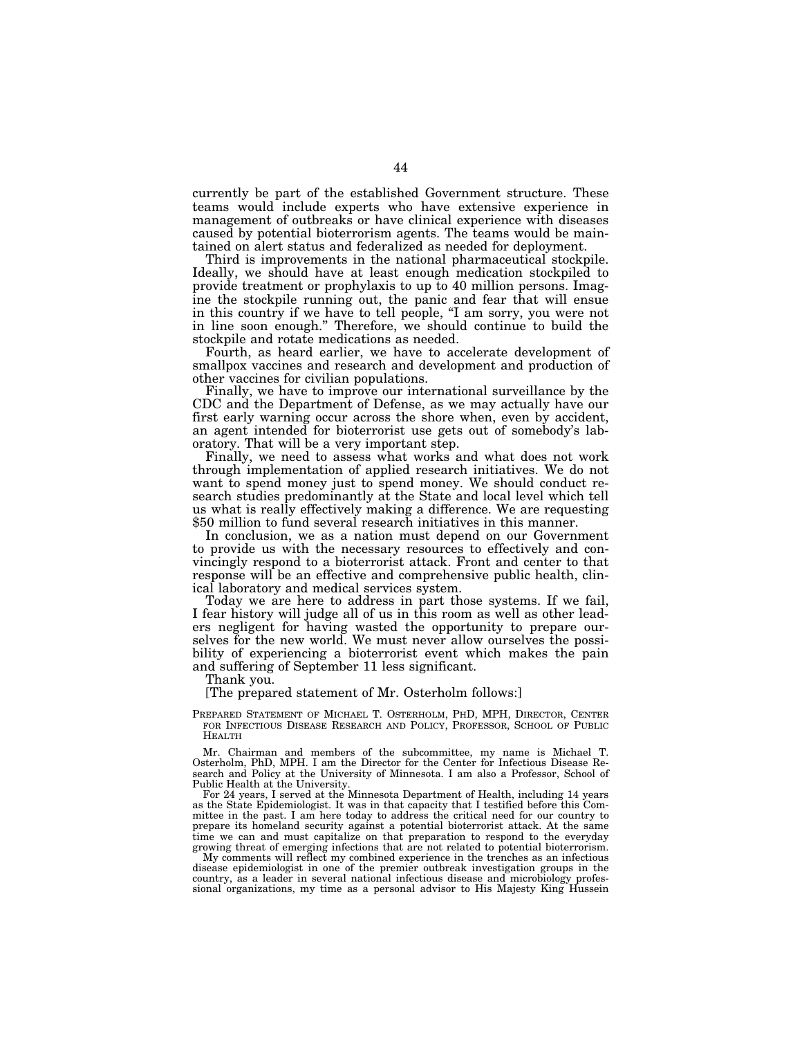currently be part of the established Government structure. These teams would include experts who have extensive experience in management of outbreaks or have clinical experience with diseases caused by potential bioterrorism agents. The teams would be maintained on alert status and federalized as needed for deployment.

Third is improvements in the national pharmaceutical stockpile. Ideally, we should have at least enough medication stockpiled to provide treatment or prophylaxis to up to 40 million persons. Imagine the stockpile running out, the panic and fear that will ensue in this country if we have to tell people, "I am sorry, you were not in line soon enough." Therefore, we should continue to build the stockpile and rotate medications as needed.

Fourth, as heard earlier, we have to accelerate development of smallpox vaccines and research and development and production of other vaccines for civilian populations.

Finally, we have to improve our international surveillance by the CDC and the Department of Defense, as we may actually have our first early warning occur across the shore when, even by accident, an agent intended for bioterrorist use gets out of somebody's laboratory. That will be a very important step.

Finally, we need to assess what works and what does not work through implementation of applied research initiatives. We do not want to spend money just to spend money. We should conduct research studies predominantly at the State and local level which tell us what is really effectively making a difference. We are requesting $50 million to fund several research initiatives in this manner.

In conclusion, we as a nation must depend on our Government to provide us with the necessary resources to effectively and convincingly respond to a bioterrorist attack. Front and center to that response will be an effective and comprehensive public health, clinical laboratory and medical services system.

Today we are here to address in part those systems. If we fail, I fear history will judge all of us in this room as well as other leaders negligent for having wasted the opportunity to prepare ourselves for the new world. We must never allow ourselves the possibility of experiencing a bioterrorist event which makes the pain and suffering of September 11 less significant.

Thank you.

[The prepared statement of Mr. Osterholm follows:]

PREPARED STATEMENT OF MICHAEL T. OSTERHOLM, PHD, MPH, DIRECTOR, CENTER FOR INFECTIOUS DISEASE RESEARCH AND POLICY, PROFESSOR, SCHOOL OF PUBLIC HEALTH

Mr. Chairman and members of the subcommittee, my name is Michael T. Osterholm, PhD, MPH. I am the Director for the Center for Infectious Disease Research and Policy at the University of Minnesota. I am also a Professor, School of Public Health at the University.

For 24 years, I served at the Minnesota Department of Health, including 14 years as the State Epidemiologist. It was in that capacity that I testified before this Committee in the past. I am here today to address the critical need for our country to prepare its homeland security against a potential bioterrorist attack. At the same time we can and must capitalize on that preparation to respond to the everyday growing threat of emerging infections that are not related to potential bioterrorism.

My comments will reflect my combined experience in the trenches as an infectious disease epidemiologist in one of the premier outbreak investigation groups in the country, as a leader in several national infectious disease and microbiology professional organizations, my time as a personal advisor to His Majesty King Hussein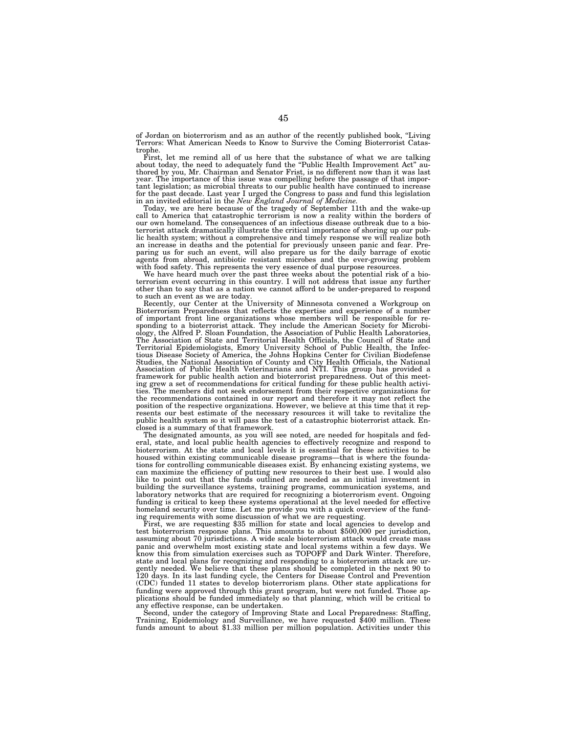of Jordan on bioterrorism and as an author of the recently published book, "Living Terrors: What American Needs to Know to Survive the Coming Bioterrorist Catastrophe.

First, let me remind all of us here that the substance of what we are talking about today, the need to adequately fund the "Public Health Improvement Act" authored by you, Mr. Chairman and Senator Frist, is no different now than it was last year. The importance of this issue was compelling before the passage of that important legislation; as microbial threats to our public health have continued to increase for the past decade. Last year I urged the Congress to pass and fund this legislation in an invited editorial in the *New England Journal of Medicine.*

Today, we are here because of the tragedy of September 11th and the wake-up call to America that catastrophic terrorism is now a reality within the borders of our own homeland. The consequences of an infectious disease outbreak due to a bioterrorist attack dramatically illustrate the critical importance of shoring up our public health system; without a comprehensive and timely response we will realize both an increase in deaths and the potential for previously unseen panic and fear. Preparing us for such an event, will also prepare us for the daily barrage of exotic agents from abroad, antibiotic resistant microbes and the ever-growing problem with food safety. This represents the very essence of dual purpose resources.

We have heard much over the past three weeks about the potential risk of a bioterrorism event occurring in this country. I will not address that issue any further other than to say that as a nation we cannot afford to be under-prepared to respond to such an event as we are today.

Recently, our Center at the University of Minnesota convened a Workgroup on Bioterrorism Preparedness that reflects the expertise and experience of a number of important front line organizations whose members will be responsible for responding to a bioterrorist attack. They include the American Society for Microbiology, the Alfred P. Sloan Foundation, the Association of Public Health Laboratories, The Association of State and Territorial Health Officials, the Council of State and Territorial Epidemiologists, Emory University School of Public Health, the Infectious Disease Society of America, the Johns Hopkins Center for Civilian Biodefense Studies, the National Association of County and City Health Officials, the National Association of Public Health Veterinarians and NTI. This group has provided a framework for public health action and bioterrorist preparedness. Out of this meeting grew a set of recommendations for critical funding for these public health activities. The members did not seek endorsement from their respective organizations for the recommendations contained in our report and therefore it may not reflect the position of the respective organizations. However, we believe at this time that it represents our best estimate of the necessary resources it will take to revitalize the public health system so it will pass the test of a catastrophic bioterrorist attack. Enclosed is a summary of that framework.

The designated amounts, as you will see noted, are needed for hospitals and federal, state, and local public health agencies to effectively recognize and respond to bioterrorism. At the state and local levels it is essential for these activities to be housed within existing communicable disease programs—that is where the foundations for controlling communicable diseases exist. By enhancing existing systems, we can maximize the efficiency of putting new resources to their best use. I would also like to point out that the funds outlined are needed as an initial investment in building the surveillance systems, training programs, communication systems, and laboratory networks that are required for recognizing a bioterrorism event. Ongoing funding is critical to keep these systems operational at the level needed for effective homeland security over time. Let me provide you with a quick overview of the funding requirements with some discussion of what we are requesting.

First, we are requesting $35 million for state and local agencies to develop and test bioterrorism response plans. This amounts to about $500,000 per jurisdiction, assuming about 70 jurisdictions. A wide scale bioterrorism attack would create mass panic and overwhelm most existing state and local systems within a few days. We know this from simulation exercises such as TOPOFF and Dark Winter. Therefore, state and local plans for recognizing and responding to a bioterrorism attack are urgently needed. We believe that these plans should be completed in the next 90 to 120 days. In its last funding cycle, the Centers for Disease Control and Prevention (CDC) funded 11 states to develop bioterrorism plans. Other state applications for funding were approved through this grant program, but were not funded. Those applications should be funded immediately so that planning, which will be critical to any effective response, can be undertaken.

Second, under the category of Improving State and Local Preparedness: Staffing, Training, Epidemiology and Surveillance, we have requested $400 million. These funds amount to about $1.33 million per million population. Activities under this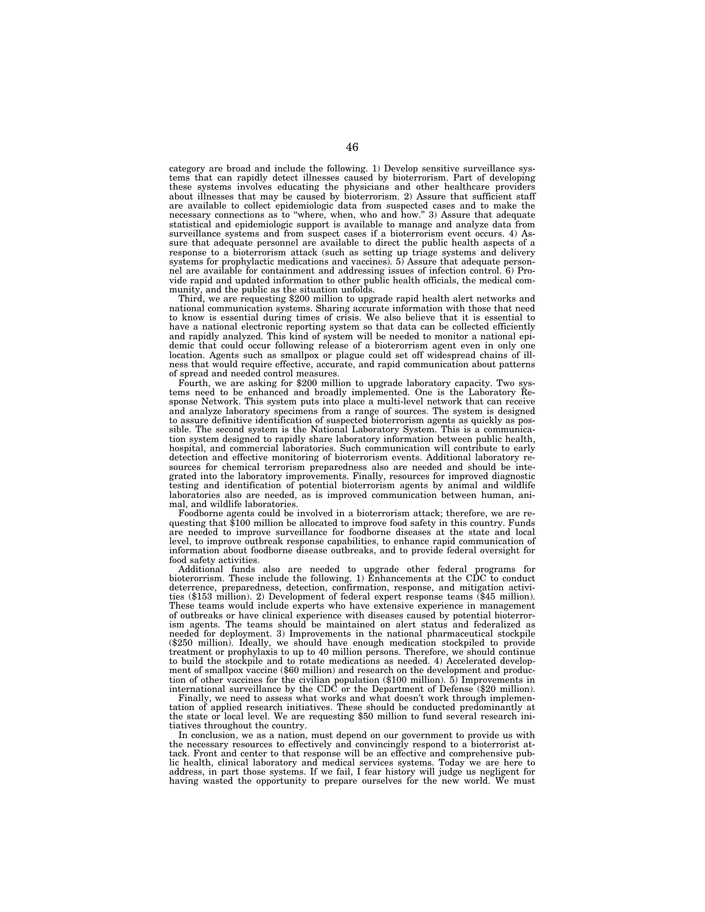category are broad and include the following. 1) Develop sensitive surveillance systems that can rapidly detect illnesses caused by bioterrorism. Part of developing these systems involves educating the physicians and other healthcare providers about illnesses that may be caused by bioterrorism. 2) Assure that sufficient staff are available to collect epidemiologic data from suspected cases and to make the necessary connections as to "where, when, who and how." 3) Assure that adequate statistical and epidemiologic support is available to manage and analyze data from surveillance systems and from suspect cases if a bioterrorism event occurs. 4) Assure that adequate personnel are available to direct the public health aspects of a response to a bioterrorism attack (such as setting up triage systems and delivery systems for prophylactic medications and vaccines). 5) Assure that adequate personnel are available for containment and addressing issues of infection control. 6) Provide rapid and updated information to other public health officials, the medical community, and the public as the situation unfolds.

Third, we are requesting $200 million to upgrade rapid health alert networks and national communication systems. Sharing accurate information with those that need to know is essential during times of crisis. We also believe that it is essential to have a national electronic reporting system so that data can be collected efficiently and rapidly analyzed. This kind of system will be needed to monitor a national epidemic that could occur following release of a bioterrorism agent even in only one location. Agents such as smallpox or plague could set off widespread chains of illness that would require effective, accurate, and rapid communication about patterns of spread and needed control measures.

Fourth, we are asking for $200 million to upgrade laboratory capacity. Two systems need to be enhanced and broadly implemented. One is the Laboratory Response Network. This system puts into place a multi-level network that can receive and analyze laboratory specimens from a range of sources. The system is designed to assure definitive identification of suspected bioterrorism agents as quickly as possible. The second system is the National Laboratory System. This is a communication system designed to rapidly share laboratory information between public health, hospital, and commercial laboratories. Such communication will contribute to early detection and effective monitoring of bioterrorism events. Additional laboratory resources for chemical terrorism preparedness also are needed and should be integrated into the laboratory improvements. Finally, resources for improved diagnostic testing and identification of potential bioterrorism agents by animal and wildlife laboratories also are needed, as is improved communication between human, animal, and wildlife laboratories.

Foodborne agents could be involved in a bioterrorism attack; therefore, we are requesting that $100 million be allocated to improve food safety in this country. Funds are needed to improve surveillance for foodborne diseases at the state and local level, to improve outbreak response capabilities, to enhance rapid communication of information about foodborne disease outbreaks, and to provide federal oversight for food safety activities.

Additional funds also are needed to upgrade other federal programs for bioterorrism. These include the following. 1) Enhancements at the CDC to conduct deterrence, preparedness, detection, confirmation, response, and mitigation activities ($153 million). 2) Development of federal expert response teams ($45 million). These teams would include experts who have extensive experience in management of outbreaks or have clinical experience with diseases caused by potential bioterrorism agents. The teams should be maintained on alert status and federalized as needed for deployment. 3) Improvements in the national pharmaceutical stockpile ($250 million). Ideally, we should have enough medication stockpiled to provide treatment or prophylaxis to up to 40 million persons. Therefore, we should continue to build the stockpile and to rotate medications as needed. 4) Accelerated development of smallpox vaccine ($60 million) and research on the development and production of other vaccines for the civilian population ($100 million). 5) Improvements in international surveillance by the CDC or the Department of Defense ($20 million).

Finally, we need to assess what works and what doesn't work through implementation of applied research initiatives. These should be conducted predominantly at the state or local level. We are requesting $50 million to fund several research initiatives throughout the country.

In conclusion, we as a nation, must depend on our government to provide us with the necessary resources to effectively and convincingly respond to a bioterrorist attack. Front and center to that response will be an effective and comprehensive public health, clinical laboratory and medical services systems. Today we are here to address, in part those systems. If we fail, I fear history will judge us negligent for having wasted the opportunity to prepare ourselves for the new world. We must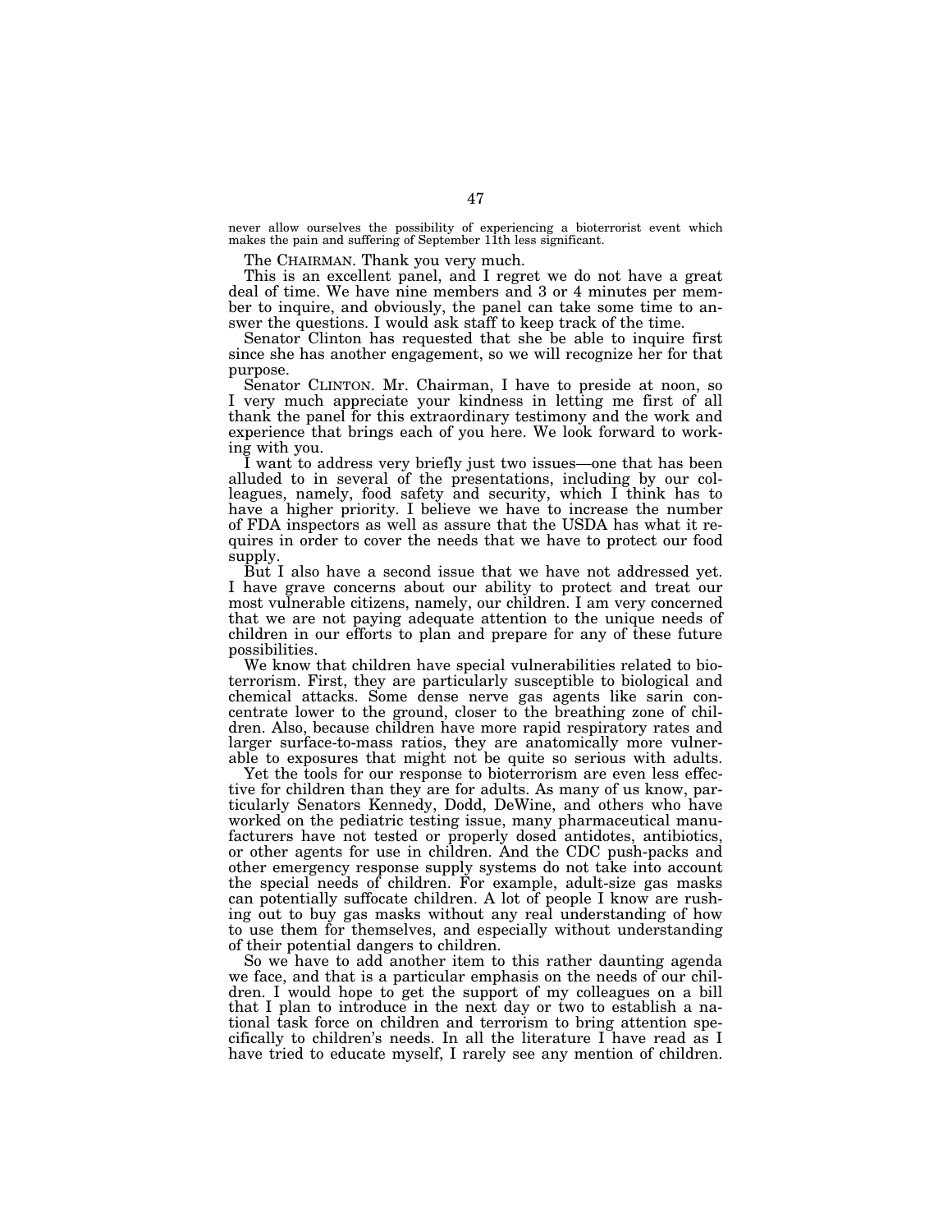never allow ourselves the possibility of experiencing a bioterrorist event which makes the pain and suffering of September 11th less significant.

The CHAIRMAN. Thank you very much.

This is an excellent panel, and I regret we do not have a great deal of time. We have nine members and 3 or 4 minutes per member to inquire, and obviously, the panel can take some time to answer the questions. I would ask staff to keep track of the time.

Senator Clinton has requested that she be able to inquire first since she has another engagement, so we will recognize her for that purpose.

Senator CLINTON. Mr. Chairman, I have to preside at noon, so I very much appreciate your kindness in letting me first of all thank the panel for this extraordinary testimony and the work and experience that brings each of you here. We look forward to working with you.

I want to address very briefly just two issues—one that has been alluded to in several of the presentations, including by our colleagues, namely, food safety and security, which I think has to have a higher priority. I believe we have to increase the number of FDA inspectors as well as assure that the USDA has what it requires in order to cover the needs that we have to protect our food supply.

But I also have a second issue that we have not addressed yet. I have grave concerns about our ability to protect and treat our most vulnerable citizens, namely, our children. I am very concerned that we are not paying adequate attention to the unique needs of children in our efforts to plan and prepare for any of these future possibilities.

We know that children have special vulnerabilities related to bioterrorism. First, they are particularly susceptible to biological and chemical attacks. Some dense nerve gas agents like sarin concentrate lower to the ground, closer to the breathing zone of children. Also, because children have more rapid respiratory rates and larger surface-to-mass ratios, they are anatomically more vulnerable to exposures that might not be quite so serious with adults.

Yet the tools for our response to bioterrorism are even less effective for children than they are for adults. As many of us know, particularly Senators Kennedy, Dodd, DeWine, and others who have worked on the pediatric testing issue, many pharmaceutical manufacturers have not tested or properly dosed antidotes, antibiotics, or other agents for use in children. And the CDC push-packs and other emergency response supply systems do not take into account the special needs of children. For example, adult-size gas masks can potentially suffocate children. A lot of people I know are rushing out to buy gas masks without any real understanding of how to use them for themselves, and especially without understanding of their potential dangers to children.

So we have to add another item to this rather daunting agenda we face, and that is a particular emphasis on the needs of our children. I would hope to get the support of my colleagues on a bill that I plan to introduce in the next day or two to establish a national task force on children and terrorism to bring attention specifically to children's needs. In all the literature I have read as I have tried to educate myself, I rarely see any mention of children.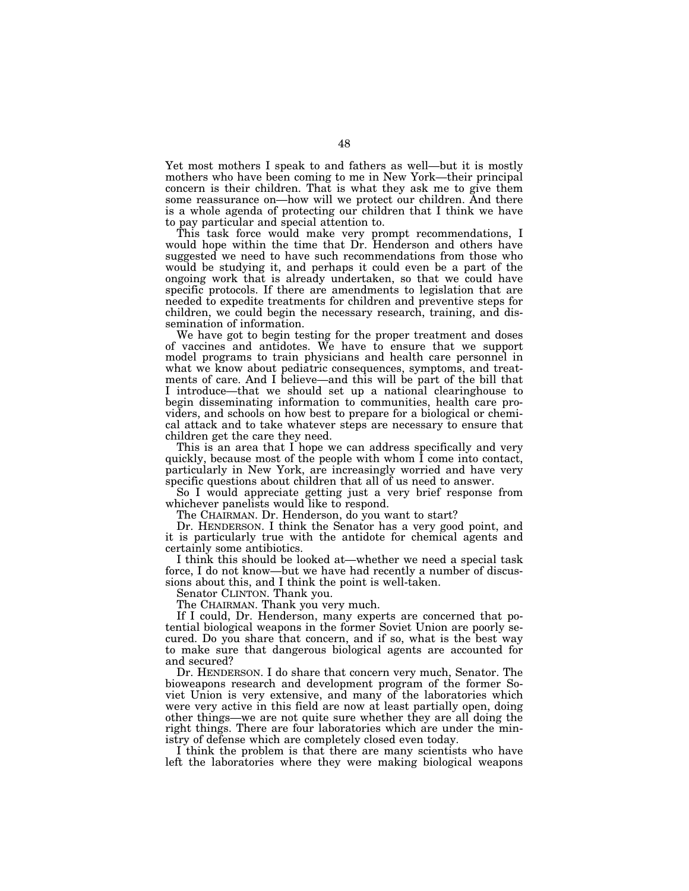Yet most mothers I speak to and fathers as well—but it is mostly mothers who have been coming to me in New York—their principal concern is their children. That is what they ask me to give them some reassurance on—how will we protect our children. And there is a whole agenda of protecting our children that I think we have to pay particular and special attention to.

This task force would make very prompt recommendations, I would hope within the time that Dr. Henderson and others have suggested we need to have such recommendations from those who would be studying it, and perhaps it could even be a part of the ongoing work that is already undertaken, so that we could have specific protocols. If there are amendments to legislation that are needed to expedite treatments for children and preventive steps for children, we could begin the necessary research, training, and dissemination of information.

We have got to begin testing for the proper treatment and doses of vaccines and antidotes. We have to ensure that we support model programs to train physicians and health care personnel in what we know about pediatric consequences, symptoms, and treatments of care. And I believe—and this will be part of the bill that I introduce—that we should set up a national clearinghouse to begin disseminating information to communities, health care providers, and schools on how best to prepare for a biological or chemical attack and to take whatever steps are necessary to ensure that children get the care they need.

This is an area that I hope we can address specifically and very quickly, because most of the people with whom I come into contact, particularly in New York, are increasingly worried and have very specific questions about children that all of us need to answer.

So I would appreciate getting just a very brief response from whichever panelists would like to respond.

The CHAIRMAN. Dr. Henderson, do you want to start?

Dr. HENDERSON. I think the Senator has a very good point, and it is particularly true with the antidote for chemical agents and certainly some antibiotics.

I think this should be looked at—whether we need a special task force, I do not know—but we have had recently a number of discussions about this, and I think the point is well-taken.

Senator CLINTON. Thank you.

The CHAIRMAN. Thank you very much.

If I could, Dr. Henderson, many experts are concerned that potential biological weapons in the former Soviet Union are poorly secured. Do you share that concern, and if so, what is the best way to make sure that dangerous biological agents are accounted for and secured?

Dr. HENDERSON. I do share that concern very much, Senator. The bioweapons research and development program of the former Soviet Union is very extensive, and many of the laboratories which were very active in this field are now at least partially open, doing other things—we are not quite sure whether they are all doing the right things. There are four laboratories which are under the ministry of defense which are completely closed even today.

I think the problem is that there are many scientists who have left the laboratories where they were making biological weapons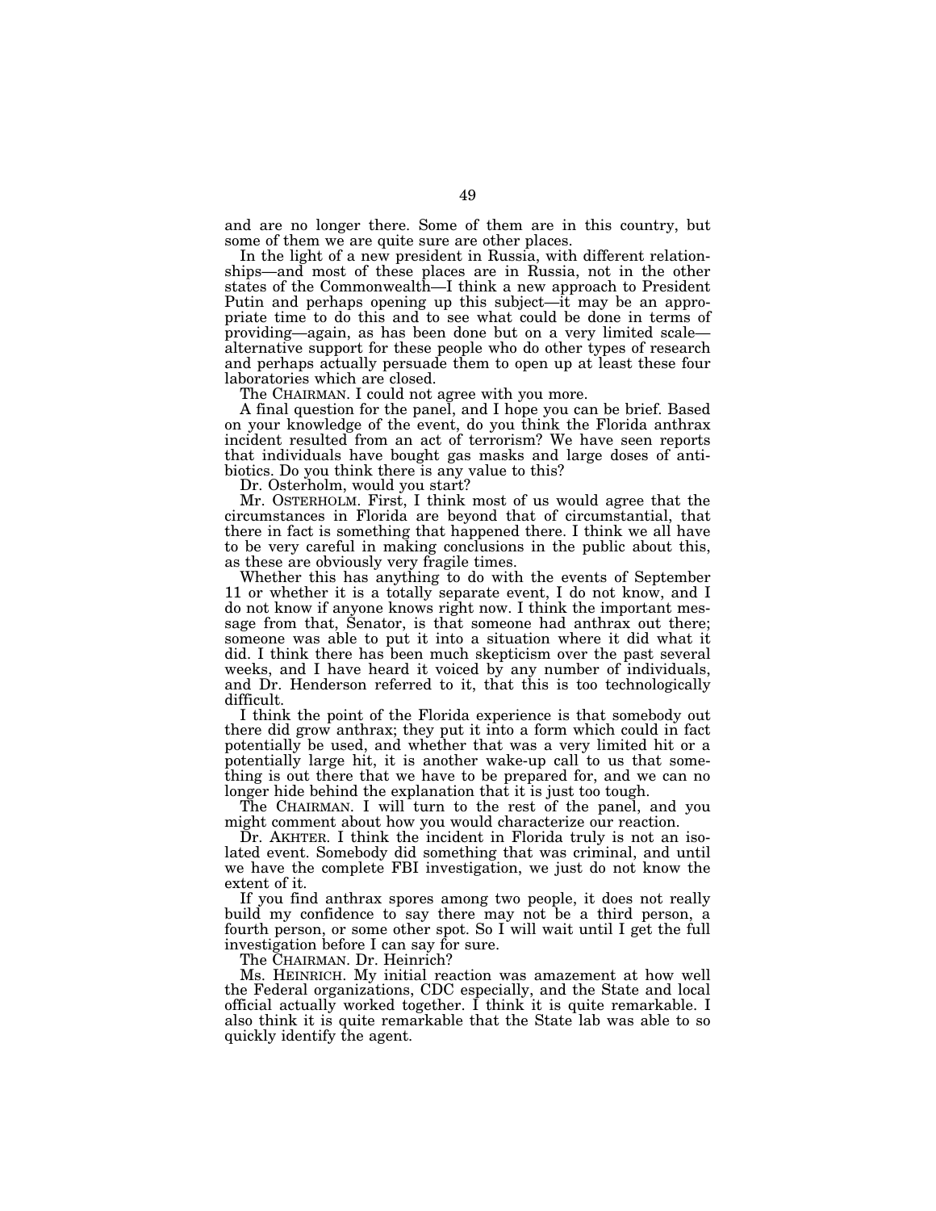and are no longer there. Some of them are in this country, but some of them we are quite sure are other places.

In the light of a new president in Russia, with different relationships—and most of these places are in Russia, not in the other states of the Commonwealth—I think a new approach to President Putin and perhaps opening up this subject—it may be an appropriate time to do this and to see what could be done in terms of providing—again, as has been done but on a very limited scale—alternative support for these people who do other types of research and perhaps actually persuade them to open up at least these four laboratories which are closed.

The CHAIRMAN. I could not agree with you more.

A final question for the panel, and I hope you can be brief. Based on your knowledge of the event, do you think the Florida anthrax incident resulted from an act of terrorism? We have seen reports that individuals have bought gas masks and large doses of antibiotics. Do you think there is any value to this?

Dr. Osterholm, would you start?

Mr. OSTERHOLM. First, I think most of us would agree that the circumstances in Florida are beyond that of circumstantial, that there in fact is something that happened there. I think we all have to be very careful in making conclusions in the public about this, as these are obviously very fragile times.

Whether this has anything to do with the events of September 11 or whether it is a totally separate event, I do not know, and I do not know if anyone knows right now. I think the important message from that, Senator, is that someone had anthrax out there; someone was able to put it into a situation where it did what it did. I think there has been much skepticism over the past several weeks, and I have heard it voiced by any number of individuals, and Dr. Henderson referred to it, that this is too technologically difficult.

I think the point of the Florida experience is that somebody out there did grow anthrax; they put it into a form which could in fact potentially be used, and whether that was a very limited hit or a potentially large hit, it is another wake-up call to us that something is out there that we have to be prepared for, and we can no longer hide behind the explanation that it is just too tough.

The CHAIRMAN. I will turn to the rest of the panel, and you might comment about how you would characterize our reaction.

Dr. AKHTER. I think the incident in Florida truly is not an isolated event. Somebody did something that was criminal, and until we have the complete FBI investigation, we just do not know the extent of it.

If you find anthrax spores among two people, it does not really build my confidence to say there may not be a third person, a fourth person, or some other spot. So I will wait until I get the full investigation before I can say for sure.

The CHAIRMAN. Dr. Heinrich?

Ms. HEINRICH. My initial reaction was amazement at how well the Federal organizations, CDC especially, and the State and local official actually worked together. I think it is quite remarkable. I also think it is quite remarkable that the State lab was able to so quickly identify the agent.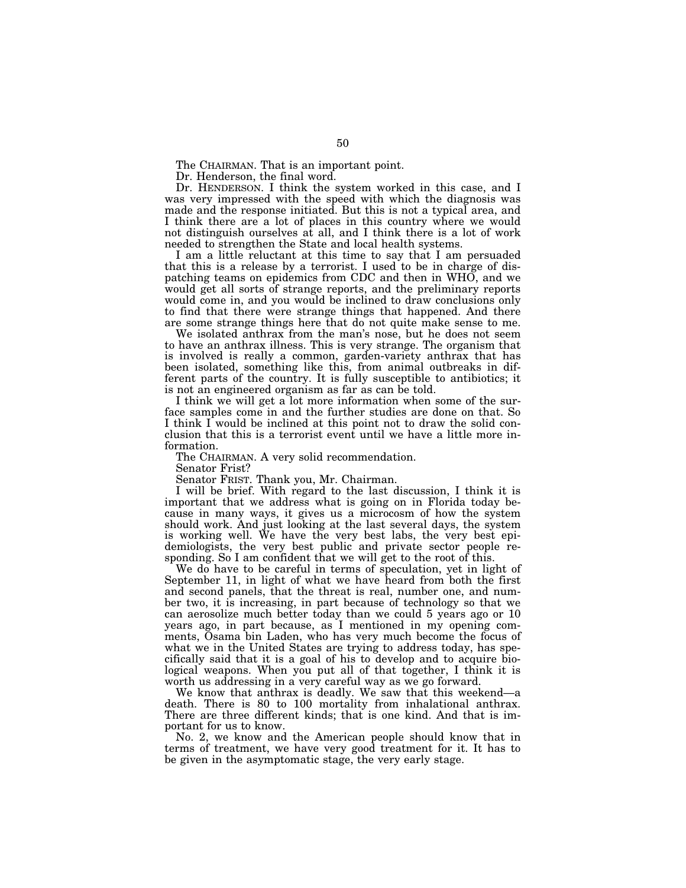The CHAIRMAN. That is an important point.

Dr. Henderson, the final word.

Dr. HENDERSON. I think the system worked in this case, and I was very impressed with the speed with which the diagnosis was made and the response initiated. But this is not a typical area, and I think there are a lot of places in this country where we would not distinguish ourselves at all, and I think there is a lot of work needed to strengthen the State and local health systems.

I am a little reluctant at this time to say that I am persuaded that this is a release by a terrorist. I used to be in charge of dispatching teams on epidemics from CDC and then in WHO, and we would get all sorts of strange reports, and the preliminary reports would come in, and you would be inclined to draw conclusions only to find that there were strange things that happened. And there are some strange things here that do not quite make sense to me.

We isolated anthrax from the man's nose, but he does not seem to have an anthrax illness. This is very strange. The organism that is involved is really a common, garden-variety anthrax that has been isolated, something like this, from animal outbreaks in different parts of the country. It is fully susceptible to antibiotics; it is not an engineered organism as far as can be told.

I think we will get a lot more information when some of the surface samples come in and the further studies are done on that. So I think I would be inclined at this point not to draw the solid conclusion that this is a terrorist event until we have a little more information.

The CHAIRMAN. A very solid recommendation.

Senator Frist?

Senator FRIST. Thank you, Mr. Chairman.

I will be brief. With regard to the last discussion, I think it is important that we address what is going on in Florida today because in many ways, it gives us a microcosm of how the system should work. And just looking at the last several days, the system is working well. We have the very best labs, the very best epidemiologists, the very best public and private sector people responding. So I am confident that we will get to the root of this.

We do have to be careful in terms of speculation, yet in light of September 11, in light of what we have heard from both the first and second panels, that the threat is real, number one, and number two, it is increasing, in part because of technology so that we can aerosolize much better today than we could 5 years ago or 10 years ago, in part because, as I mentioned in my opening comments, Osama bin Laden, who has very much become the focus of what we in the United States are trying to address today, has specifically said that it is a goal of his to develop and to acquire biological weapons. When you put all of that together, I think it is worth us addressing in a very careful way as we go forward.

We know that anthrax is deadly. We saw that this weekend—a death. There is 80 to 100 mortality from inhalational anthrax. There are three different kinds; that is one kind. And that is important for us to know.

No. 2, we know and the American people should know that in terms of treatment, we have very good treatment for it. It has to be given in the asymptomatic stage, the very early stage.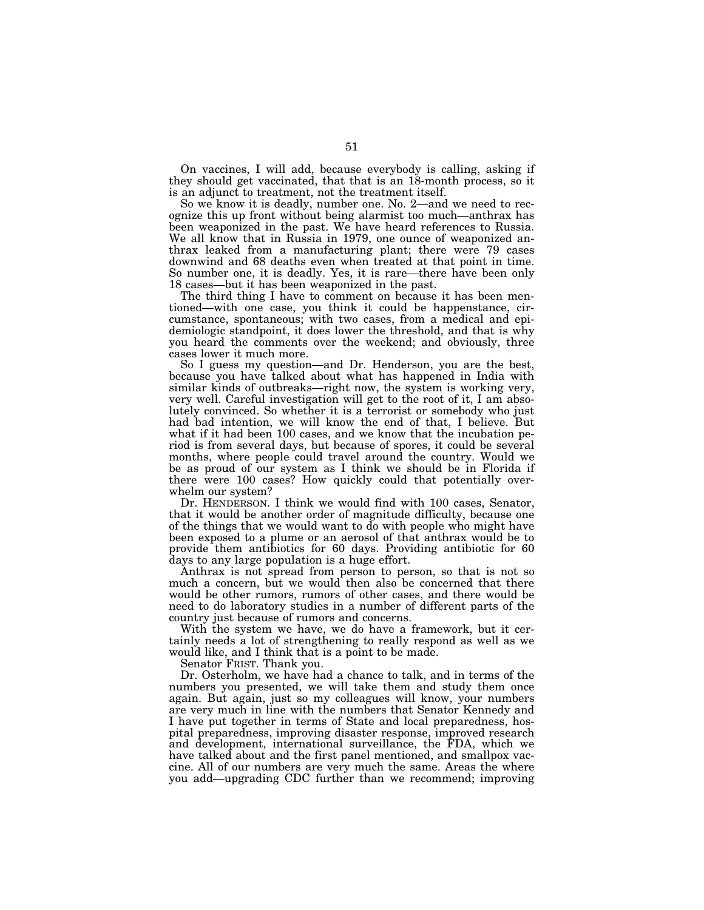On vaccines, I will add, because everybody is calling, asking if they should get vaccinated, that that is an 18-month process, so it is an adjunct to treatment, not the treatment itself.

So we know it is deadly, number one. No. 2—and we need to recognize this up front without being alarmist too much—anthrax has been weaponized in the past. We have heard references to Russia. We all know that in Russia in 1979, one ounce of weaponized anthrax leaked from a manufacturing plant; there were 79 cases downwind and 68 deaths even when treated at that point in time. So number one, it is deadly. Yes, it is rare—there have been only 18 cases—but it has been weaponized in the past.

The third thing I have to comment on because it has been mentioned—with one case, you think it could be happenstance, circumstance, spontaneous; with two cases, from a medical and epidemiologic standpoint, it does lower the threshold, and that is why you heard the comments over the weekend; and obviously, three cases lower it much more.

So I guess my question—and Dr. Henderson, you are the best, because you have talked about what has happened in India with similar kinds of outbreaks—right now, the system is working very, very well. Careful investigation will get to the root of it, I am absolutely convinced. So whether it is a terrorist or somebody who just had bad intention, we will know the end of that, I believe. But what if it had been 100 cases, and we know that the incubation period is from several days, but because of spores, it could be several months, where people could travel around the country. Would we be as proud of our system as I think we should be in Florida if there were 100 cases? How quickly could that potentially overwhelm our system?

Dr. HENDERSON. I think we would find with 100 cases, Senator, that it would be another order of magnitude difficulty, because one of the things that we would want to do with people who might have been exposed to a plume or an aerosol of that anthrax would be to provide them antibiotics for 60 days. Providing antibiotic for 60 days to any large population is a huge effort.

Anthrax is not spread from person to person, so that is not so much a concern, but we would then also be concerned that there would be other rumors, rumors of other cases, and there would be need to do laboratory studies in a number of different parts of the country just because of rumors and concerns.

With the system we have, we do have a framework, but it certainly needs a lot of strengthening to really respond as well as we would like, and I think that is a point to be made.

Senator FRIST. Thank you.

Dr. Osterholm, we have had a chance to talk, and in terms of the numbers you presented, we will take them and study them once again. But again, just so my colleagues will know, your numbers are very much in line with the numbers that Senator Kennedy and I have put together in terms of State and local preparedness, hospital preparedness, improving disaster response, improved research and development, international surveillance, the FDA, which we have talked about and the first panel mentioned, and smallpox vaccine. All of our numbers are very much the same. Areas the where you add—upgrading CDC further than we recommend; improving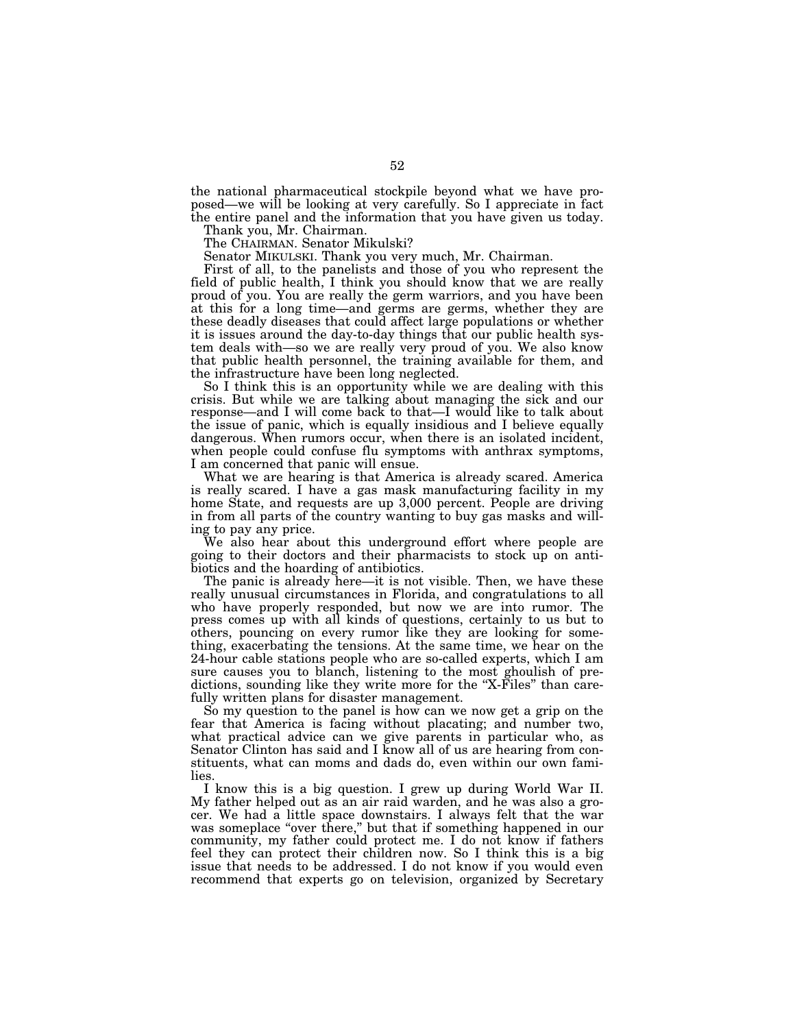the national pharmaceutical stockpile beyond what we have proposed—we will be looking at very carefully. So I appreciate in fact the entire panel and the information that you have given us today.

Thank you, Mr. Chairman.

The CHAIRMAN. Senator Mikulski?

Senator MIKULSKI. Thank you very much, Mr. Chairman.

First of all, to the panelists and those of you who represent the field of public health, I think you should know that we are really proud of you. You are really the germ warriors, and you have been at this for a long time—and germs are germs, whether they are these deadly diseases that could affect large populations or whether it is issues around the day-to-day things that our public health system deals with—so we are really very proud of you. We also know that public health personnel, the training available for them, and the infrastructure have been long neglected.

So I think this is an opportunity while we are dealing with this crisis. But while we are talking about managing the sick and our response—and I will come back to that—I would like to talk about the issue of panic, which is equally insidious and I believe equally dangerous. When rumors occur, when there is an isolated incident, when people could confuse flu symptoms with anthrax symptoms, I am concerned that panic will ensue.

What we are hearing is that America is already scared. America is really scared. I have a gas mask manufacturing facility in my home State, and requests are up 3,000 percent. People are driving in from all parts of the country wanting to buy gas masks and willing to pay any price.

We also hear about this underground effort where people are going to their doctors and their pharmacists to stock up on antibiotics and the hoarding of antibiotics.

The panic is already here—it is not visible. Then, we have these really unusual circumstances in Florida, and congratulations to all who have properly responded, but now we are into rumor. The press comes up with all kinds of questions, certainly to us but to others, pouncing on every rumor like they are looking for something, exacerbating the tensions. At the same time, we hear on the 24-hour cable stations people who are so-called experts, which I am sure causes you to blanch, listening to the most ghoulish of predictions, sounding like they write more for the "X-Files" than carefully written plans for disaster management.

So my question to the panel is how can we now get a grip on the fear that America is facing without placating; and number two, what practical advice can we give parents in particular who, as Senator Clinton has said and I know all of us are hearing from constituents, what can moms and dads do, even within our own families.

I know this is a big question. I grew up during World War II. My father helped out as an air raid warden, and he was also a grocer. We had a little space downstairs. I always felt that the war was someplace "over there," but that if something happened in our community, my father could protect me. I do not know if fathers feel they can protect their children now. So I think this is a big issue that needs to be addressed. I do not know if you would even recommend that experts go on television, organized by Secretary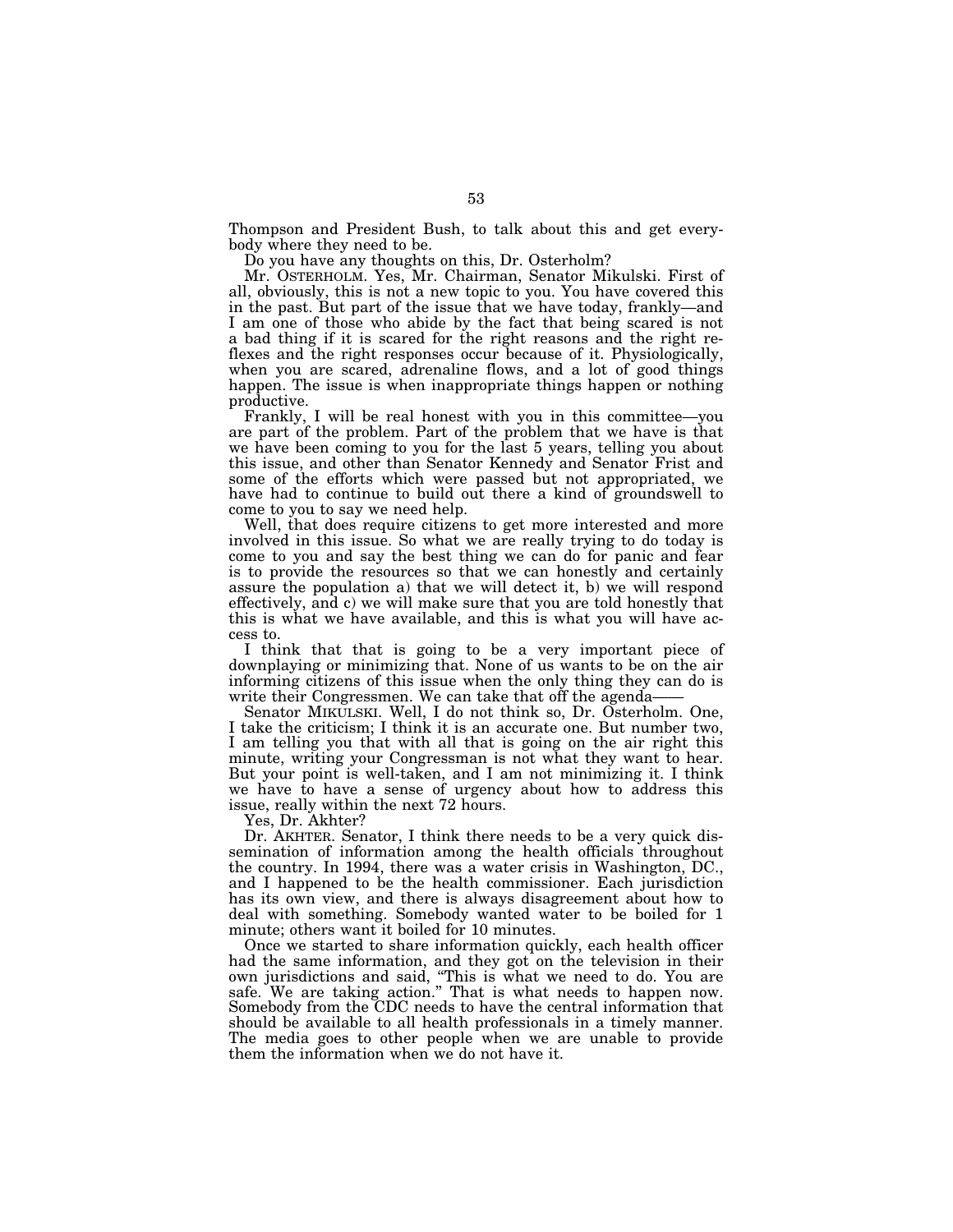Thompson and President Bush, to talk about this and get everybody where they need to be.

Do you have any thoughts on this, Dr. Osterholm?

Mr. OSTERHOLM. Yes, Mr. Chairman, Senator Mikulski. First of all, obviously, this is not a new topic to you. You have covered this in the past. But part of the issue that we have today, frankly—and I am one of those who abide by the fact that being scared is not a bad thing if it is scared for the right reasons and the right reflexes and the right responses occur because of it. Physiologically, when you are scared, adrenaline flows, and a lot of good things happen. The issue is when inappropriate things happen or nothing productive.

Frankly, I will be real honest with you in this committee—you are part of the problem. Part of the problem that we have is that we have been coming to you for the last 5 years, telling you about this issue, and other than Senator Kennedy and Senator Frist and some of the efforts which were passed but not appropriated, we have had to continue to build out there a kind of groundswell to come to you to say we need help.

Well, that does require citizens to get more interested and more involved in this issue. So what we are really trying to do today is come to you and say the best thing we can do for panic and fear is to provide the resources so that we can honestly and certainly assure the population a) that we will detect it, b) we will respond effectively, and c) we will make sure that you are told honestly that this is what we have available, and this is what you will have access to.

I think that that is going to be a very important piece of downplaying or minimizing that. None of us wants to be on the air informing citizens of this issue when the only thing they can do is write their Congressmen. We can take that off the agenda——

Senator MIKULSKI. Well, I do not think so, Dr. Osterholm. One, I take the criticism; I think it is an accurate one. But number two, I am telling you that with all that is going on the air right this minute, writing your Congressman is not what they want to hear. But your point is well-taken, and I am not minimizing it. I think we have to have a sense of urgency about how to address this issue, really within the next 72 hours.

Yes, Dr. Akhter?

Dr. AKHTER. Senator, I think there needs to be a very quick dissemination of information among the health officials throughout the country. In 1994, there was a water crisis in Washington, DC., and I happened to be the health commissioner. Each jurisdiction has its own view, and there is always disagreement about how to deal with something. Somebody wanted water to be boiled for 1 minute; others want it boiled for 10 minutes.

Once we started to share information quickly, each health officer had the same information, and they got on the television in their own jurisdictions and said, "This is what we need to do. You are safe. We are taking action." That is what needs to happen now. Somebody from the CDC needs to have the central information that should be available to all health professionals in a timely manner. The media goes to other people when we are unable to provide them the information when we do not have it.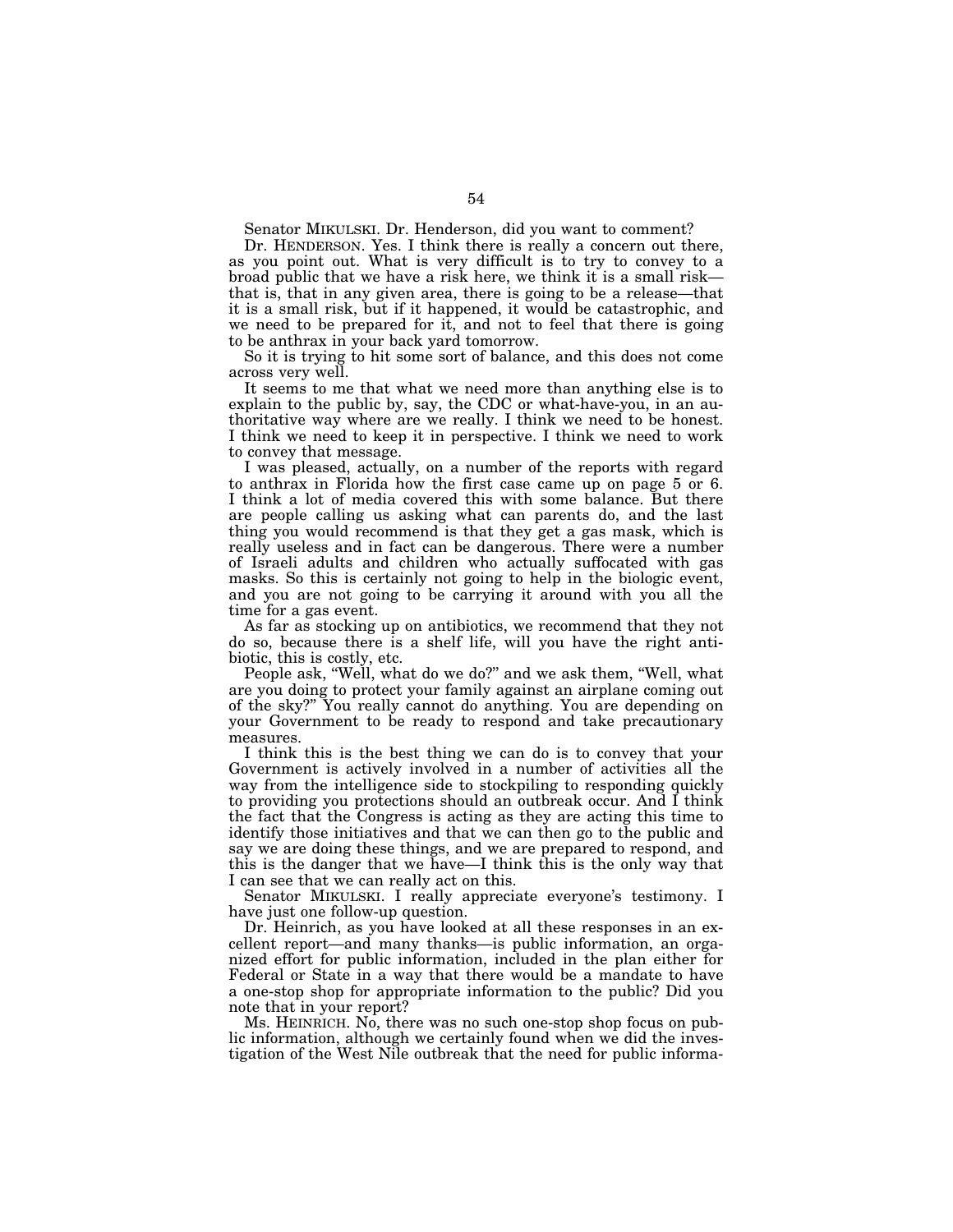Senator MIKULSKI. Dr. Henderson, did you want to comment?

Dr. HENDERSON. Yes. I think there is really a concern out there, as you point out. What is very difficult is to try to convey to a broad public that we have a risk here, we think it is a small risk—that is, that in any given area, there is going to be a release—that it is a small risk, but if it happened, it would be catastrophic, and we need to be prepared for it, and not to feel that there is going to be anthrax in your back yard tomorrow.

So it is trying to hit some sort of balance, and this does not come across very well.

It seems to me that what we need more than anything else is to explain to the public by, say, the CDC or what-have-you, in an authoritative way where are we really. I think we need to be honest. I think we need to keep it in perspective. I think we need to work to convey that message.

I was pleased, actually, on a number of the reports with regard to anthrax in Florida how the first case came up on page 5 or 6. I think a lot of media covered this with some balance. But there are people calling us asking what can parents do, and the last thing you would recommend is that they get a gas mask, which is really useless and in fact can be dangerous. There were a number of Israeli adults and children who actually suffocated with gas masks. So this is certainly not going to help in the biologic event, and you are not going to be carrying it around with you all the time for a gas event.

As far as stocking up on antibiotics, we recommend that they not do so, because there is a shelf life, will you have the right antibiotic, this is costly, etc.

People ask, "Well, what do we do?" and we ask them, "Well, what are you doing to protect your family against an airplane coming out of the sky?" You really cannot do anything. You are depending on your Government to be ready to respond and take precautionary measures.

I think this is the best thing we can do is to convey that your Government is actively involved in a number of activities all the way from the intelligence side to stockpiling to responding quickly to providing you protections should an outbreak occur. And I think the fact that the Congress is acting as they are acting this time to identify those initiatives and that we can then go to the public and say we are doing these things, and we are prepared to respond, and this is the danger that we have—I think this is the only way that I can see that we can really act on this.

Senator MIKULSKI. I really appreciate everyone's testimony. I have just one follow-up question.

Dr. Heinrich, as you have looked at all these responses in an excellent report—and many thanks—is public information, an organized effort for public information, included in the plan either for Federal or State in a way that there would be a mandate to have a one-stop shop for appropriate information to the public? Did you note that in your report?

Ms. HEINRICH. No, there was no such one-stop shop focus on public information, although we certainly found when we did the investigation of the West Nile outbreak that the need for public informa-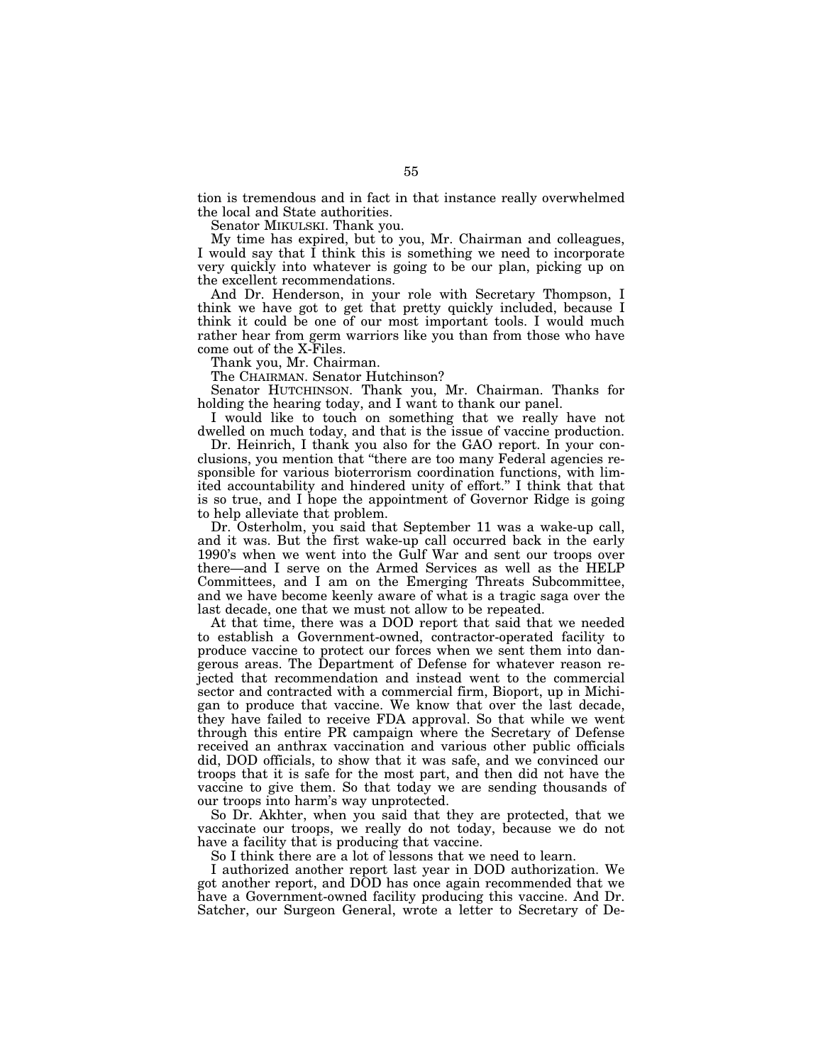tion is tremendous and in fact in that instance really overwhelmed the local and State authorities.

Senator MIKULSKI. Thank you.

My time has expired, but to you, Mr. Chairman and colleagues, I would say that I think this is something we need to incorporate very quickly into whatever is going to be our plan, picking up on the excellent recommendations.

And Dr. Henderson, in your role with Secretary Thompson, I think we have got to get that pretty quickly included, because I think it could be one of our most important tools. I would much rather hear from germ warriors like you than from those who have come out of the X-Files.

Thank you, Mr. Chairman.

The CHAIRMAN. Senator Hutchinson?

Senator HUTCHINSON. Thank you, Mr. Chairman. Thanks for holding the hearing today, and I want to thank our panel.

I would like to touch on something that we really have not dwelled on much today, and that is the issue of vaccine production.

Dr. Heinrich, I thank you also for the GAO report. In your conclusions, you mention that "there are too many Federal agencies responsible for various bioterrorism coordination functions, with limited accountability and hindered unity of effort." I think that that is so true, and I hope the appointment of Governor Ridge is going to help alleviate that problem.

Dr. Osterholm, you said that September 11 was a wake-up call, and it was. But the first wake-up call occurred back in the early 1990's when we went into the Gulf War and sent our troops over there—and I serve on the Armed Services as well as the HELP Committees, and I am on the Emerging Threats Subcommittee, and we have become keenly aware of what is a tragic saga over the last decade, one that we must not allow to be repeated.

At that time, there was a DOD report that said that we needed to establish a Government-owned, contractor-operated facility to produce vaccine to protect our forces when we sent them into dangerous areas. The Department of Defense for whatever reason rejected that recommendation and instead went to the commercial sector and contracted with a commercial firm, Bioport, up in Michigan to produce that vaccine. We know that over the last decade, they have failed to receive FDA approval. So that while we went through this entire PR campaign where the Secretary of Defense received an anthrax vaccination and various other public officials did, DOD officials, to show that it was safe, and we convinced our troops that it is safe for the most part, and then did not have the vaccine to give them. So that today we are sending thousands of our troops into harm's way unprotected.

So Dr. Akhter, when you said that they are protected, that we vaccinate our troops, we really do not today, because we do not have a facility that is producing that vaccine.

So I think there are a lot of lessons that we need to learn.

I authorized another report last year in DOD authorization. We got another report, and DOD has once again recommended that we have a Government-owned facility producing this vaccine. And Dr. Satcher, our Surgeon General, wrote a letter to Secretary of De-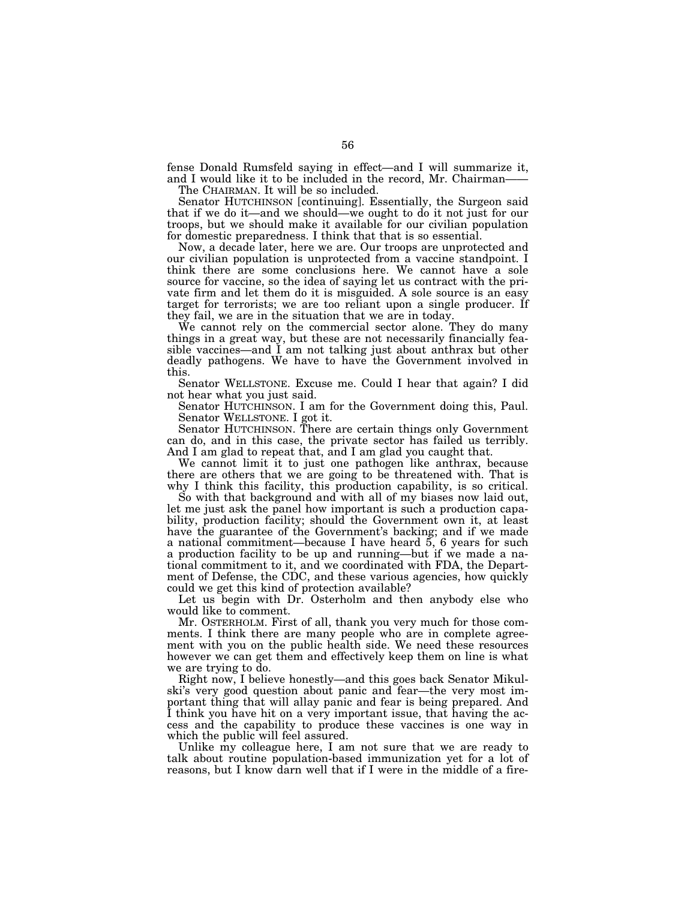fense Donald Rumsfeld saying in effect—and I will summarize it, and I would like it to be included in the record, Mr. Chairman——

The CHAIRMAN. It will be so included.

Senator HUTCHINSON [continuing]. Essentially, the Surgeon said that if we do it—and we should—we ought to do it not just for our troops, but we should make it available for our civilian population for domestic preparedness. I think that that is so essential.

Now, a decade later, here we are. Our troops are unprotected and our civilian population is unprotected from a vaccine standpoint. I think there are some conclusions here. We cannot have a sole source for vaccine, so the idea of saying let us contract with the private firm and let them do it is misguided. A sole source is an easy target for terrorists; we are too reliant upon a single producer. If they fail, we are in the situation that we are in today.

We cannot rely on the commercial sector alone. They do many things in a great way, but these are not necessarily financially feasible vaccines—and I am not talking just about anthrax but other deadly pathogens. We have to have the Government involved in this.

Senator WELLSTONE. Excuse me. Could I hear that again? I did not hear what you just said.

Senator HUTCHINSON. I am for the Government doing this, Paul.

Senator WELLSTONE. I got it.

Senator HUTCHINSON. There are certain things only Government can do, and in this case, the private sector has failed us terribly. And I am glad to repeat that, and I am glad you caught that.

We cannot limit it to just one pathogen like anthrax, because there are others that we are going to be threatened with. That is why I think this facility, this production capability, is so critical.

So with that background and with all of my biases now laid out, let me just ask the panel how important is such a production capability, production facility; should the Government own it, at least have the guarantee of the Government's backing; and if we made a national commitment—because I have heard 5, 6 years for such a production facility to be up and running—but if we made a national commitment to it, and we coordinated with FDA, the Department of Defense, the CDC, and these various agencies, how quickly could we get this kind of protection available?

Let us begin with Dr. Osterholm and then anybody else who would like to comment.

Mr. OSTERHOLM. First of all, thank you very much for those comments. I think there are many people who are in complete agreement with you on the public health side. We need these resources however we can get them and effectively keep them on line is what we are trying to do.

Right now, I believe honestly—and this goes back Senator Mikulski's very good question about panic and fear—the very most important thing that will allay panic and fear is being prepared. And I think you have hit on a very important issue, that having the access and the capability to produce these vaccines is one way in which the public will feel assured.

Unlike my colleague here, I am not sure that we are ready to talk about routine population-based immunization yet for a lot of reasons, but I know darn well that if I were in the middle of a fire-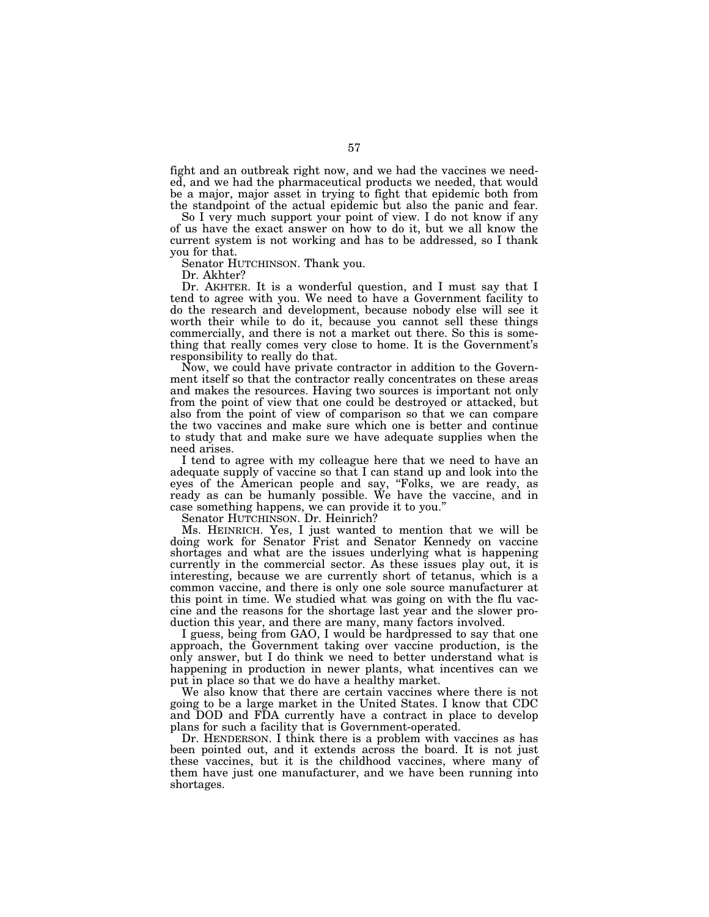fight and an outbreak right now, and we had the vaccines we needed, and we had the pharmaceutical products we needed, that would be a major, major asset in trying to fight that epidemic both from the standpoint of the actual epidemic but also the panic and fear.

So I very much support your point of view. I do not know if any of us have the exact answer on how to do it, but we all know the current system is not working and has to be addressed, so I thank you for that.

Senator HUTCHINSON. Thank you.

Dr. Akhter?

Dr. AKHTER. It is a wonderful question, and I must say that I tend to agree with you. We need to have a Government facility to do the research and development, because nobody else will see it worth their while to do it, because you cannot sell these things commercially, and there is not a market out there. So this is something that really comes very close to home. It is the Government's responsibility to really do that.

Now, we could have private contractor in addition to the Government itself so that the contractor really concentrates on these areas and makes the resources. Having two sources is important not only from the point of view that one could be destroyed or attacked, but also from the point of view of comparison so that we can compare the two vaccines and make sure which one is better and continue to study that and make sure we have adequate supplies when the need arises.

I tend to agree with my colleague here that we need to have an adequate supply of vaccine so that I can stand up and look into the eyes of the American people and say, "Folks, we are ready, as ready as can be humanly possible. We have the vaccine, and in case something happens, we can provide it to you."

Senator HUTCHINSON. Dr. Heinrich?

Ms. HEINRICH. Yes, I just wanted to mention that we will be doing work for Senator Frist and Senator Kennedy on vaccine shortages and what are the issues underlying what is happening currently in the commercial sector. As these issues play out, it is interesting, because we are currently short of tetanus, which is a common vaccine, and there is only one sole source manufacturer at this point in time. We studied what was going on with the flu vaccine and the reasons for the shortage last year and the slower production this year, and there are many, many factors involved.

I guess, being from GAO, I would be hardpressed to say that one approach, the Government taking over vaccine production, is the only answer, but I do think we need to better understand what is happening in production in newer plants, what incentives can we put in place so that we do have a healthy market.

We also know that there are certain vaccines where there is not going to be a large market in the United States. I know that CDC and DOD and FDA currently have a contract in place to develop plans for such a facility that is Government-operated.

Dr. HENDERSON. I think there is a problem with vaccines as has been pointed out, and it extends across the board. It is not just these vaccines, but it is the childhood vaccines, where many of them have just one manufacturer, and we have been running into shortages.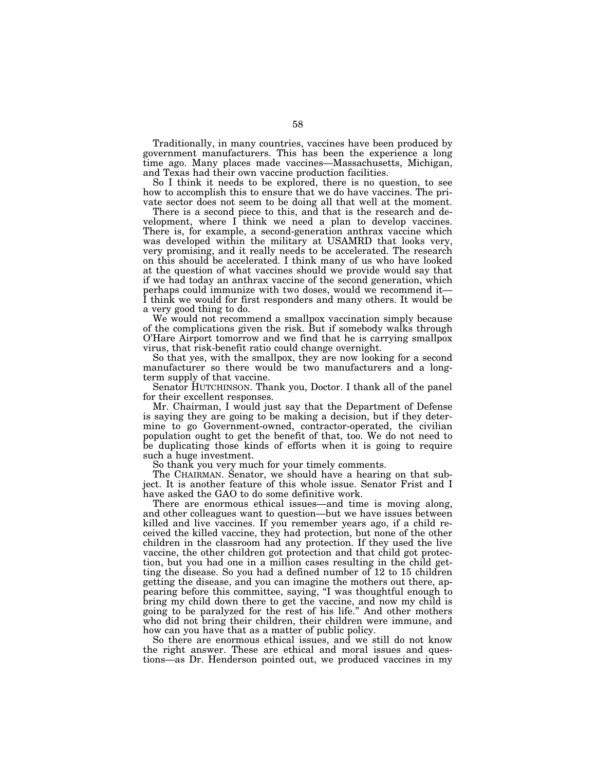Traditionally, in many countries, vaccines have been produced by government manufacturers. This has been the experience a long time ago. Many places made vaccines—Massachusetts, Michigan, and Texas had their own vaccine production facilities.

So I think it needs to be explored, there is no question, to see how to accomplish this to ensure that we do have vaccines. The private sector does not seem to be doing all that well at the moment.

There is a second piece to this, and that is the research and development, where I think we need a plan to develop vaccines. There is, for example, a second-generation anthrax vaccine which was developed within the military at USAMRD that looks very, very promising, and it really needs to be accelerated. The research on this should be accelerated. I think many of us who have looked at the question of what vaccines should we provide would say that if we had today an anthrax vaccine of the second generation, which perhaps could immunize with two doses, would we recommend it—I think we would for first responders and many others. It would be a very good thing to do.

We would not recommend a smallpox vaccination simply because of the complications given the risk. But if somebody walks through O'Hare Airport tomorrow and we find that he is carrying smallpox virus, that risk-benefit ratio could change overnight.

So that yes, with the smallpox, they are now looking for a second manufacturer so there would be two manufacturers and a long-term supply of that vaccine.

Senator HUTCHINSON. Thank you, Doctor. I thank all of the panel for their excellent responses.

Mr. Chairman, I would just say that the Department of Defense is saying they are going to be making a decision, but if they determine to go Government-owned, contractor-operated, the civilian population ought to get the benefit of that, too. We do not need to be duplicating those kinds of efforts when it is going to require such a huge investment.

So thank you very much for your timely comments.

The CHAIRMAN. Senator, we should have a hearing on that subject. It is another feature of this whole issue. Senator Frist and I have asked the GAO to do some definitive work.

There are enormous ethical issues—and time is moving along, and other colleagues want to question—but we have issues between killed and live vaccines. If you remember years ago, if a child received the killed vaccine, they had protection, but none of the other children in the classroom had any protection. If they used the live vaccine, the other children got protection and that child got protection, but you had one in a million cases resulting in the child getting the disease. So you had a defined number of 12 to 15 children getting the disease, and you can imagine the mothers out there, appearing before this committee, saying, "I was thoughtful enough to bring my child down there to get the vaccine, and now my child is going to be paralyzed for the rest of his life." And other mothers who did not bring their children, their children were immune, and how can you have that as a matter of public policy.

So there are enormous ethical issues, and we still do not know the right answer. These are ethical and moral issues and questions—as Dr. Henderson pointed out, we produced vaccines in my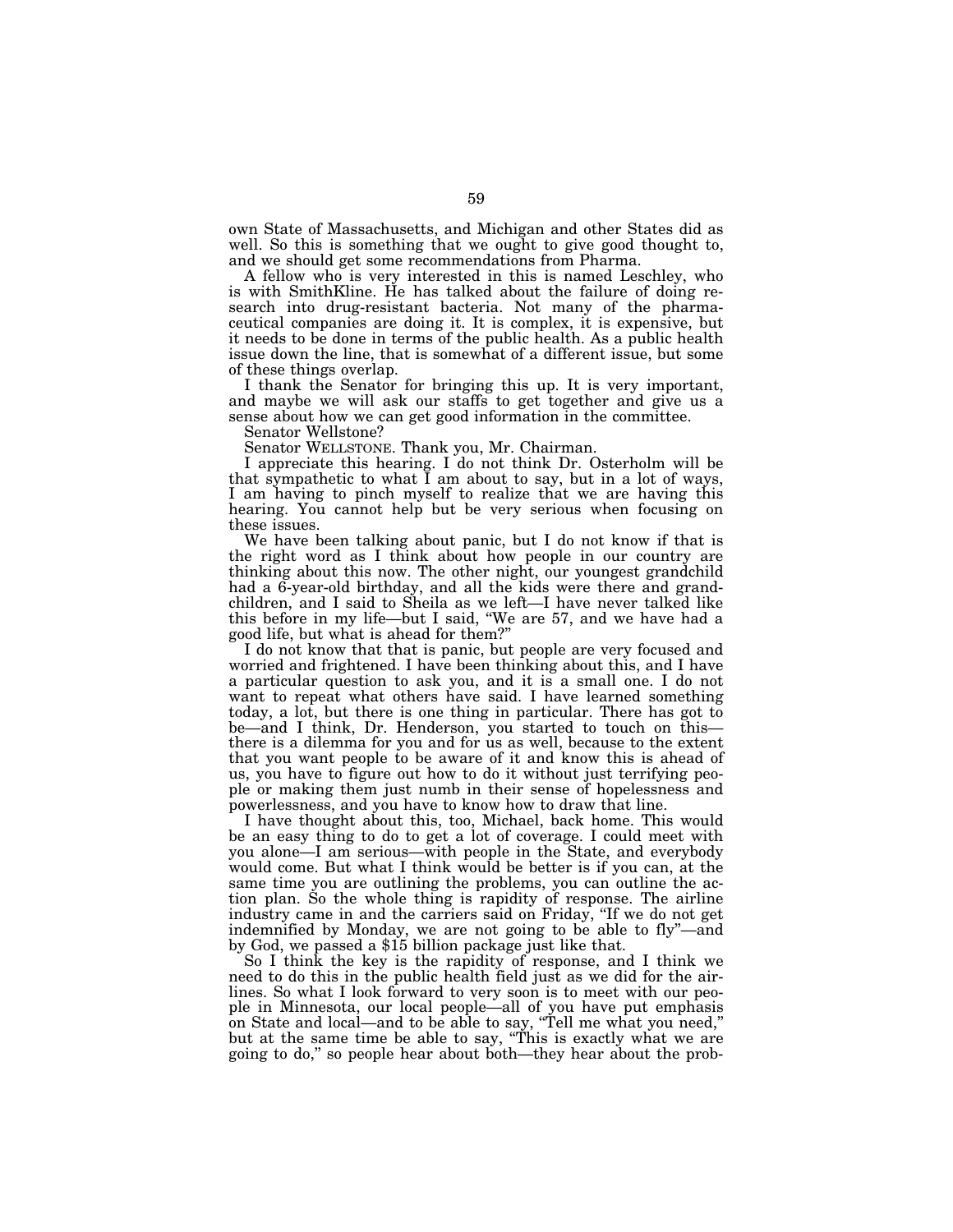own State of Massachusetts, and Michigan and other States did as well. So this is something that we ought to give good thought to, and we should get some recommendations from Pharma.

A fellow who is very interested in this is named Leschley, who is with SmithKline. He has talked about the failure of doing research into drug-resistant bacteria. Not many of the pharmaceutical companies are doing it. It is complex, it is expensive, but it needs to be done in terms of the public health. As a public health issue down the line, that is somewhat of a different issue, but some of these things overlap.

I thank the Senator for bringing this up. It is very important, and maybe we will ask our staffs to get together and give us a sense about how we can get good information in the committee.

Senator Wellstone?

Senator WELLSTONE. Thank you, Mr. Chairman.

I appreciate this hearing. I do not think Dr. Osterholm will be that sympathetic to what I am about to say, but in a lot of ways, I am having to pinch myself to realize that we are having this hearing. You cannot help but be very serious when focusing on these issues.

We have been talking about panic, but I do not know if that is the right word as I think about how people in our country are thinking about this now. The other night, our youngest grandchild had a 6-year-old birthday, and all the kids were there and grandchildren, and I said to Sheila as we left—I have never talked like this before in my life—but I said, "We are 57, and we have had a good life, but what is ahead for them?"

I do not know that that is panic, but people are very focused and worried and frightened. I have been thinking about this, and I have a particular question to ask you, and it is a small one. I do not want to repeat what others have said. I have learned something today, a lot, but there is one thing in particular. There has got to be—and I think, Dr. Henderson, you started to touch on this—there is a dilemma for you and for us as well, because to the extent that you want people to be aware of it and know this is ahead of us, you have to figure out how to do it without just terrifying people or making them just numb in their sense of hopelessness and powerlessness, and you have to know how to draw that line.

I have thought about this, too, Michael, back home. This would be an easy thing to do to get a lot of coverage. I could meet with you alone—I am serious—with people in the State, and everybody would come. But what I think would be better is if you can, at the same time you are outlining the problems, you can outline the action plan. So the whole thing is rapidity of response. The airline industry came in and the carriers said on Friday, "If we do not get indemnified by Monday, we are not going to be able to fly"—and by God, we passed a $15 billion package just like that.

So I think the key is the rapidity of response, and I think we need to do this in the public health field just as we did for the airlines. So what I look forward to very soon is to meet with our people in Minnesota, our local people—all of you have put emphasis on State and local—and to be able to say, "Tell me what you need," but at the same time be able to say, "This is exactly what we are going to do," so people hear about both—they hear about the prob-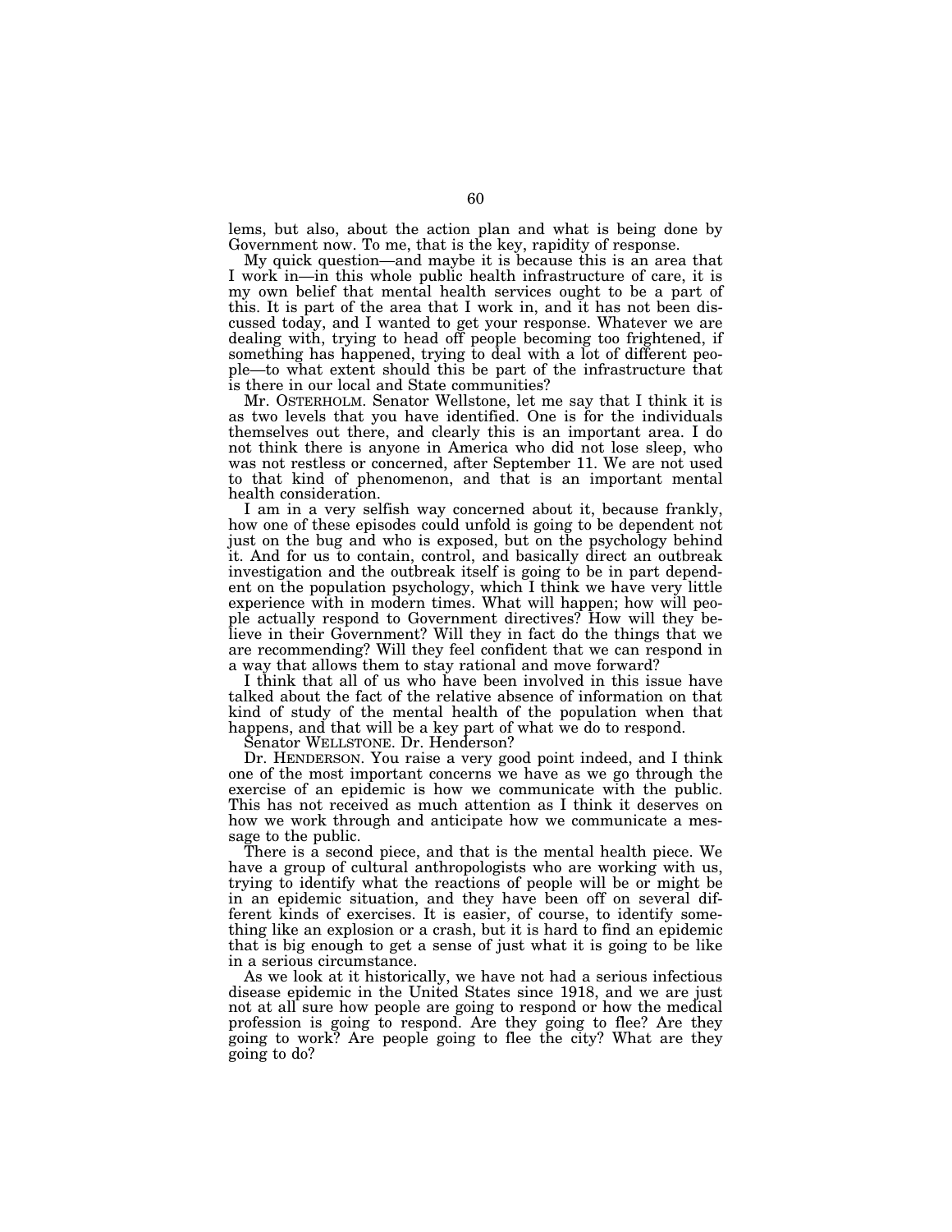lems, but also, about the action plan and what is being done by Government now. To me, that is the key, rapidity of response.

My quick question—and maybe it is because this is an area that I work in—in this whole public health infrastructure of care, it is my own belief that mental health services ought to be a part of this. It is part of the area that I work in, and it has not been discussed today, and I wanted to get your response. Whatever we are dealing with, trying to head off people becoming too frightened, if something has happened, trying to deal with a lot of different people—to what extent should this be part of the infrastructure that is there in our local and State communities?

Mr. OSTERHOLM. Senator Wellstone, let me say that I think it is as two levels that you have identified. One is for the individuals themselves out there, and clearly this is an important area. I do not think there is anyone in America who did not lose sleep, who was not restless or concerned, after September 11. We are not used to that kind of phenomenon, and that is an important mental health consideration.

I am in a very selfish way concerned about it, because frankly, how one of these episodes could unfold is going to be dependent not just on the bug and who is exposed, but on the psychology behind it. And for us to contain, control, and basically direct an outbreak investigation and the outbreak itself is going to be in part dependent on the population psychology, which I think we have very little experience with in modern times. What will happen; how will people actually respond to Government directives? How will they believe in their Government? Will they in fact do the things that we are recommending? Will they feel confident that we can respond in a way that allows them to stay rational and move forward?

I think that all of us who have been involved in this issue have talked about the fact of the relative absence of information on that kind of study of the mental health of the population when that happens, and that will be a key part of what we do to respond.

Senator WELLSTONE. Dr. Henderson?

Dr. HENDERSON. You raise a very good point indeed, and I think one of the most important concerns we have as we go through the exercise of an epidemic is how we communicate with the public. This has not received as much attention as I think it deserves on how we work through and anticipate how we communicate a message to the public.

There is a second piece, and that is the mental health piece. We have a group of cultural anthropologists who are working with us, trying to identify what the reactions of people will be or might be in an epidemic situation, and they have been off on several different kinds of exercises. It is easier, of course, to identify something like an explosion or a crash, but it is hard to find an epidemic that is big enough to get a sense of just what it is going to be like in a serious circumstance.

As we look at it historically, we have not had a serious infectious disease epidemic in the United States since 1918, and we are just not at all sure how people are going to respond or how the medical profession is going to respond. Are they going to flee? Are they going to work? Are people going to flee the city? What are they going to do?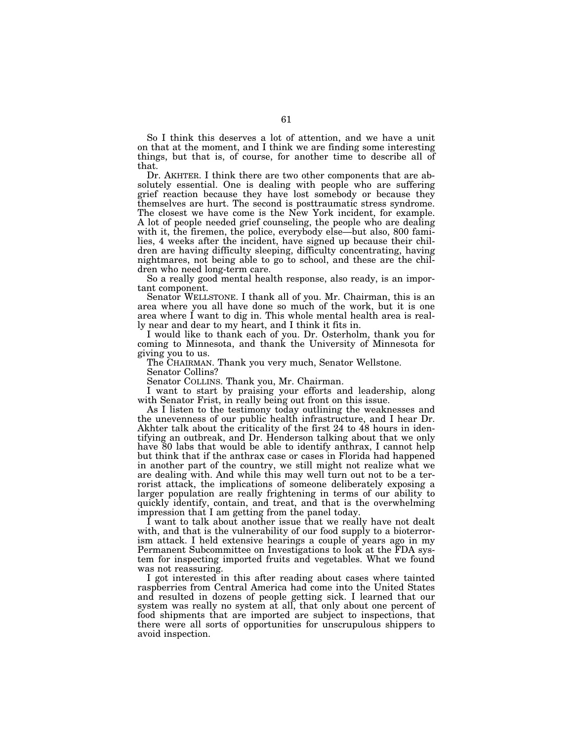So I think this deserves a lot of attention, and we have a unit on that at the moment, and I think we are finding some interesting things, but that is, of course, for another time to describe all of that.

Dr. AKHTER. I think there are two other components that are absolutely essential. One is dealing with people who are suffering grief reaction because they have lost somebody or because they themselves are hurt. The second is posttraumatic stress syndrome. The closest we have come is the New York incident, for example. A lot of people needed grief counseling, the people who are dealing with it, the firemen, the police, everybody else—but also, 800 families, 4 weeks after the incident, have signed up because their children are having difficulty sleeping, difficulty concentrating, having nightmares, not being able to go to school, and these are the children who need long-term care.

So a really good mental health response, also ready, is an important component.

Senator WELLSTONE. I thank all of you. Mr. Chairman, this is an area where you all have done so much of the work, but it is one area where I want to dig in. This whole mental health area is really near and dear to my heart, and I think it fits in.

I would like to thank each of you. Dr. Osterholm, thank you for coming to Minnesota, and thank the University of Minnesota for giving you to us.

The CHAIRMAN. Thank you very much, Senator Wellstone.

Senator Collins?

Senator COLLINS. Thank you, Mr. Chairman.

I want to start by praising your efforts and leadership, along with Senator Frist, in really being out front on this issue.

As I listen to the testimony today outlining the weaknesses and the unevenness of our public health infrastructure, and I hear Dr. Akhter talk about the criticality of the first 24 to 48 hours in identifying an outbreak, and Dr. Henderson talking about that we only have 80 labs that would be able to identify anthrax, I cannot help but think that if the anthrax case or cases in Florida had happened in another part of the country, we still might not realize what we are dealing with. And while this may well turn out not to be a terrorist attack, the implications of someone deliberately exposing a larger population are really frightening in terms of our ability to quickly identify, contain, and treat, and that is the overwhelming impression that I am getting from the panel today.

I want to talk about another issue that we really have not dealt with, and that is the vulnerability of our food supply to a bioterrorism attack. I held extensive hearings a couple of years ago in my Permanent Subcommittee on Investigations to look at the FDA system for inspecting imported fruits and vegetables. What we found was not reassuring.

I got interested in this after reading about cases where tainted raspberries from Central America had come into the United States and resulted in dozens of people getting sick. I learned that our system was really no system at all, that only about one percent of food shipments that are imported are subject to inspections, that there were all sorts of opportunities for unscrupulous shippers to avoid inspection.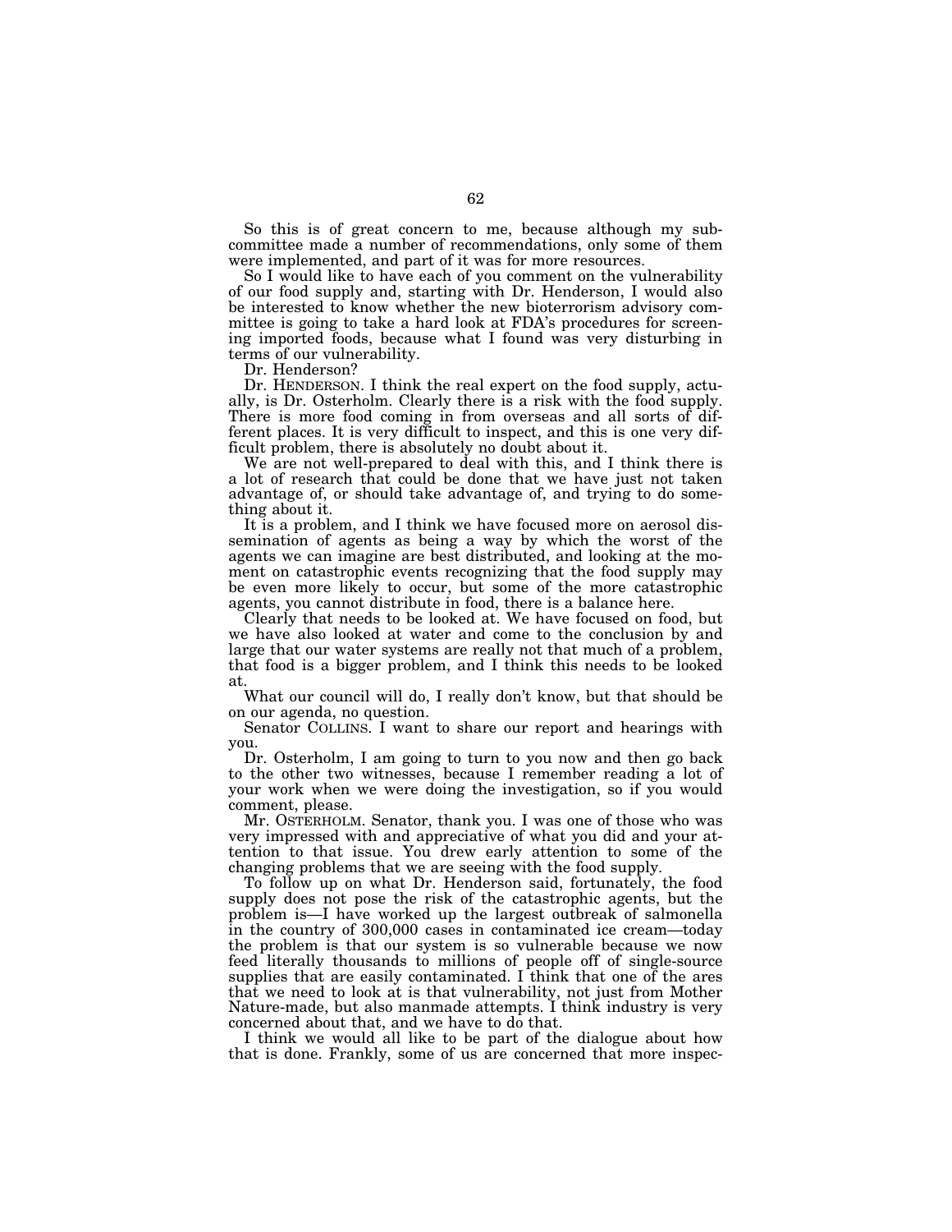So this is of great concern to me, because although my subcommittee made a number of recommendations, only some of them were implemented, and part of it was for more resources.

So I would like to have each of you comment on the vulnerability of our food supply and, starting with Dr. Henderson, I would also be interested to know whether the new bioterrorism advisory committee is going to take a hard look at FDA's procedures for screening imported foods, because what I found was very disturbing in terms of our vulnerability.

Dr. Henderson?

Dr. HENDERSON. I think the real expert on the food supply, actually, is Dr. Osterholm. Clearly there is a risk with the food supply. There is more food coming in from overseas and all sorts of different places. It is very difficult to inspect, and this is one very difficult problem, there is absolutely no doubt about it.

We are not well-prepared to deal with this, and I think there is a lot of research that could be done that we have just not taken advantage of, or should take advantage of, and trying to do something about it.

It is a problem, and I think we have focused more on aerosol dissemination of agents as being a way by which the worst of the agents we can imagine are best distributed, and looking at the moment on catastrophic events recognizing that the food supply may be even more likely to occur, but some of the more catastrophic agents, you cannot distribute in food, there is a balance here.

Clearly that needs to be looked at. We have focused on food, but we have also looked at water and come to the conclusion by and large that our water systems are really not that much of a problem, that food is a bigger problem, and I think this needs to be looked at.

What our council will do, I really don't know, but that should be on our agenda, no question.

Senator COLLINS. I want to share our report and hearings with you.

Dr. Osterholm, I am going to turn to you now and then go back to the other two witnesses, because I remember reading a lot of your work when we were doing the investigation, so if you would comment, please.

Mr. OSTERHOLM. Senator, thank you. I was one of those who was very impressed with and appreciative of what you did and your attention to that issue. You drew early attention to some of the changing problems that we are seeing with the food supply.

To follow up on what Dr. Henderson said, fortunately, the food supply does not pose the risk of the catastrophic agents, but the problem is—I have worked up the largest outbreak of salmonella in the country of 300,000 cases in contaminated ice cream—today the problem is that our system is so vulnerable because we now feed literally thousands to millions of people off of single-source supplies that are easily contaminated. I think that one of the ares that we need to look at is that vulnerability, not just from Mother Nature-made, but also manmade attempts. I think industry is very concerned about that, and we have to do that.

I think we would all like to be part of the dialogue about how that is done. Frankly, some of us are concerned that more inspec-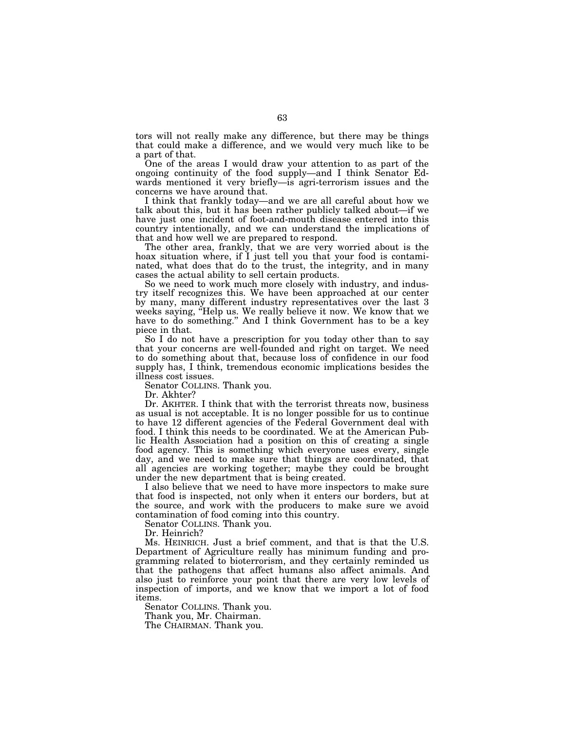tors will not really make any difference, but there may be things that could make a difference, and we would very much like to be a part of that.

One of the areas I would draw your attention to as part of the ongoing continuity of the food supply—and I think Senator Edwards mentioned it very briefly—is agri-terrorism issues and the concerns we have around that.

I think that frankly today—and we are all careful about how we talk about this, but it has been rather publicly talked about—if we have just one incident of foot-and-mouth disease entered into this country intentionally, and we can understand the implications of that and how well we are prepared to respond.

The other area, frankly, that we are very worried about is the hoax situation where, if I just tell you that your food is contaminated, what does that do to the trust, the integrity, and in many cases the actual ability to sell certain products.

So we need to work much more closely with industry, and industry itself recognizes this. We have been approached at our center by many, many different industry representatives over the last 3 weeks saying, "Help us. We really believe it now. We know that we have to do something." And I think Government has to be a key piece in that.

So I do not have a prescription for you today other than to say that your concerns are well-founded and right on target. We need to do something about that, because loss of confidence in our food supply has, I think, tremendous economic implications besides the illness cost issues.

Senator COLLINS. Thank you.

Dr. Akhter?

Dr. AKHTER. I think that with the terrorist threats now, business as usual is not acceptable. It is no longer possible for us to continue to have 12 different agencies of the Federal Government deal with food. I think this needs to be coordinated. We at the American Public Health Association had a position on this of creating a single food agency. This is something which everyone uses every, single day, and we need to make sure that things are coordinated, that all agencies are working together; maybe they could be brought under the new department that is being created.

I also believe that we need to have more inspectors to make sure that food is inspected, not only when it enters our borders, but at the source, and work with the producers to make sure we avoid contamination of food coming into this country.

Senator COLLINS. Thank you.

Dr. Heinrich?

Ms. HEINRICH. Just a brief comment, and that is that the U.S. Department of Agriculture really has minimum funding and programming related to bioterrorism, and they certainly reminded us that the pathogens that affect humans also affect animals. And also just to reinforce your point that there are very low levels of inspection of imports, and we know that we import a lot of food items.

Senator COLLINS. Thank you.

Thank you, Mr. Chairman.

The CHAIRMAN. Thank you.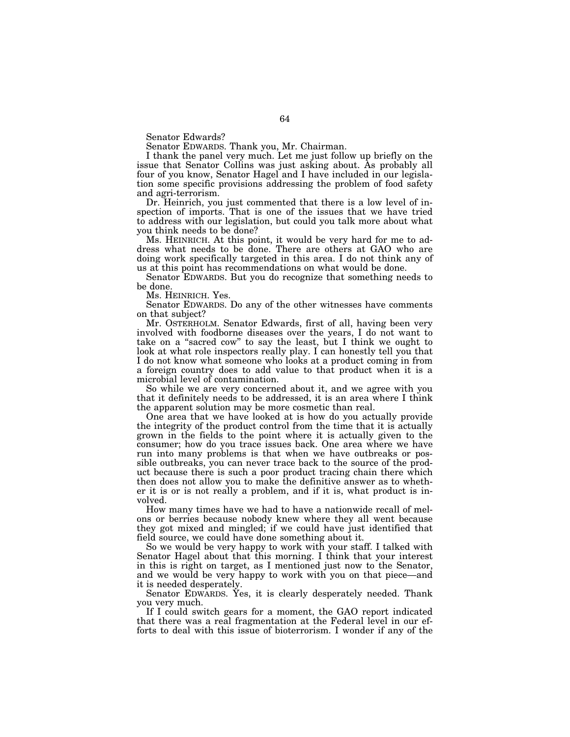Senator Edwards?

Senator EDWARDS. Thank you, Mr. Chairman.

I thank the panel very much. Let me just follow up briefly on the issue that Senator Collins was just asking about. As probably all four of you know, Senator Hagel and I have included in our legislation some specific provisions addressing the problem of food safety and agri-terrorism.

Dr. Heinrich, you just commented that there is a low level of inspection of imports. That is one of the issues that we have tried to address with our legislation, but could you talk more about what you think needs to be done?

Ms. HEINRICH. At this point, it would be very hard for me to address what needs to be done. There are others at GAO who are doing work specifically targeted in this area. I do not think any of us at this point has recommendations on what would be done.

Senator EDWARDS. But you do recognize that something needs to be done.

Ms. HEINRICH. Yes.

Senator EDWARDS. Do any of the other witnesses have comments on that subject?

Mr. OSTERHOLM. Senator Edwards, first of all, having been very involved with foodborne diseases over the years, I do not want to take on a "sacred cow" to say the least, but I think we ought to look at what role inspectors really play. I can honestly tell you that I do not know what someone who looks at a product coming in from a foreign country does to add value to that product when it is a microbial level of contamination.

So while we are very concerned about it, and we agree with you that it definitely needs to be addressed, it is an area where I think the apparent solution may be more cosmetic than real.

One area that we have looked at is how do you actually provide the integrity of the product control from the time that it is actually grown in the fields to the point where it is actually given to the consumer; how do you trace issues back. One area where we have run into many problems is that when we have outbreaks or possible outbreaks, you can never trace back to the source of the product because there is such a poor product tracing chain there which then does not allow you to make the definitive answer as to whether it is or is not really a problem, and if it is, what product is involved.

How many times have we had to have a nationwide recall of melons or berries because nobody knew where they all went because they got mixed and mingled; if we could have just identified that field source, we could have done something about it.

So we would be very happy to work with your staff. I talked with Senator Hagel about that this morning. I think that your interest in this is right on target, as I mentioned just now to the Senator, and we would be very happy to work with you on that piece—and it is needed desperately.

Senator EDWARDS. Yes, it is clearly desperately needed. Thank you very much.

If I could switch gears for a moment, the GAO report indicated that there was a real fragmentation at the Federal level in our efforts to deal with this issue of bioterrorism. I wonder if any of the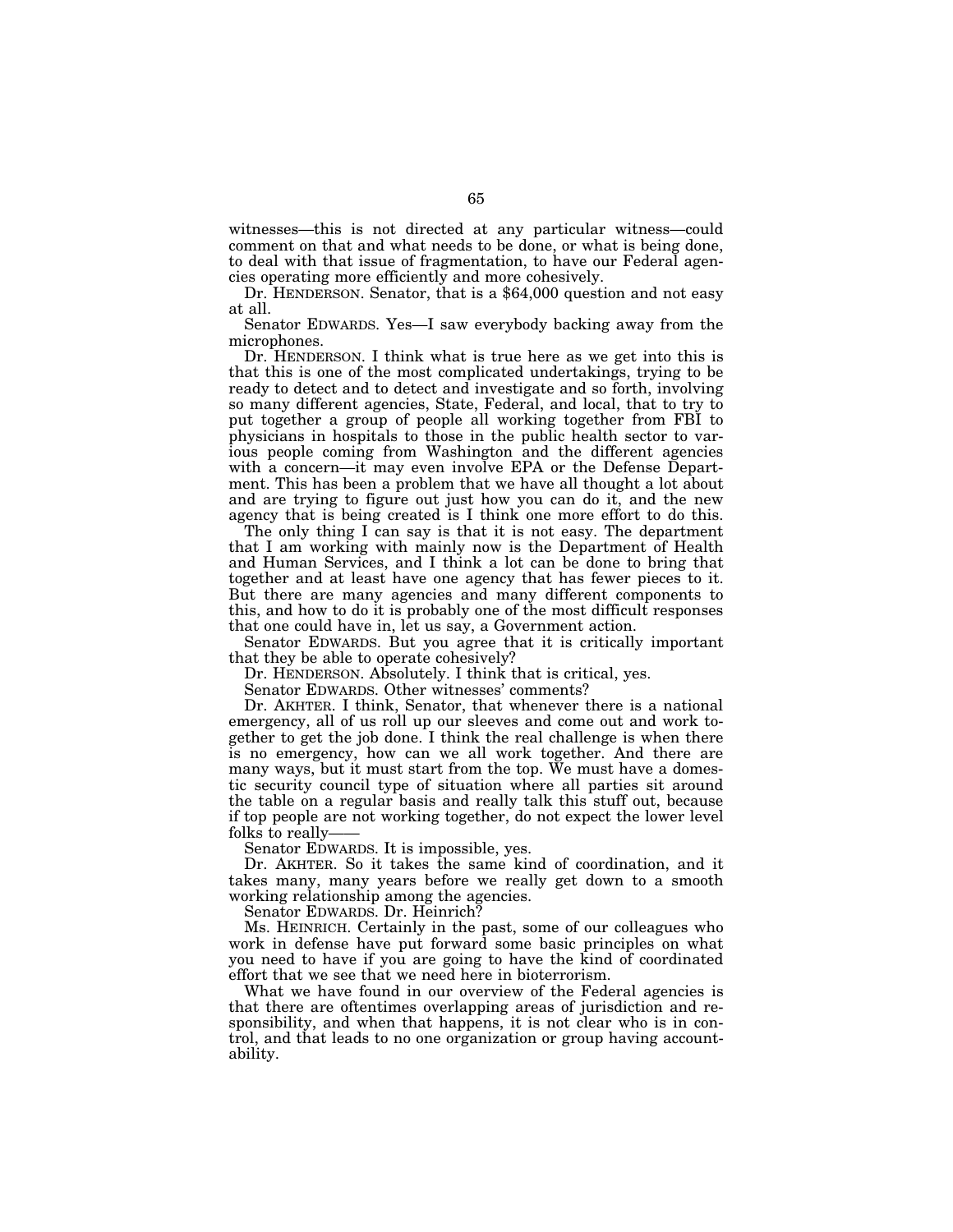witnesses—this is not directed at any particular witness—could comment on that and what needs to be done, or what is being done, to deal with that issue of fragmentation, to have our Federal agencies operating more efficiently and more cohesively.

Dr. HENDERSON. Senator, that is a $64,000 question and not easy at all.

Senator EDWARDS. Yes—I saw everybody backing away from the microphones.

Dr. HENDERSON. I think what is true here as we get into this is that this is one of the most complicated undertakings, trying to be ready to detect and to detect and investigate and so forth, involving so many different agencies, State, Federal, and local, that to try to put together a group of people all working together from FBI to physicians in hospitals to those in the public health sector to various people coming from Washington and the different agencies with a concern—it may even involve EPA or the Defense Department. This has been a problem that we have all thought a lot about and are trying to figure out just how you can do it, and the new agency that is being created is I think one more effort to do this.

The only thing I can say is that it is not easy. The department that I am working with mainly now is the Department of Health and Human Services, and I think a lot can be done to bring that together and at least have one agency that has fewer pieces to it. But there are many agencies and many different components to this, and how to do it is probably one of the most difficult responses that one could have in, let us say, a Government action.

Senator EDWARDS. But you agree that it is critically important that they be able to operate cohesively?

Dr. HENDERSON. Absolutely. I think that is critical, yes.

Senator EDWARDS. Other witnesses' comments?

Dr. AKHTER. I think, Senator, that whenever there is a national emergency, all of us roll up our sleeves and come out and work together to get the job done. I think the real challenge is when there is no emergency, how can we all work together. And there are many ways, but it must start from the top. We must have a domestic security council type of situation where all parties sit around the table on a regular basis and really talk this stuff out, because if top people are not working together, do not expect the lower level folks to really——

Senator EDWARDS. It is impossible, yes.

Dr. AKHTER. So it takes the same kind of coordination, and it takes many, many years before we really get down to a smooth working relationship among the agencies.

Senator EDWARDS. Dr. Heinrich?

Ms. HEINRICH. Certainly in the past, some of our colleagues who work in defense have put forward some basic principles on what you need to have if you are going to have the kind of coordinated effort that we see that we need here in bioterrorism.

What we have found in our overview of the Federal agencies is that there are oftentimes overlapping areas of jurisdiction and responsibility, and when that happens, it is not clear who is in control, and that leads to no one organization or group having accountability.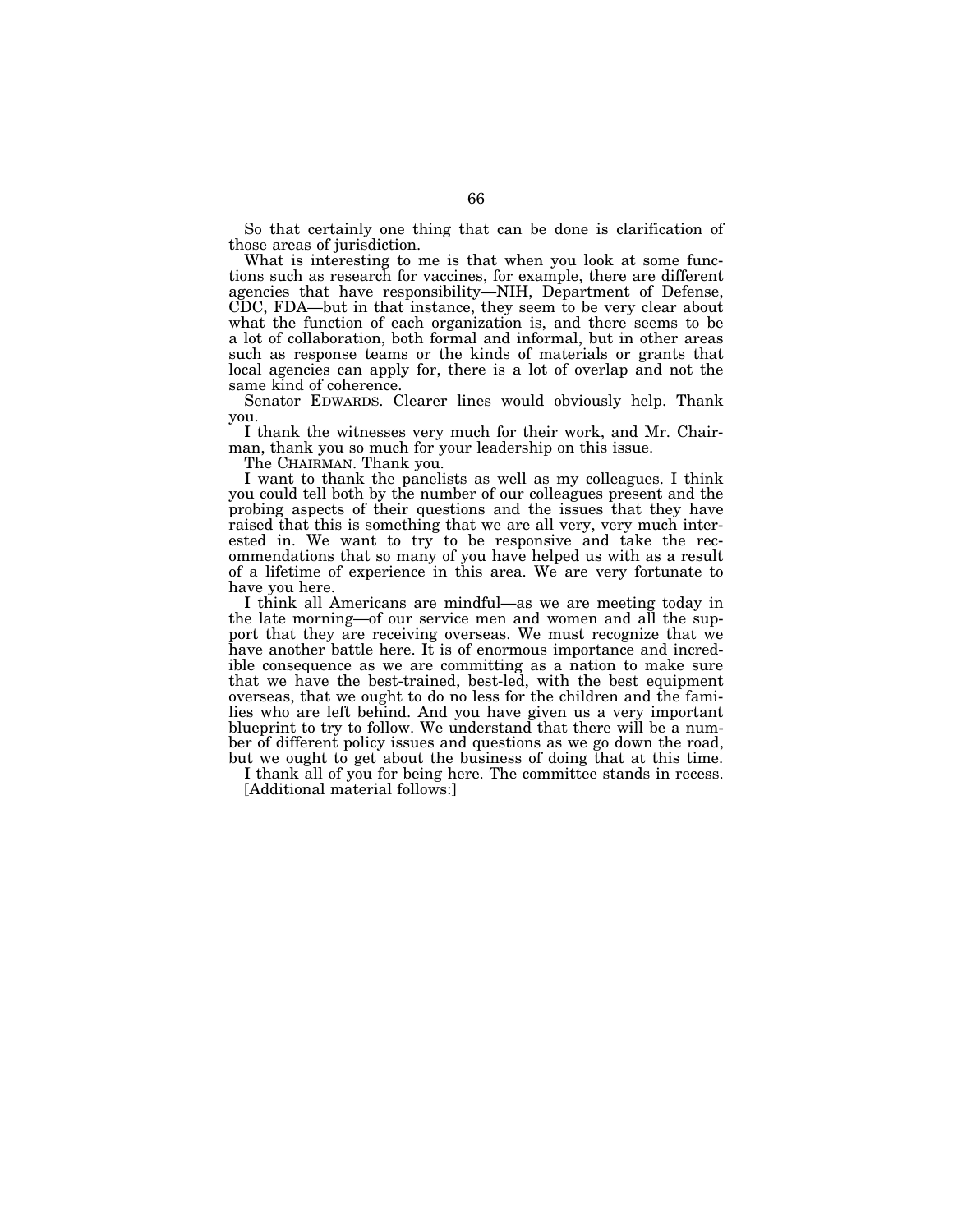So that certainly one thing that can be done is clarification of those areas of jurisdiction.

What is interesting to me is that when you look at some functions such as research for vaccines, for example, there are different agencies that have responsibility—NIH, Department of Defense, CDC, FDA—but in that instance, they seem to be very clear about what the function of each organization is, and there seems to be a lot of collaboration, both formal and informal, but in other areas such as response teams or the kinds of materials or grants that local agencies can apply for, there is a lot of overlap and not the same kind of coherence.

Senator EDWARDS. Clearer lines would obviously help. Thank you.

I thank the witnesses very much for their work, and Mr. Chairman, thank you so much for your leadership on this issue.

The CHAIRMAN. Thank you.

I want to thank the panelists as well as my colleagues. I think you could tell both by the number of our colleagues present and the probing aspects of their questions and the issues that they have raised that this is something that we are all very, very much interested in. We want to try to be responsive and take the recommendations that so many of you have helped us with as a result of a lifetime of experience in this area. We are very fortunate to have you here.

I think all Americans are mindful—as we are meeting today in the late morning—of our service men and women and all the support that they are receiving overseas. We must recognize that we have another battle here. It is of enormous importance and incredible consequence as we are committing as a nation to make sure that we have the best-trained, best-led, with the best equipment overseas, that we ought to do no less for the children and the families who are left behind. And you have given us a very important blueprint to try to follow. We understand that there will be a number of different policy issues and questions as we go down the road, but we ought to get about the business of doing that at this time.

I thank all of you for being here. The committee stands in recess.

[Additional material follows:]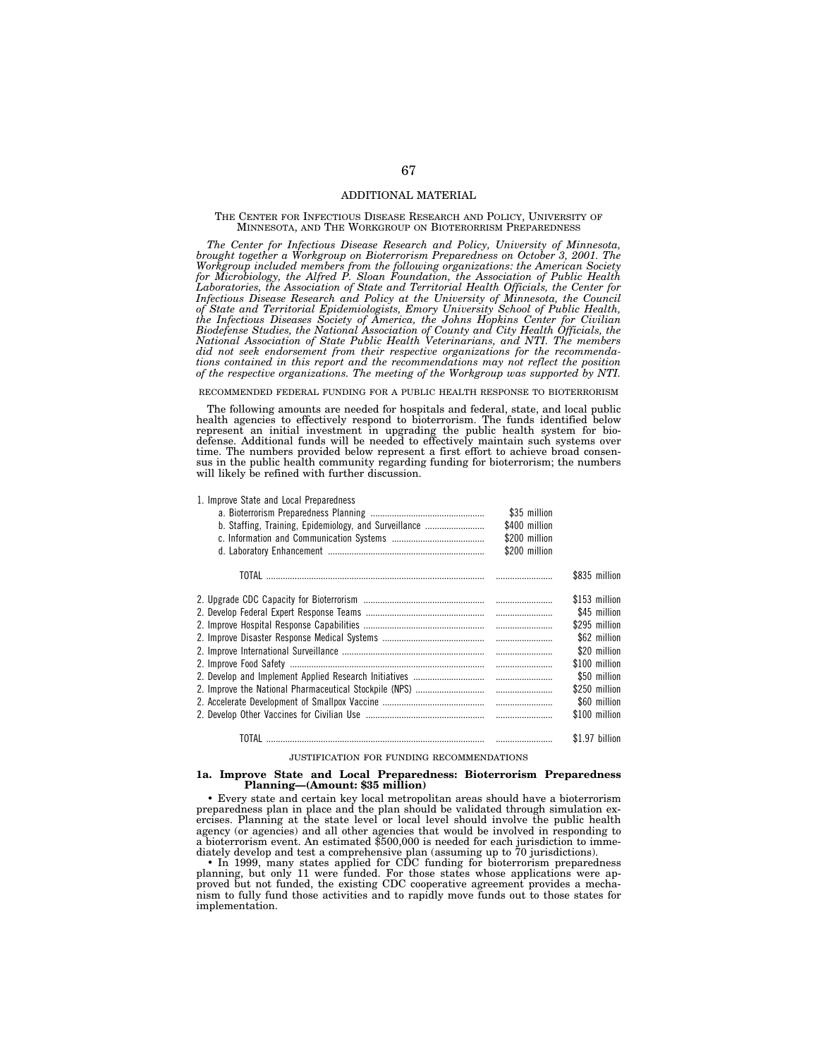## ADDITIONAL MATERIAL

### THE CENTER FOR INFECTIOUS DISEASE RESEARCH AND POLICY, UNIVERSITY OF MINNESOTA, AND THE WORKGROUP ON BIOTERRORISM PREPAREDNESS

*The Center for Infectious Disease Research and Policy, University of Minnesota, brought together a Workgroup on Bioterrorism Preparedness on October 3, 2001. The Workgroup included members from the following organizations: the American Society for Microbiology, the Alfred P. Sloan Foundation, the Association of Public Health Laboratories, the Association of State and Territorial Health Officials, the Center for Infectious Disease Research and Policy at the University of Minnesota, the Council of State and Territorial Epidemiologists, Emory University School of Public Health, the Infectious Diseases Society of America, the Johns Hopkins Center for Civilian Biodefense Studies, the National Association of County and City Health Officials, the National Association of State Public Health Veterinarians, and NTI. The members did not seek endorsement from their respective organizations for the recommendations contained in this report and the recommendations may not reflect the position of the respective organizations. The meeting of the Workgroup was supported by NTI.*

#### RECOMMENDED FEDERAL FUNDING FOR A PUBLIC HEALTH RESPONSE TO BIOTERRORISM

The following amounts are needed for hospitals and federal, state, and local public health agencies to effectively respond to bioterrorism. The funds identified below represent an initial investment in upgrading the public health system for biodefense. Additional funds will be needed to effectively maintain such systems over time. The numbers provided below represent a first effort to achieve broad consensus in the public health community regarding funding for bioterrorism; the numbers will likely be refined with further discussion.

| | | |
|---|---|---|
| 1. Improve State and Local Preparedness | | |
| a. Bioterrorism Preparedness Planning | $35 million | |
| b. Staffing, Training, Epidemiology, and Surveillance | $400 million | |
| c. Information and Communication Systems | $200 million | |
| d. Laboratory Enhancement | $200 million | |
| TOTAL | | $835 million |
| 2. Upgrade CDC Capacity for Bioterrorism | | $153 million |
| 2. Develop Federal Expert Response Teams | | $45 million |
| 2. Improve Hospital Response Capabilities | | $295 million |
| 2. Improve Disaster Response Medical Systems | | $62 million |
| 2. Improve International Surveillance | | $20 million |
| 2. Improve Food Safety | | $100 million |
| 2. Develop and Implement Applied Research Initiatives | | $50 million |
| 2. Improve the National Pharmaceutical Stockpile (NPS) | | $250 million |
| 2. Accelerate Development of Smallpox Vaccine | | $60 million |
| 2. Develop Other Vaccines for Civilian Use | | $100 million |
| TOTAL | | $1.97 billion |

#### JUSTIFICATION FOR FUNDING RECOMMENDATIONS

**1a. Improve State and Local Preparedness: Bioterrorism Preparedness Planning—(Amount: $35 million)**

- Every state and certain key local metropolitan areas should have a bioterrorism preparedness plan in place and the plan should be validated through simulation exercises. Planning at the state level or local level should involve the public health agency (or agencies) and all other agencies that would be involved in responding to a bioterrorism event. An estimated $500,000 is needed for each jurisdiction to immediately develop and test a comprehensive plan (assuming up to 70 jurisdictions).
- In 1999, many states applied for CDC funding for bioterrorism preparedness planning, but only 11 were funded. For those states whose applications were approved but not funded, the existing CDC cooperative agreement provides a mechanism to fully fund those activities and to rapidly move funds out to those states for implementation.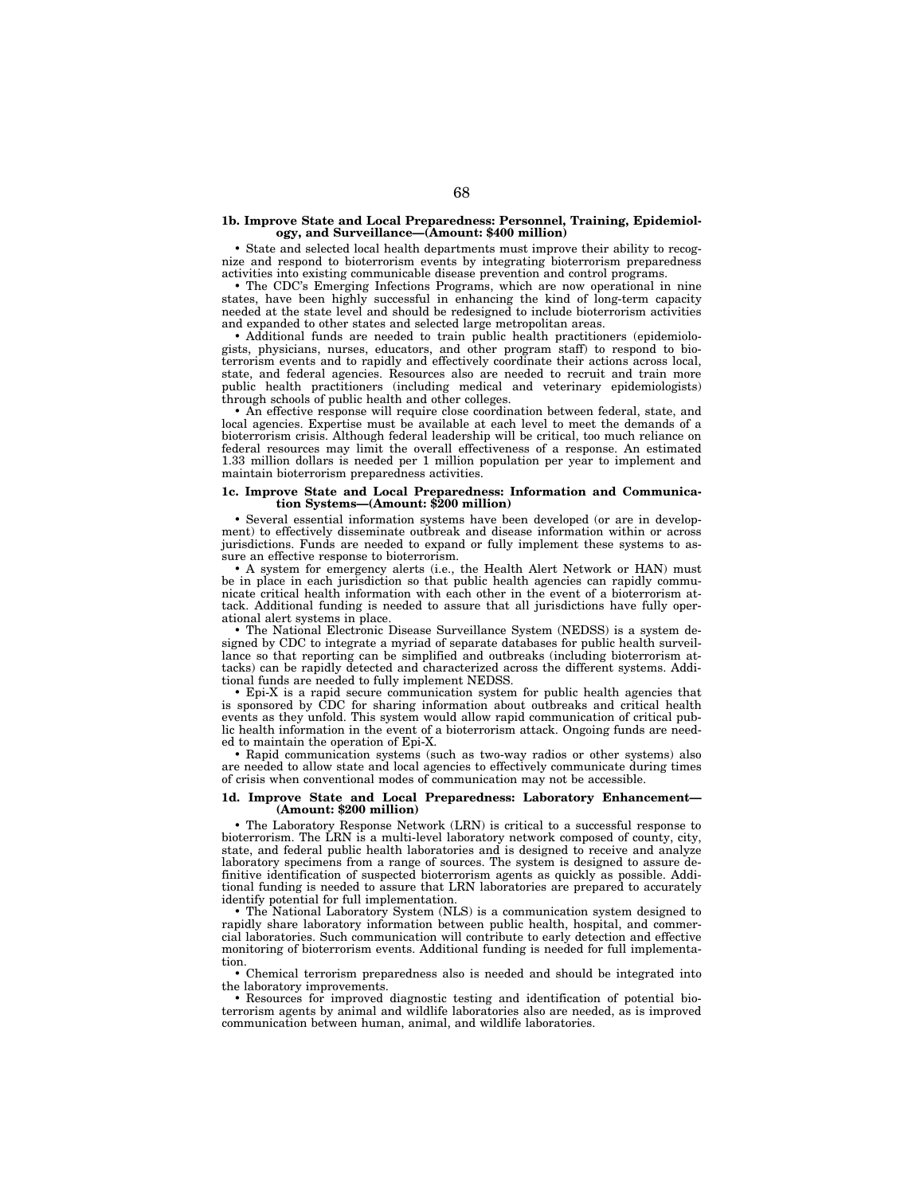**1b. Improve State and Local Preparedness: Personnel, Training, Epidemiology, and Surveillance—(Amount: $400 million)**

• State and selected local health departments must improve their ability to recognize and respond to bioterrorism events by integrating bioterrorism preparedness activities into existing communicable disease prevention and control programs.

• The CDC's Emerging Infections Programs, which are now operational in nine states, have been highly successful in enhancing the kind of long-term capacity needed at the state level and should be redesigned to include bioterrorism activities and expanded to other states and selected large metropolitan areas.

• Additional funds are needed to train public health practitioners (epidemiologists, physicians, nurses, educators, and other program staff) to respond to bioterrorism events and to rapidly and effectively coordinate their actions across local, state, and federal agencies. Resources also are needed to recruit and train more public health practitioners (including medical and veterinary epidemiologists) through schools of public health and other colleges.

• An effective response will require close coordination between federal, state, and local agencies. Expertise must be available at each level to meet the demands of a bioterrorism crisis. Although federal leadership will be critical, too much reliance on federal resources may limit the overall effectiveness of a response. An estimated 1.33 million dollars is needed per 1 million population per year to implement and maintain bioterrorism preparedness activities.

**1c. Improve State and Local Preparedness: Information and Communication Systems—(Amount: $200 million)**

• Several essential information systems have been developed (or are in development) to effectively disseminate outbreak and disease information within or across jurisdictions. Funds are needed to expand or fully implement these systems to assure an effective response to bioterrorism.

• A system for emergency alerts (i.e., the Health Alert Network or HAN) must be in place in each jurisdiction so that public health agencies can rapidly communicate critical health information with each other in the event of a bioterrorism attack. Additional funding is needed to assure that all jurisdictions have fully operational alert systems in place.

• The National Electronic Disease Surveillance System (NEDSS) is a system designed by CDC to integrate a myriad of separate databases for public health surveillance so that reporting can be simplified and outbreaks (including bioterrorism attacks) can be rapidly detected and characterized across the different systems. Additional funds are needed to fully implement NEDSS.

• Epi-X is a rapid secure communication system for public health agencies that is sponsored by CDC for sharing information about outbreaks and critical health events as they unfold. This system would allow rapid communication of critical public health information in the event of a bioterrorism attack. Ongoing funds are needed to maintain the operation of Epi-X.

• Rapid communication systems (such as two-way radios or other systems) also are needed to allow state and local agencies to effectively communicate during times of crisis when conventional modes of communication may not be accessible.

**1d. Improve State and Local Preparedness: Laboratory Enhancement—(Amount: $200 million)**

• The Laboratory Response Network (LRN) is critical to a successful response to bioterrorism. The LRN is a multi-level laboratory network composed of county, city, state, and federal public health laboratories and is designed to receive and analyze laboratory specimens from a range of sources. The system is designed to assure definitive identification of suspected bioterrorism agents as quickly as possible. Additional funding is needed to assure that LRN laboratories are prepared to accurately identify potential for full implementation.

• The National Laboratory System (NLS) is a communication system designed to rapidly share laboratory information between public health, hospital, and commercial laboratories. Such communication will contribute to early detection and effective monitoring of bioterrorism events. Additional funding is needed for full implementation.

• Chemical terrorism preparedness also is needed and should be integrated into the laboratory improvements.

• Resources for improved diagnostic testing and identification of potential bioterrorism agents by animal and wildlife laboratories also are needed, as is improved communication between human, animal, and wildlife laboratories.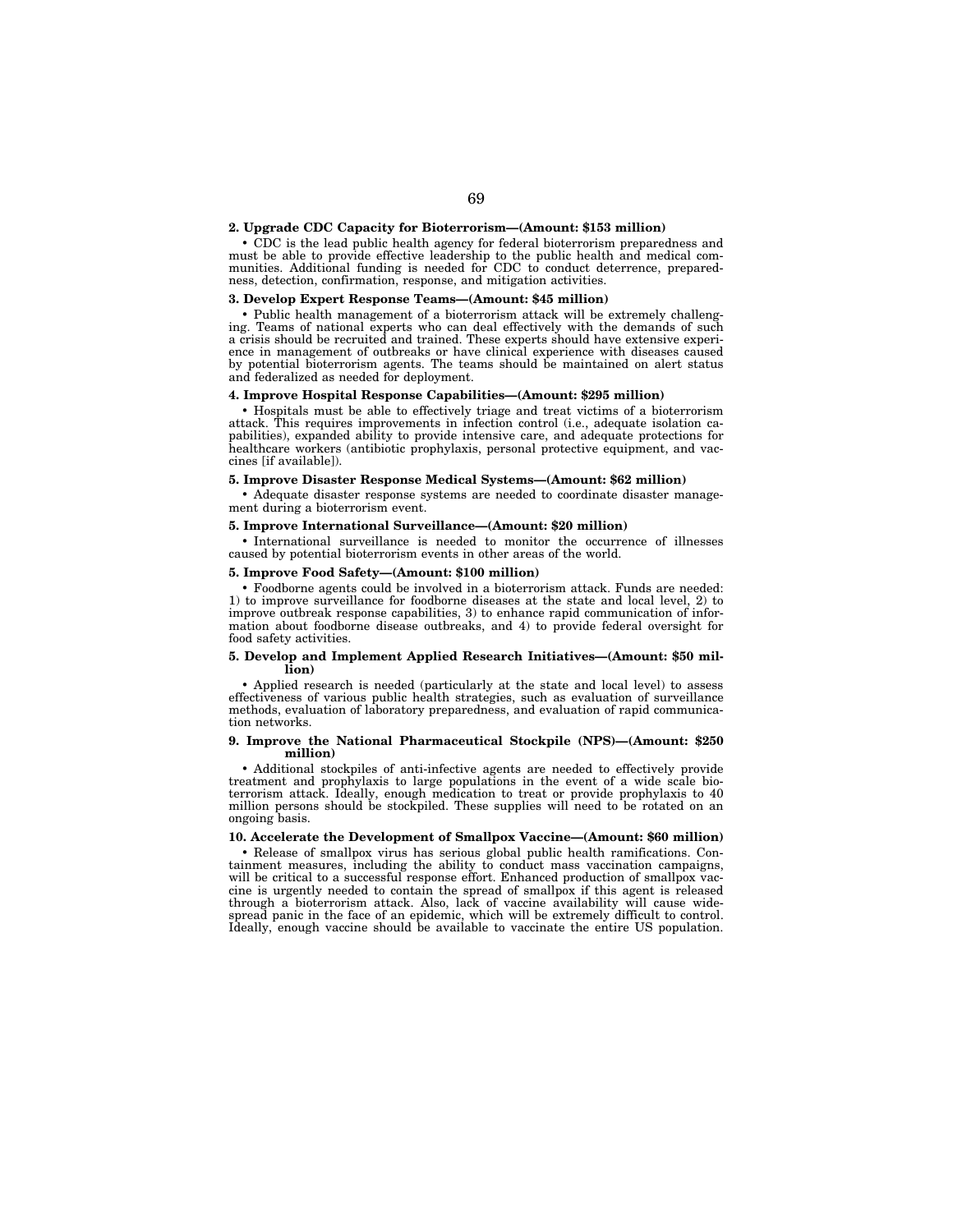**2. Upgrade CDC Capacity for Bioterrorism—(Amount: $153 million)**

• CDC is the lead public health agency for federal bioterrorism preparedness and must be able to provide effective leadership to the public health and medical communities. Additional funding is needed for CDC to conduct deterrence, preparedness, detection, confirmation, response, and mitigation activities.

**3. Develop Expert Response Teams—(Amount: $45 million)**

• Public health management of a bioterrorism attack will be extremely challenging. Teams of national experts who can deal effectively with the demands of such a crisis should be recruited and trained. These experts should have extensive experience in management of outbreaks or have clinical experience with diseases caused by potential bioterrorism agents. The teams should be maintained on alert status and federalized as needed for deployment.

**4. Improve Hospital Response Capabilities—(Amount: $295 million)**

• Hospitals must be able to effectively triage and treat victims of a bioterrorism attack. This requires improvements in infection control (i.e., adequate isolation capabilities), expanded ability to provide intensive care, and adequate protections for healthcare workers (antibiotic prophylaxis, personal protective equipment, and vaccines [if available]).

**5. Improve Disaster Response Medical Systems—(Amount: $62 million)**

• Adequate disaster response systems are needed to coordinate disaster management during a bioterrorism event.

**5. Improve International Surveillance—(Amount: $20 million)**

• International surveillance is needed to monitor the occurrence of illnesses caused by potential bioterrorism events in other areas of the world.

**5. Improve Food Safety—(Amount: $100 million)**

• Foodborne agents could be involved in a bioterrorism attack. Funds are needed: 1) to improve surveillance for foodborne diseases at the state and local level, 2) to improve outbreak response capabilities, 3) to enhance rapid communication of information about foodborne disease outbreaks, and 4) to provide federal oversight for food safety activities.

**5. Develop and Implement Applied Research Initiatives—(Amount: $50 million)**

• Applied research is needed (particularly at the state and local level) to assess effectiveness of various public health strategies, such as evaluation of surveillance methods, evaluation of laboratory preparedness, and evaluation of rapid communication networks.

**9. Improve the National Pharmaceutical Stockpile (NPS)—(Amount: $250 million)**

• Additional stockpiles of anti-infective agents are needed to effectively provide treatment and prophylaxis to large populations in the event of a wide scale bioterrorism attack. Ideally, enough medication to treat or provide prophylaxis to 40 million persons should be stockpiled. These supplies will need to be rotated on an ongoing basis.

**10. Accelerate the Development of Smallpox Vaccine—(Amount: $60 million)**

• Release of smallpox virus has serious global public health ramifications. Containment measures, including the ability to conduct mass vaccination campaigns, will be critical to a successful response effort. Enhanced production of smallpox vaccine is urgently needed to contain the spread of smallpox if this agent is released through a bioterrorism attack. Also, lack of vaccine availability will cause widespread panic in the face of an epidemic, which will be extremely difficult to control. Ideally, enough vaccine should be available to vaccinate the entire US population.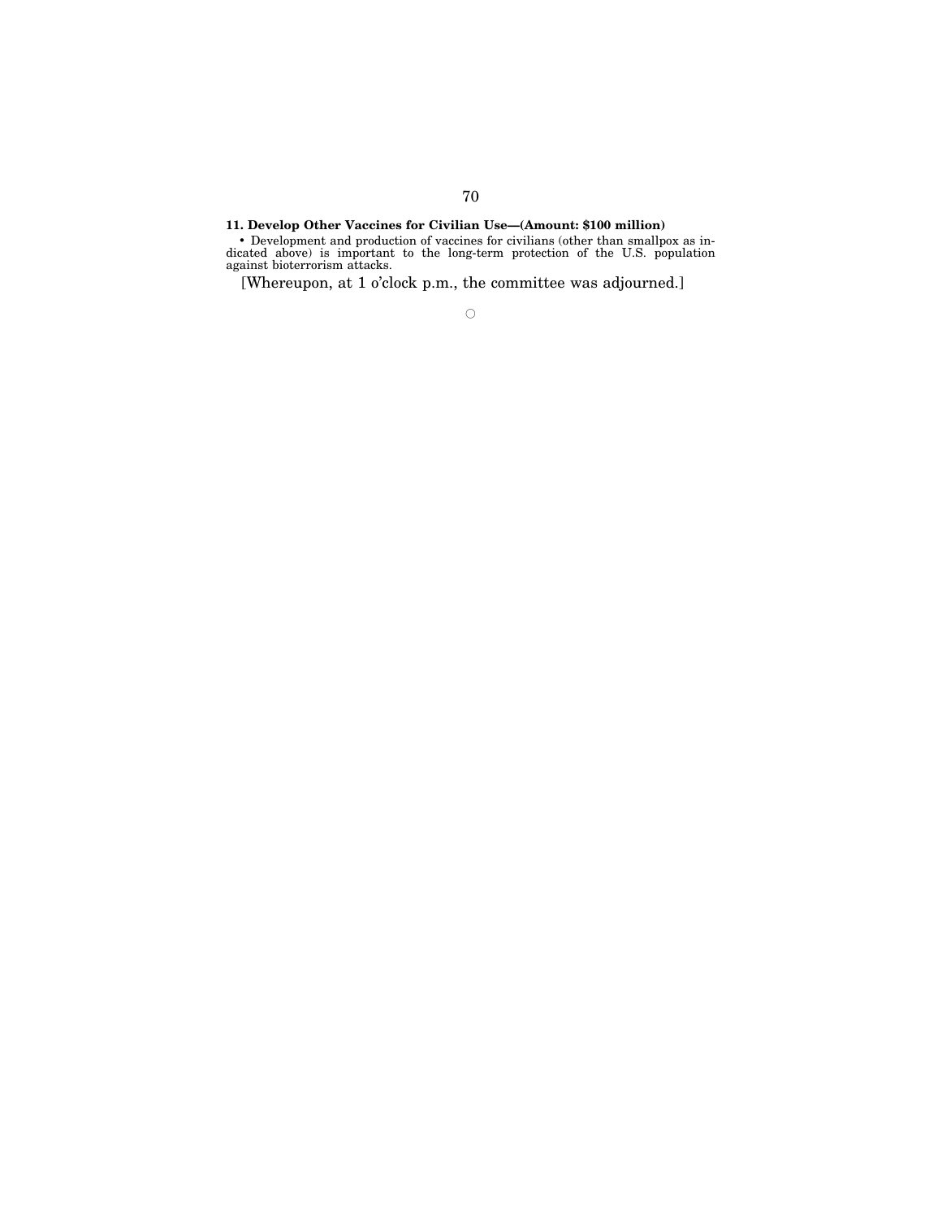**11. Develop Other Vaccines for Civilian Use—(Amount: $100 million)**

- Development and production of vaccines for civilians (other than smallpox as indicated above) is important to the long-term protection of the U.S. population against bioterrorism attacks.

[Whereupon, at 1 o'clock p.m., the committee was adjourned.]

○